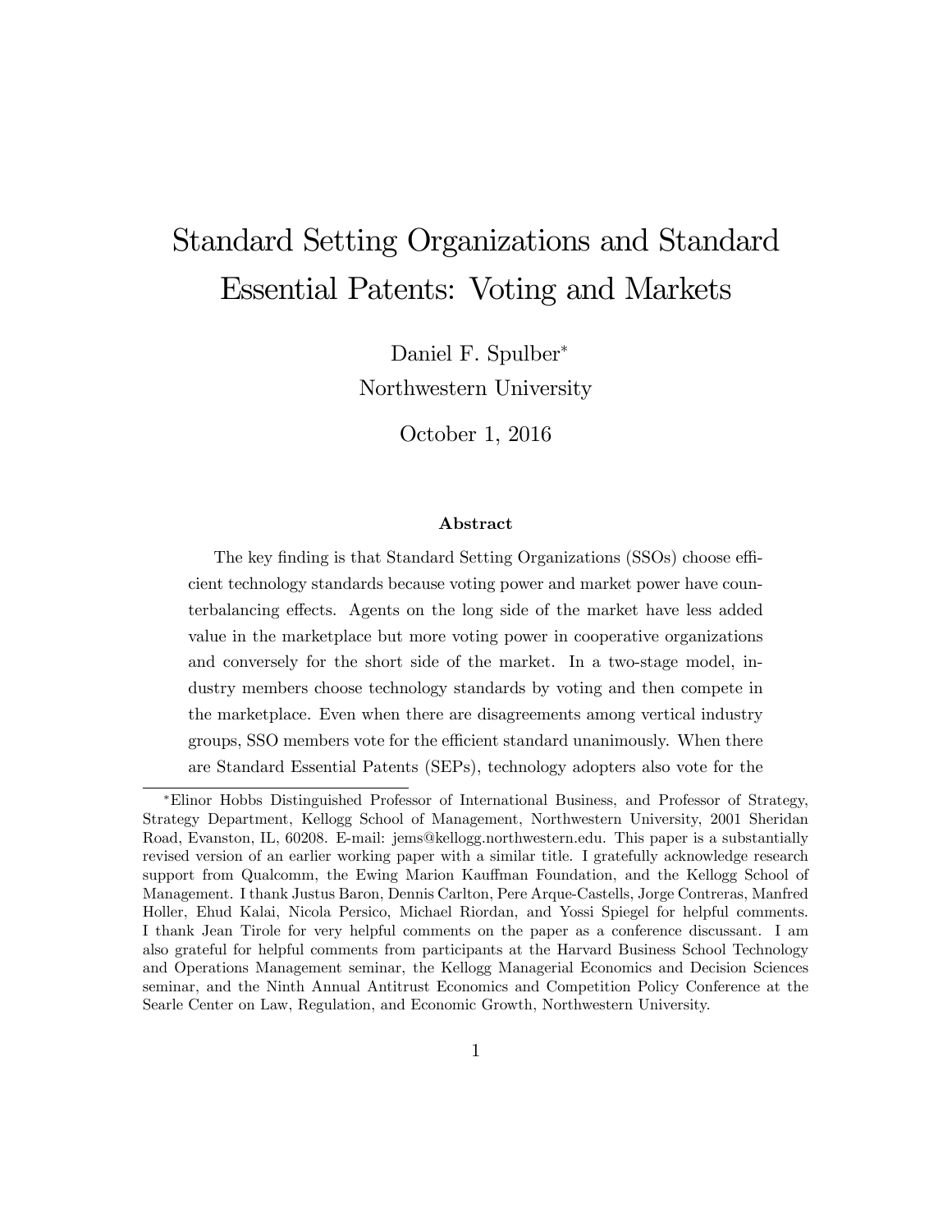# Standard Setting Organizations and Standard Essential Patents: Voting and Markets

Daniel F. Spulber*
Northwestern University

October 1, 2016

### Abstract

The key finding is that Standard Setting Organizations (SSOs) choose efficient technology standards because voting power and market power have counterbalancing effects. Agents on the long side of the market have less added value in the marketplace but more voting power in cooperative organizations and conversely for the short side of the market. In a two-stage model, industry members choose technology standards by voting and then compete in the marketplace. Even when there are disagreements among vertical industry groups, SSO members vote for the efficient standard unanimously. When there are Standard Essential Patents (SEPs), technology adopters also vote for the

---

*Elinor Hobbs Distinguished Professor of International Business, and Professor of Strategy, Strategy Department, Kellogg School of Management, Northwestern University, 2001 Sheridan Road, Evanston, IL, 60208. E-mail: jems@kellogg.northwestern.edu. This paper is a substantially revised version of an earlier working paper with a similar title. I gratefully acknowledge research support from Qualcomm, the Ewing Marion Kauffman Foundation, and the Kellogg School of Management. I thank Justus Baron, Dennis Carlton, Pere Arque-Castells, Jorge Contreras, Manfred Holler, Ehud Kalai, Nicola Persico, Michael Riordan, and Yossi Spiegel for helpful comments. I thank Jean Tirole for very helpful comments on the paper as a conference discussant. I am also grateful for helpful comments from participants at the Harvard Business School Technology and Operations Management seminar, the Kellogg Managerial Economics and Decision Sciences seminar, and the Ninth Annual Antitrust Economics and Competition Policy Conference at the Searle Center on Law, Regulation, and Economic Growth, Northwestern University.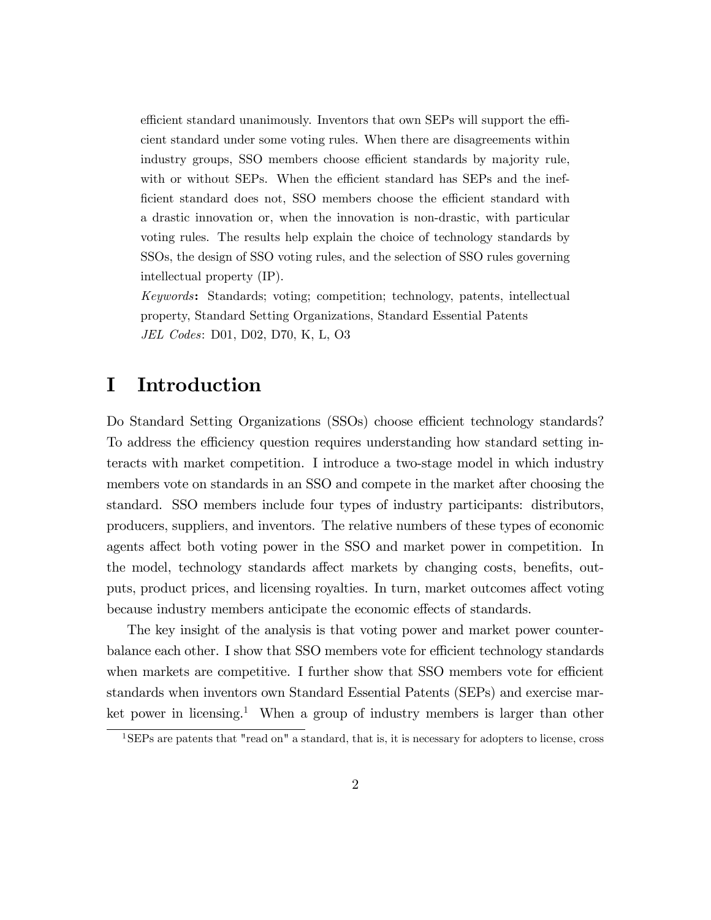efficient standard unanimously. Inventors that own SEPs will support the efficient standard under some voting rules. When there are disagreements within industry groups, SSO members choose efficient standards by majority rule, with or without SEPs. When the efficient standard has SEPs and the inefficient standard does not, SSO members choose the efficient standard with a drastic innovation or, when the innovation is non-drastic, with particular voting rules. The results help explain the choice of technology standards by SSOs, the design of SSO voting rules, and the selection of SSO rules governing intellectual property (IP).

*Keywords*: Standards; voting; competition; technology, patents, intellectual property, Standard Setting Organizations, Standard Essential Patents
*JEL Codes*: D01, D02, D70, K, L, O3

# I Introduction

Do Standard Setting Organizations (SSOs) choose efficient technology standards? To address the efficiency question requires understanding how standard setting interacts with market competition. I introduce a two-stage model in which industry members vote on standards in an SSO and compete in the market after choosing the standard. SSO members include four types of industry participants: distributors, producers, suppliers, and inventors. The relative numbers of these types of economic agents affect both voting power in the SSO and market power in competition. In the model, technology standards affect markets by changing costs, benefits, outputs, product prices, and licensing royalties. In turn, market outcomes affect voting because industry members anticipate the economic effects of standards.

The key insight of the analysis is that voting power and market power counterbalance each other. I show that SSO members vote for efficient technology standards when markets are competitive. I further show that SSO members vote for efficient standards when inventors own Standard Essential Patents (SEPs) and exercise market power in licensing.[1] When a group of industry members is larger than other

[1] SEPs are patents that "read on" a standard, that is, it is necessary for adopters to license, cross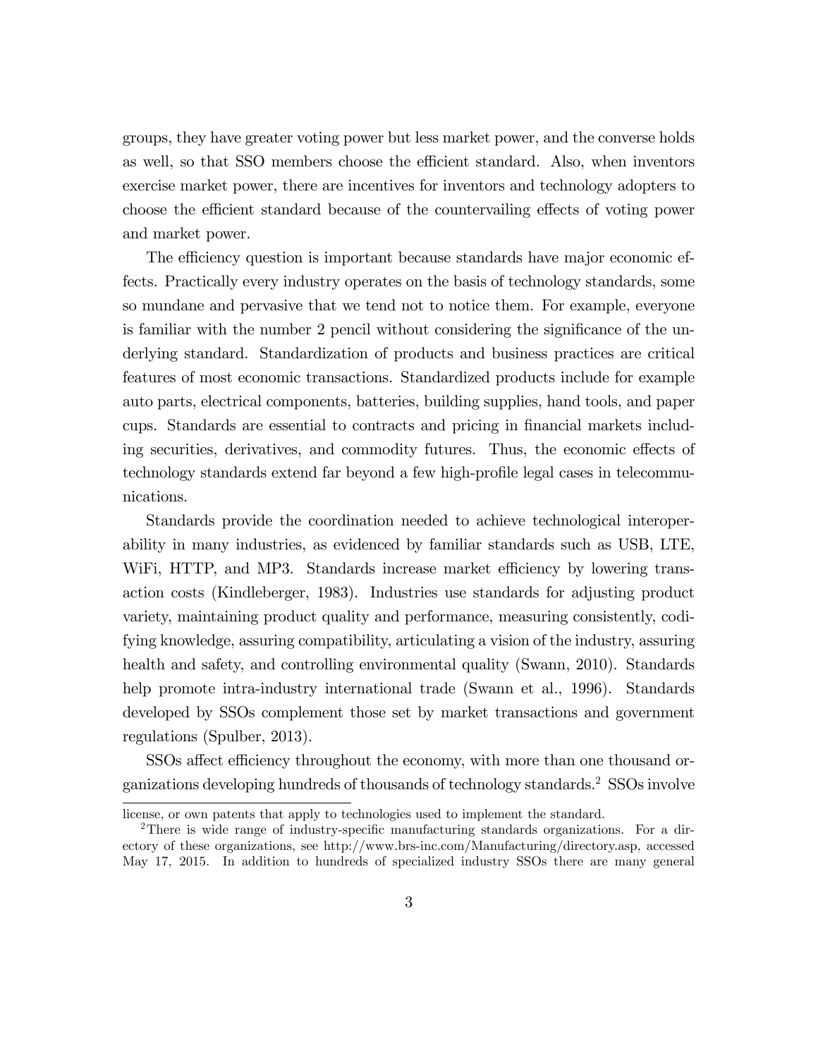groups, they have greater voting power but less market power, and the converse holds as well, so that SSO members choose the efficient standard. Also, when inventors exercise market power, there are incentives for inventors and technology adopters to choose the efficient standard because of the countervailing effects of voting power and market power.

The efficiency question is important because standards have major economic effects. Practically every industry operates on the basis of technology standards, some so mundane and pervasive that we tend not to notice them. For example, everyone is familiar with the number 2 pencil without considering the significance of the underlying standard. Standardization of products and business practices are critical features of most economic transactions. Standardized products include for example auto parts, electrical components, batteries, building supplies, hand tools, and paper cups. Standards are essential to contracts and pricing in financial markets including securities, derivatives, and commodity futures. Thus, the economic effects of technology standards extend far beyond a few high-profile legal cases in telecommunications.

Standards provide the coordination needed to achieve technological interoperability in many industries, as evidenced by familiar standards such as USB, LTE, WiFi, HTTP, and MP3. Standards increase market efficiency by lowering transaction costs (Kindleberger, 1983). Industries use standards for adjusting product variety, maintaining product quality and performance, measuring consistently, codifying knowledge, assuring compatibility, articulating a vision of the industry, assuring health and safety, and controlling environmental quality (Swann, 2010). Standards help promote intra-industry international trade (Swann et al., 1996). Standards developed by SSOs complement those set by market transactions and government regulations (Spulber, 2013).

SSOs affect efficiency throughout the economy, with more than one thousand organizations developing hundreds of thousands of technology standards.[2] SSOs involve

---

license, or own patents that apply to technologies used to implement the standard.

[2] There is wide range of industry-specific manufacturing standards organizations. For a directory of these organizations, see http://www.brs-inc.com/Manufacturing/directory.asp, accessed May 17, 2015. In addition to hundreds of specialized industry SSOs there are many general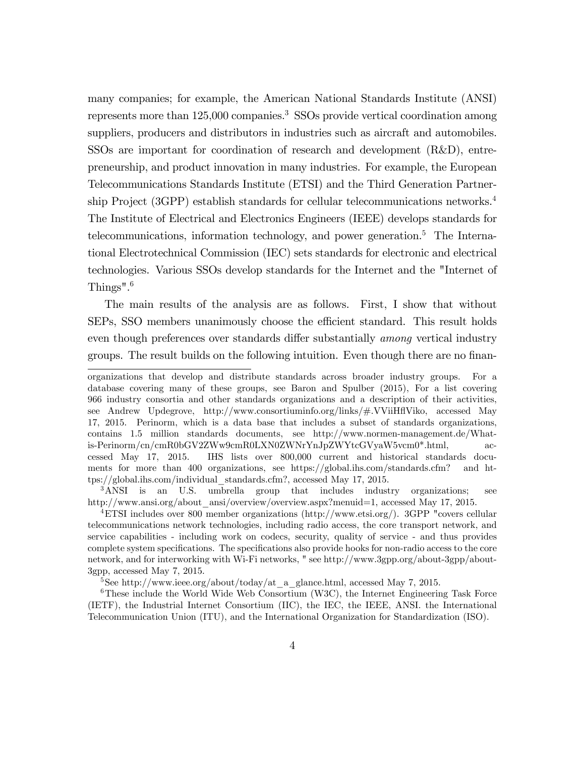many companies; for example, the American National Standards Institute (ANSI) represents more than 125,000 companies.[3] SSOs provide vertical coordination among suppliers, producers and distributors in industries such as aircraft and automobiles. SSOs are important for coordination of research and development (R&D), entrepreneurship, and product innovation in many industries. For example, the European Telecommunications Standards Institute (ETSI) and the Third Generation Partnership Project (3GPP) establish standards for cellular telecommunications networks.[4] The Institute of Electrical and Electronics Engineers (IEEE) develops standards for telecommunications, information technology, and power generation.[5] The International Electrotechnical Commission (IEC) sets standards for electronic and electrical technologies. Various SSOs develop standards for the Internet and the "Internet of Things".[6]

The main results of the analysis are as follows. First, I show that without SEPs, SSO members unanimously choose the efficient standard. This result holds even though preferences over standards differ substantially *among* vertical industry groups. The result builds on the following intuition. Even though there are no finan-

---

organizations that develop and distribute standards across broader industry groups. For a database covering many of these groups, see Baron and Spulber (2015), For a list covering 966 industry consortia and other standards organizations and a description of their activities, see Andrew Updegrove, http://www.consortiuminfo.org/links/#.VViiHflViko, accessed May 17, 2015. Perinorm, which is a data base that includes a subset of standards organizations, contains 1.5 million standards documents, see http://www.normen-management.de/What-is-Perinorm/cn/cmR0bGV2ZWw9cmR0LXN0ZWNrYnJpZWYtcGVyaW5vcm0*.html, accessed May 17, 2015. IHS lists over 800,000 current and historical standards documents for more than 400 organizations, see https://global.ihs.com/standards.cfm? and https://global.ihs.com/individual_standards.cfm?, accessed May 17, 2015.

[3] ANSI is an U.S. umbrella group that includes industry organizations; see http://www.ansi.org/about_ansi/overview/overview.aspx?menuid=1, accessed May 17, 2015.

[4] ETSI includes over 800 member organizations (http://www.etsi.org/). 3GPP "covers cellular telecommunications network technologies, including radio access, the core transport network, and service capabilities - including work on codecs, security, quality of service - and thus provides complete system specifications. The specifications also provide hooks for non-radio access to the core network, and for interworking with Wi-Fi networks, " see http://www.3gpp.org/about-3gpp/about-3gpp, accessed May 7, 2015.

[5] See http://www.ieee.org/about/today/at_a_glance.html, accessed May 7, 2015.

[6] These include the World Wide Web Consortium (W3C), the Internet Engineering Task Force (IETF), the Industrial Internet Consortium (IIC), the IEC, the IEEE, ANSI. the International Telecommunication Union (ITU), and the International Organization for Standardization (ISO).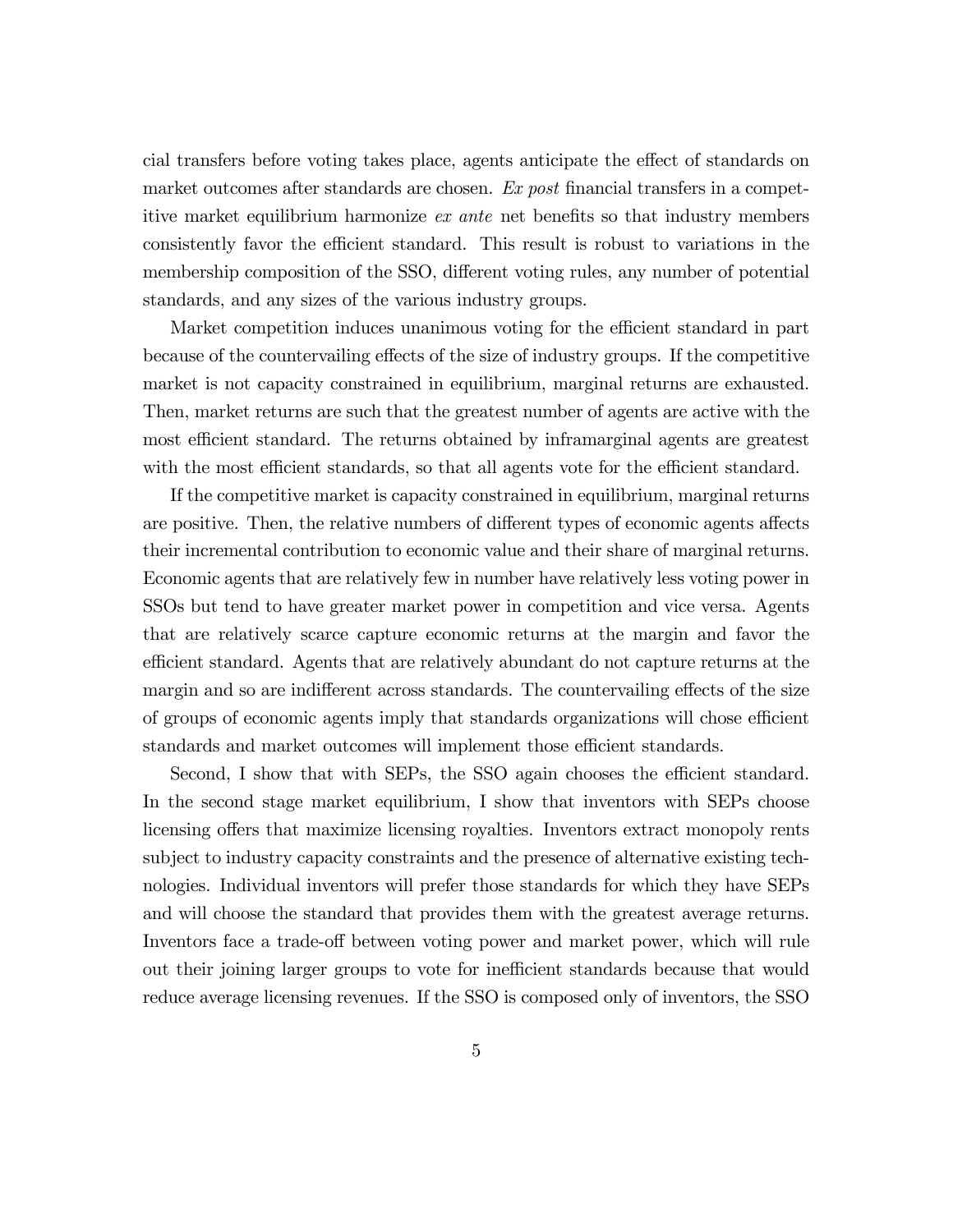cial transfers before voting takes place, agents anticipate the effect of standards on market outcomes after standards are chosen. *Ex post* financial transfers in a competitive market equilibrium harmonize *ex ante* net benefits so that industry members consistently favor the efficient standard. This result is robust to variations in the membership composition of the SSO, different voting rules, any number of potential standards, and any sizes of the various industry groups.

Market competition induces unanimous voting for the efficient standard in part because of the countervailing effects of the size of industry groups. If the competitive market is not capacity constrained in equilibrium, marginal returns are exhausted. Then, market returns are such that the greatest number of agents are active with the most efficient standard. The returns obtained by inframarginal agents are greatest with the most efficient standards, so that all agents vote for the efficient standard.

If the competitive market is capacity constrained in equilibrium, marginal returns are positive. Then, the relative numbers of different types of economic agents affects their incremental contribution to economic value and their share of marginal returns. Economic agents that are relatively few in number have relatively less voting power in SSOs but tend to have greater market power in competition and vice versa. Agents that are relatively scarce capture economic returns at the margin and favor the efficient standard. Agents that are relatively abundant do not capture returns at the margin and so are indifferent across standards. The countervailing effects of the size of groups of economic agents imply that standards organizations will chose efficient standards and market outcomes will implement those efficient standards.

Second, I show that with SEPs, the SSO again chooses the efficient standard. In the second stage market equilibrium, I show that inventors with SEPs choose licensing offers that maximize licensing royalties. Inventors extract monopoly rents subject to industry capacity constraints and the presence of alternative existing technologies. Individual inventors will prefer those standards for which they have SEPs and will choose the standard that provides them with the greatest average returns. Inventors face a trade-off between voting power and market power, which will rule out their joining larger groups to vote for inefficient standards because that would reduce average licensing revenues. If the SSO is composed only of inventors, the SSO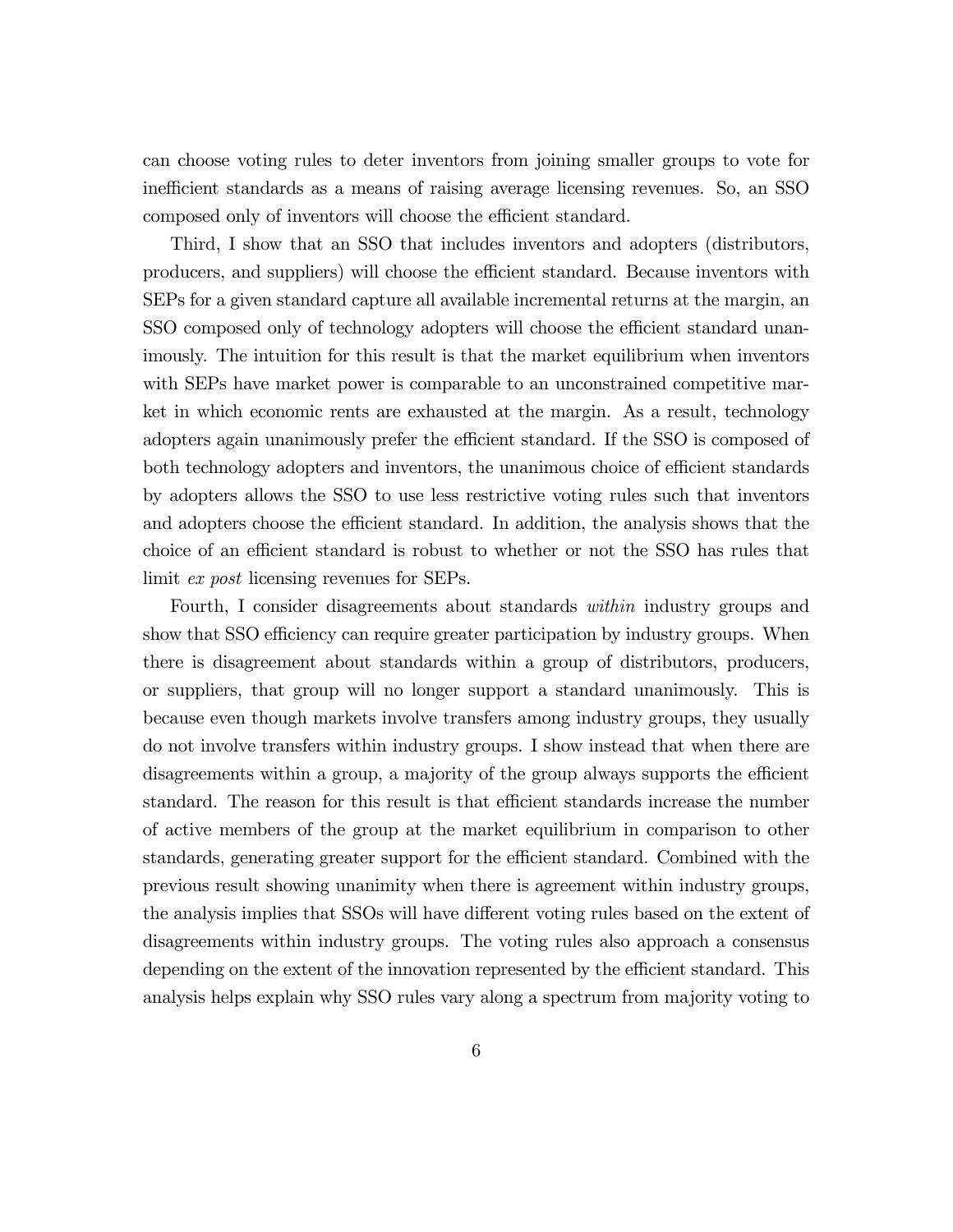can choose voting rules to deter inventors from joining smaller groups to vote for inefficient standards as a means of raising average licensing revenues. So, an SSO composed only of inventors will choose the efficient standard.

Third, I show that an SSO that includes inventors and adopters (distributors, producers, and suppliers) will choose the efficient standard. Because inventors with SEPs for a given standard capture all available incremental returns at the margin, an SSO composed only of technology adopters will choose the efficient standard unanimously. The intuition for this result is that the market equilibrium when inventors with SEPs have market power is comparable to an unconstrained competitive market in which economic rents are exhausted at the margin. As a result, technology adopters again unanimously prefer the efficient standard. If the SSO is composed of both technology adopters and inventors, the unanimous choice of efficient standards by adopters allows the SSO to use less restrictive voting rules such that inventors and adopters choose the efficient standard. In addition, the analysis shows that the choice of an efficient standard is robust to whether or not the SSO has rules that limit *ex post* licensing revenues for SEPs.

Fourth, I consider disagreements about standards *within* industry groups and show that SSO efficiency can require greater participation by industry groups. When there is disagreement about standards within a group of distributors, producers, or suppliers, that group will no longer support a standard unanimously. This is because even though markets involve transfers among industry groups, they usually do not involve transfers within industry groups. I show instead that when there are disagreements within a group, a majority of the group always supports the efficient standard. The reason for this result is that efficient standards increase the number of active members of the group at the market equilibrium in comparison to other standards, generating greater support for the efficient standard. Combined with the previous result showing unanimity when there is agreement within industry groups, the analysis implies that SSOs will have different voting rules based on the extent of disagreements within industry groups. The voting rules also approach a consensus depending on the extent of the innovation represented by the efficient standard. This analysis helps explain why SSO rules vary along a spectrum from majority voting to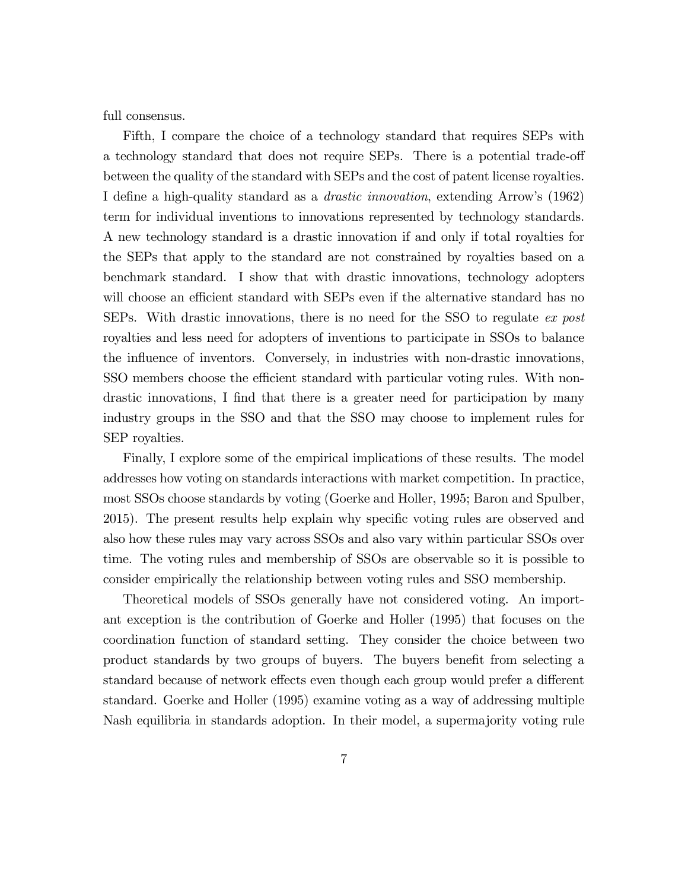full consensus.

Fifth, I compare the choice of a technology standard that requires SEPs with a technology standard that does not require SEPs. There is a potential trade-off between the quality of the standard with SEPs and the cost of patent license royalties. I define a high-quality standard as a *drastic innovation*, extending Arrow's (1962) term for individual inventions to innovations represented by technology standards. A new technology standard is a drastic innovation if and only if total royalties for the SEPs that apply to the standard are not constrained by royalties based on a benchmark standard. I show that with drastic innovations, technology adopters will choose an efficient standard with SEPs even if the alternative standard has no SEPs. With drastic innovations, there is no need for the SSO to regulate *ex post* royalties and less need for adopters of inventions to participate in SSOs to balance the influence of inventors. Conversely, in industries with non-drastic innovations, SSO members choose the efficient standard with particular voting rules. With non-drastic innovations, I find that there is a greater need for participation by many industry groups in the SSO and that the SSO may choose to implement rules for SEP royalties.

Finally, I explore some of the empirical implications of these results. The model addresses how voting on standards interactions with market competition. In practice, most SSOs choose standards by voting (Goerke and Holler, 1995; Baron and Spulber, 2015). The present results help explain why specific voting rules are observed and also how these rules may vary across SSOs and also vary within particular SSOs over time. The voting rules and membership of SSOs are observable so it is possible to consider empirically the relationship between voting rules and SSO membership.

Theoretical models of SSOs generally have not considered voting. An important exception is the contribution of Goerke and Holler (1995) that focuses on the coordination function of standard setting. They consider the choice between two product standards by two groups of buyers. The buyers benefit from selecting a standard because of network effects even though each group would prefer a different standard. Goerke and Holler (1995) examine voting as a way of addressing multiple Nash equilibria in standards adoption. In their model, a supermajority voting rule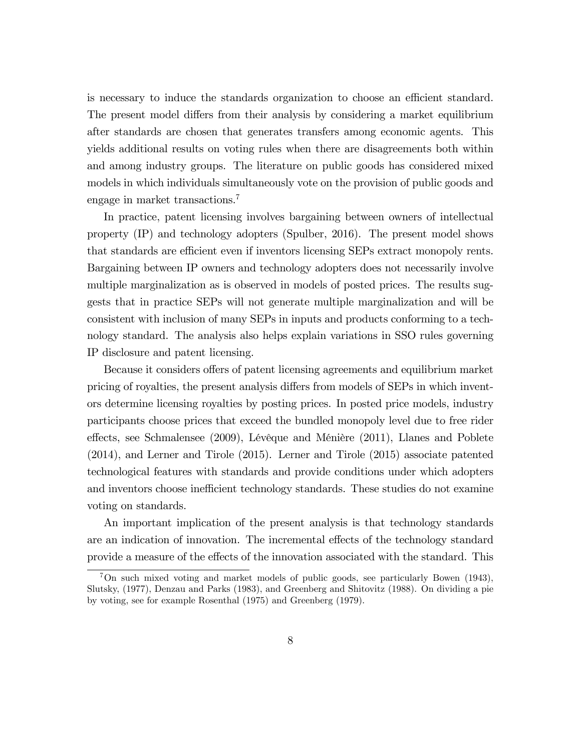is necessary to induce the standards organization to choose an efficient standard. The present model differs from their analysis by considering a market equilibrium after standards are chosen that generates transfers among economic agents. This yields additional results on voting rules when there are disagreements both within and among industry groups. The literature on public goods has considered mixed models in which individuals simultaneously vote on the provision of public goods and engage in market transactions.[7]

In practice, patent licensing involves bargaining between owners of intellectual property (IP) and technology adopters (Spulber, 2016). The present model shows that standards are efficient even if inventors licensing SEPs extract monopoly rents. Bargaining between IP owners and technology adopters does not necessarily involve multiple marginalization as is observed in models of posted prices. The results suggests that in practice SEPs will not generate multiple marginalization and will be consistent with inclusion of many SEPs in inputs and products conforming to a technology standard. The analysis also helps explain variations in SSO rules governing IP disclosure and patent licensing.

Because it considers offers of patent licensing agreements and equilibrium market pricing of royalties, the present analysis differs from models of SEPs in which inventors determine licensing royalties by posting prices. In posted price models, industry participants choose prices that exceed the bundled monopoly level due to free rider effects, see Schmalensee (2009), Lévêque and Ménière (2011), Llanes and Poblete (2014), and Lerner and Tirole (2015). Lerner and Tirole (2015) associate patented technological features with standards and provide conditions under which adopters and inventors choose inefficient technology standards. These studies do not examine voting on standards.

An important implication of the present analysis is that technology standards are an indication of innovation. The incremental effects of the technology standard provide a measure of the effects of the innovation associated with the standard. This

[7] On such mixed voting and market models of public goods, see particularly Bowen (1943), Slutsky, (1977), Denzau and Parks (1983), and Greenberg and Shitovitz (1988). On dividing a pie by voting, see for example Rosenthal (1975) and Greenberg (1979).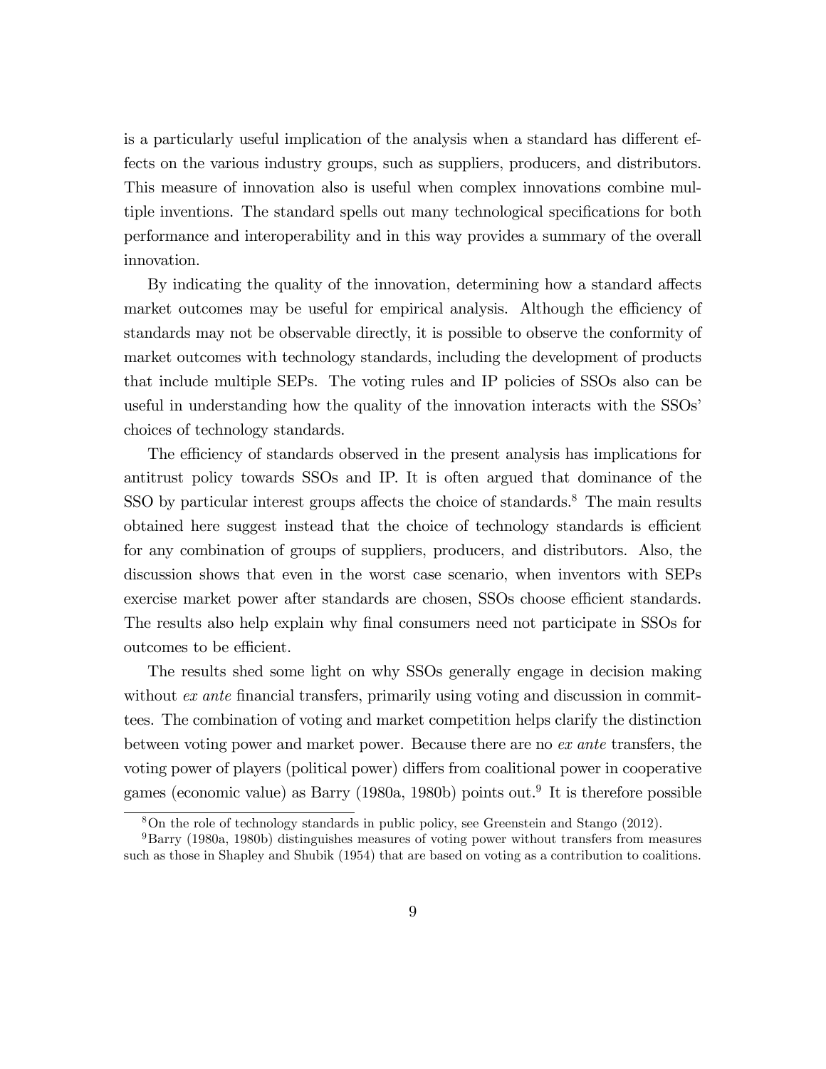is a particularly useful implication of the analysis when a standard has different effects on the various industry groups, such as suppliers, producers, and distributors. This measure of innovation also is useful when complex innovations combine multiple inventions. The standard spells out many technological specifications for both performance and interoperability and in this way provides a summary of the overall innovation.

By indicating the quality of the innovation, determining how a standard affects market outcomes may be useful for empirical analysis. Although the efficiency of standards may not be observable directly, it is possible to observe the conformity of market outcomes with technology standards, including the development of products that include multiple SEPs. The voting rules and IP policies of SSOs also can be useful in understanding how the quality of the innovation interacts with the SSOs' choices of technology standards.

The efficiency of standards observed in the present analysis has implications for antitrust policy towards SSOs and IP. It is often argued that dominance of the SSO by particular interest groups affects the choice of standards.[8] The main results obtained here suggest instead that the choice of technology standards is efficient for any combination of groups of suppliers, producers, and distributors. Also, the discussion shows that even in the worst case scenario, when inventors with SEPs exercise market power after standards are chosen, SSOs choose efficient standards. The results also help explain why final consumers need not participate in SSOs for outcomes to be efficient.

The results shed some light on why SSOs generally engage in decision making without *ex ante* financial transfers, primarily using voting and discussion in committees. The combination of voting and market competition helps clarify the distinction between voting power and market power. Because there are no *ex ante* transfers, the voting power of players (political power) differs from coalitional power in cooperative games (economic value) as Barry (1980a, 1980b) points out.[9] It is therefore possible

[8] On the role of technology standards in public policy, see Greenstein and Stango (2012).

[9] Barry (1980a, 1980b) distinguishes measures of voting power without transfers from measures such as those in Shapley and Shubik (1954) that are based on voting as a contribution to coalitions.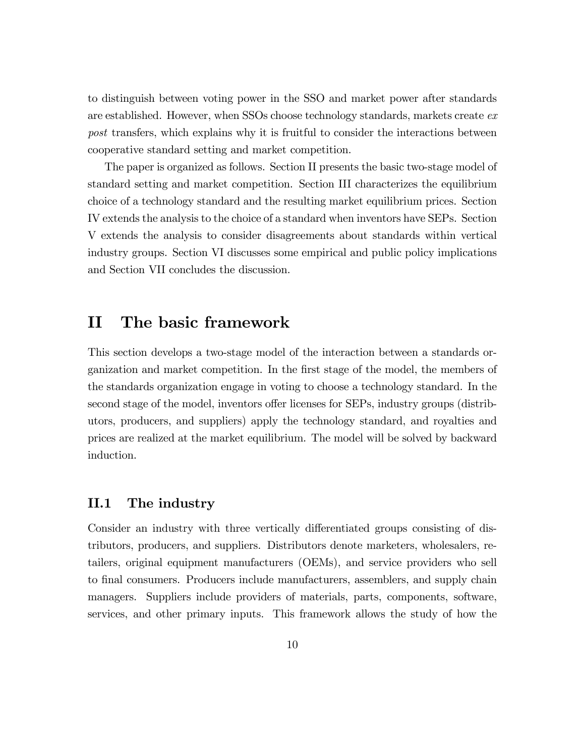to distinguish between voting power in the SSO and market power after standards are established. However, when SSOs choose technology standards, markets create *ex post* transfers, which explains why it is fruitful to consider the interactions between cooperative standard setting and market competition.

The paper is organized as follows. Section II presents the basic two-stage model of standard setting and market competition. Section III characterizes the equilibrium choice of a technology standard and the resulting market equilibrium prices. Section IV extends the analysis to the choice of a standard when inventors have SEPs. Section V extends the analysis to consider disagreements about standards within vertical industry groups. Section VI discusses some empirical and public policy implications and Section VII concludes the discussion.

# II The basic framework

This section develops a two-stage model of the interaction between a standards organization and market competition. In the first stage of the model, the members of the standards organization engage in voting to choose a technology standard. In the second stage of the model, inventors offer licenses for SEPs, industry groups (distributors, producers, and suppliers) apply the technology standard, and royalties and prices are realized at the market equilibrium. The model will be solved by backward induction.

## II.1 The industry

Consider an industry with three vertically differentiated groups consisting of distributors, producers, and suppliers. Distributors denote marketers, wholesalers, retailers, original equipment manufacturers (OEMs), and service providers who sell to final consumers. Producers include manufacturers, assemblers, and supply chain managers. Suppliers include providers of materials, parts, components, software, services, and other primary inputs. This framework allows the study of how the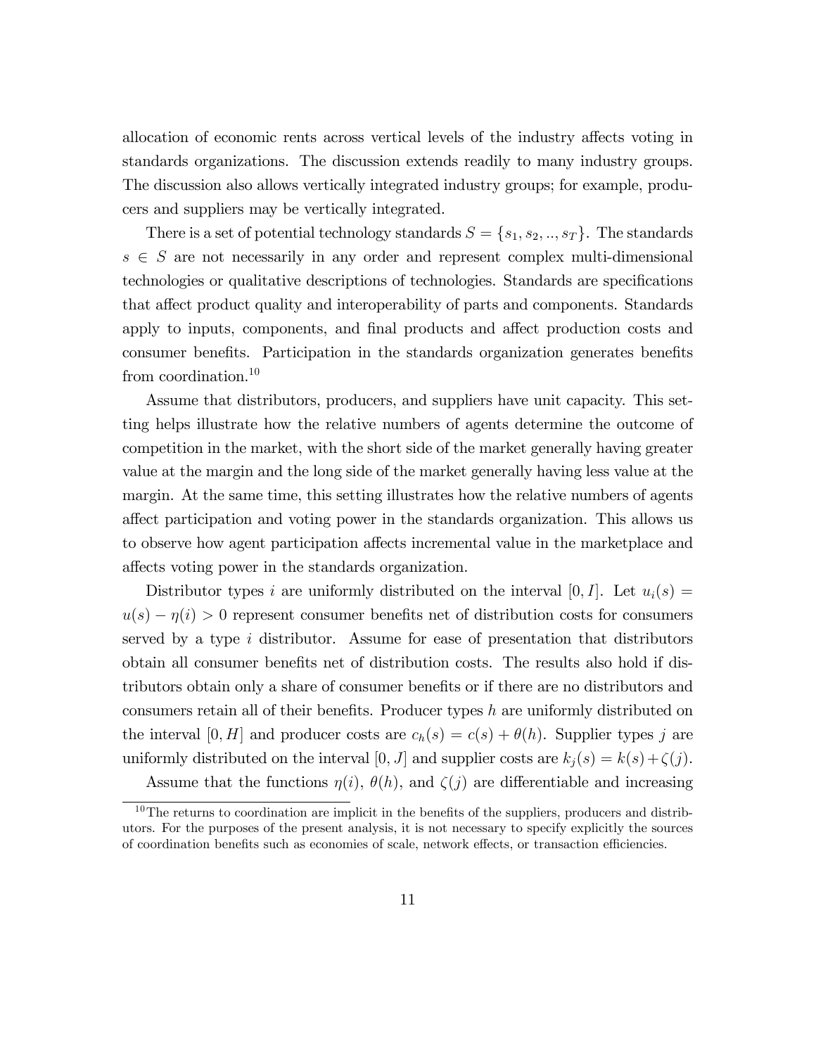allocation of economic rents across vertical levels of the industry affects voting in standards organizations. The discussion extends readily to many industry groups. The discussion also allows vertically integrated industry groups; for example, producers and suppliers may be vertically integrated.

There is a set of potential technology standards $S = \{s_1, s_2, .., s_T\}$. The standards $s \in S$ are not necessarily in any order and represent complex multi-dimensional technologies or qualitative descriptions of technologies. Standards are specifications that affect product quality and interoperability of parts and components. Standards apply to inputs, components, and final products and affect production costs and consumer benefits. Participation in the standards organization generates benefits from coordination.[10]

Assume that distributors, producers, and suppliers have unit capacity. This setting helps illustrate how the relative numbers of agents determine the outcome of competition in the market, with the short side of the market generally having greater value at the margin and the long side of the market generally having less value at the margin. At the same time, this setting illustrates how the relative numbers of agents affect participation and voting power in the standards organization. This allows us to observe how agent participation affects incremental value in the marketplace and affects voting power in the standards organization.

Distributor types $i$ are uniformly distributed on the interval $[0, I]$. Let $u_i(s) = u(s) - \eta(i) > 0$ represent consumer benefits net of distribution costs for consumers served by a type $i$ distributor. Assume for ease of presentation that distributors obtain all consumer benefits net of distribution costs. The results also hold if distributors obtain only a share of consumer benefits or if there are no distributors and consumers retain all of their benefits. Producer types $h$ are uniformly distributed on the interval $[0, H]$ and producer costs are $c_h(s) = c(s) + \theta(h)$. Supplier types $j$ are uniformly distributed on the interval $[0, J]$ and supplier costs are $k_j(s) = k(s) + \zeta(j)$.

Assume that the functions $\eta(i)$, $\theta(h)$, and $\zeta(j)$ are differentiable and increasing

[10] The returns to coordination are implicit in the benefits of the suppliers, producers and distributors. For the purposes of the present analysis, it is not necessary to specify explicitly the sources of coordination benefits such as economies of scale, network effects, or transaction efficiencies.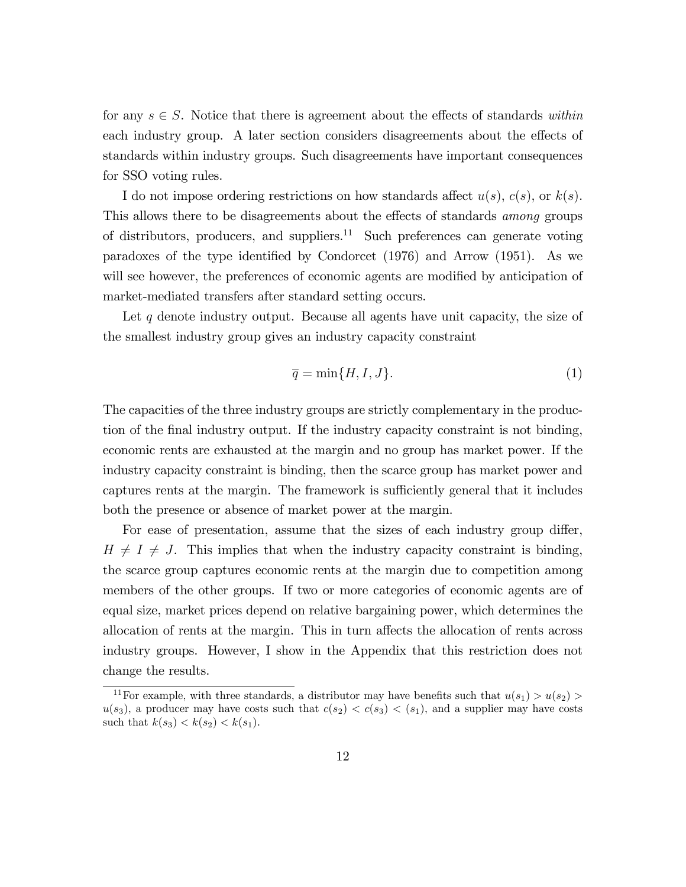for any $s \in S$. Notice that there is agreement about the effects of standards *within* each industry group. A later section considers disagreements about the effects of standards within industry groups. Such disagreements have important consequences for SSO voting rules.

I do not impose ordering restrictions on how standards affect $u(s)$, $c(s)$, or $k(s)$. This allows there to be disagreements about the effects of standards *among* groups of distributors, producers, and suppliers.[11] Such preferences can generate voting paradoxes of the type identified by Condorcet (1976) and Arrow (1951). As we will see however, the preferences of economic agents are modified by anticipation of market-mediated transfers after standard setting occurs.

Let $q$ denote industry output. Because all agents have unit capacity, the size of the smallest industry group gives an industry capacity constraint

$$\overline{q} = \min\{H, I, J\}. \tag{1}$$

The capacities of the three industry groups are strictly complementary in the production of the final industry output. If the industry capacity constraint is not binding, economic rents are exhausted at the margin and no group has market power. If the industry capacity constraint is binding, then the scarce group has market power and captures rents at the margin. The framework is sufficiently general that it includes both the presence or absence of market power at the margin.

For ease of presentation, assume that the sizes of each industry group differ, $H \neq I \neq J$. This implies that when the industry capacity constraint is binding, the scarce group captures economic rents at the margin due to competition among members of the other groups. If two or more categories of economic agents are of equal size, market prices depend on relative bargaining power, which determines the allocation of rents at the margin. This in turn affects the allocation of rents across industry groups. However, I show in the Appendix that this restriction does not change the results.

[11] For example, with three standards, a distributor may have benefits such that $u(s_1) > u(s_2) > u(s_3)$, a producer may have costs such that $c(s_2) < c(s_3) < (s_1)$, and a supplier may have costs such that $k(s_3) < k(s_2) < k(s_1)$.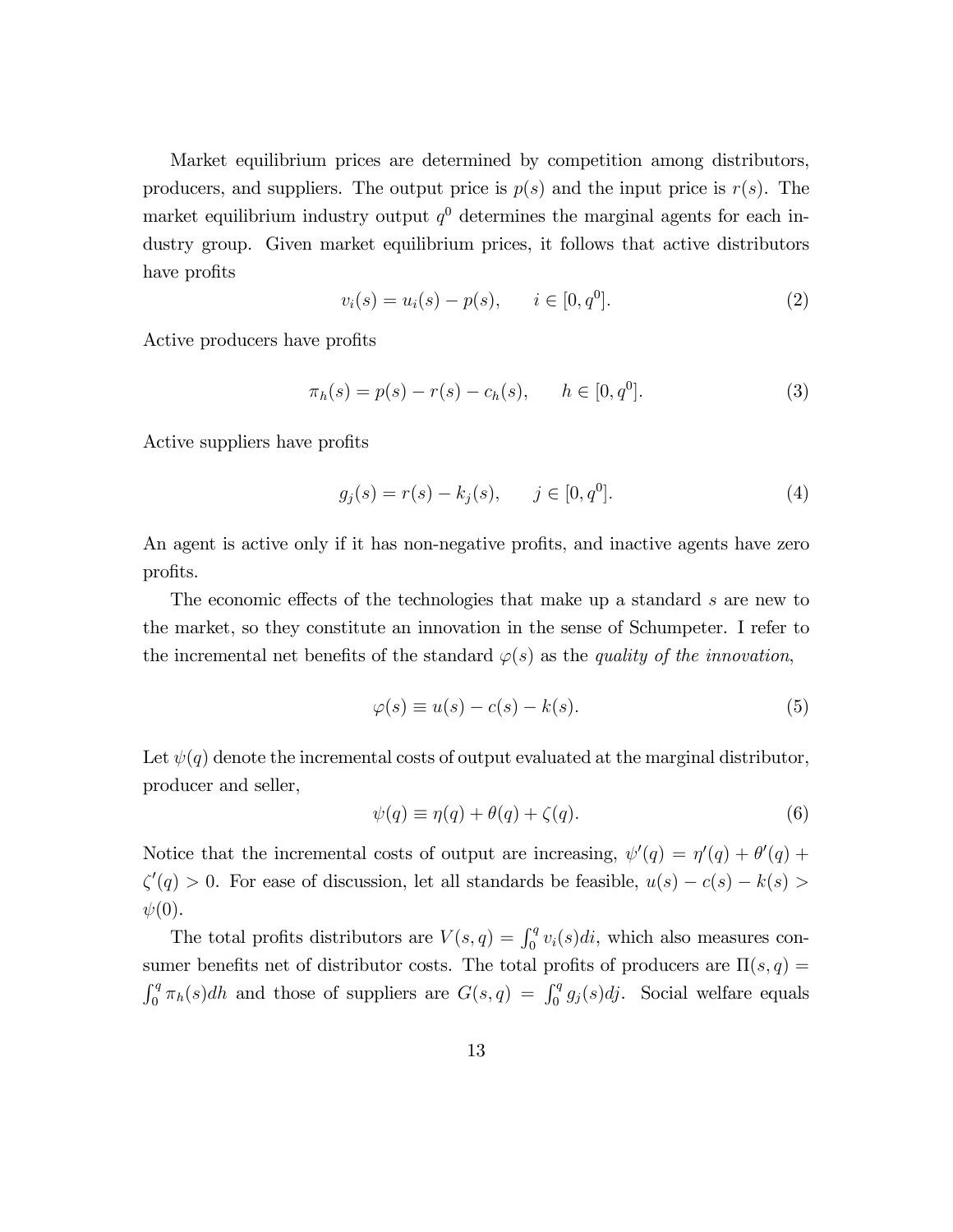Market equilibrium prices are determined by competition among distributors, producers, and suppliers. The output price is $p(s)$ and the input price is $r(s)$. The market equilibrium industry output $q^0$ determines the marginal agents for each industry group. Given market equilibrium prices, it follows that active distributors have profits

$$v_i(s) = u_i(s) - p(s), \qquad i \in [0, q^0]. \tag{2}$$

Active producers have profits

$$\pi_h(s) = p(s) - r(s) - c_h(s), \qquad h \in [0, q^0]. \tag{3}$$

Active suppliers have profits

$$g_j(s) = r(s) - k_j(s), \qquad j \in [0, q^0]. \tag{4}$$

An agent is active only if it has non-negative profits, and inactive agents have zero profits.

The economic effects of the technologies that make up a standard $s$ are new to the market, so they constitute an innovation in the sense of Schumpeter. I refer to the incremental net benefits of the standard $\varphi(s)$ as the *quality of the innovation*,

$$\varphi(s) \equiv u(s) - c(s) - k(s). \tag{5}$$

Let $\psi(q)$ denote the incremental costs of output evaluated at the marginal distributor, producer and seller,

$$\psi(q) \equiv \eta(q) + \theta(q) + \zeta(q). \tag{6}$$

Notice that the incremental costs of output are increasing, $\psi'(q) = \eta'(q) + \theta'(q) + \zeta'(q) > 0$. For ease of discussion, let all standards be feasible, $u(s) - c(s) - k(s) > \psi(0)$.

The total profits distributors are $V(s, q) = \int_0^q v_i(s)di$, which also measures consumer benefits net of distributor costs. The total profits of producers are $\Pi(s, q) = \int_0^q \pi_h(s)dh$ and those of suppliers are $G(s, q) = \int_0^q g_j(s)dj$. Social welfare equals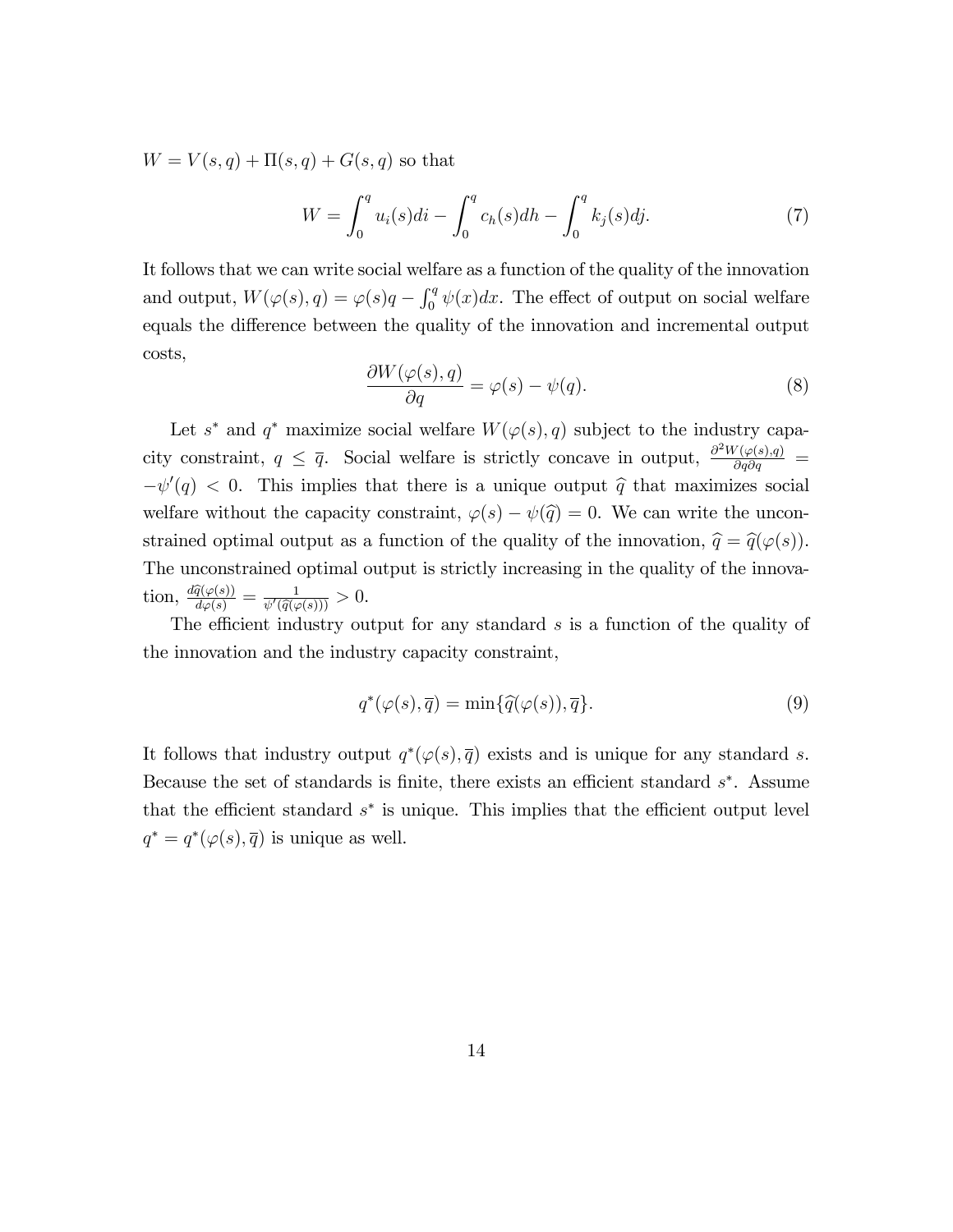$W = V(s,q) + \Pi(s,q) + G(s,q)$ so that

$$W = \int_0^q u_i(s)di - \int_0^q c_h(s)dh - \int_0^q k_j(s)dj. \tag{7}$$

It follows that we can write social welfare as a function of the quality of the innovation and output, $W(\varphi(s), q) = \varphi(s)q - \int_0^q \psi(x)dx$. The effect of output on social welfare equals the difference between the quality of the innovation and incremental output costs,

$$\frac{\partial W(\varphi(s), q)}{\partial q} = \varphi(s) - \psi(q). \tag{8}$$

Let $s^*$ and $q^*$ maximize social welfare $W(\varphi(s), q)$ subject to the industry capacity constraint, $q \leq \overline{q}$. Social welfare is strictly concave in output, $\frac{\partial^2 W(\varphi(s),q)}{\partial q \partial q} = -\psi'(q) < 0$. This implies that there is a unique output $\widehat{q}$ that maximizes social welfare without the capacity constraint, $\varphi(s) - \psi(\widehat{q}) = 0$. We can write the unconstrained optimal output as a function of the quality of the innovation, $\widehat{q} = \widehat{q}(\varphi(s))$. The unconstrained optimal output is strictly increasing in the quality of the innovation, $\frac{d\widehat{q}(\varphi(s))}{d\varphi(s)} = \frac{1}{\psi'(\widehat{q}(\varphi(s)))} > 0$.

The efficient industry output for any standard $s$ is a function of the quality of the innovation and the industry capacity constraint,

$$q^*(\varphi(s), \overline{q}) = \min\{\widehat{q}(\varphi(s)), \overline{q}\}. \tag{9}$$

It follows that industry output $q^*(\varphi(s), \overline{q})$ exists and is unique for any standard $s$. Because the set of standards is finite, there exists an efficient standard $s^*$. Assume that the efficient standard $s^*$ is unique. This implies that the efficient output level $q^* = q^*(\varphi(s), \overline{q})$ is unique as well.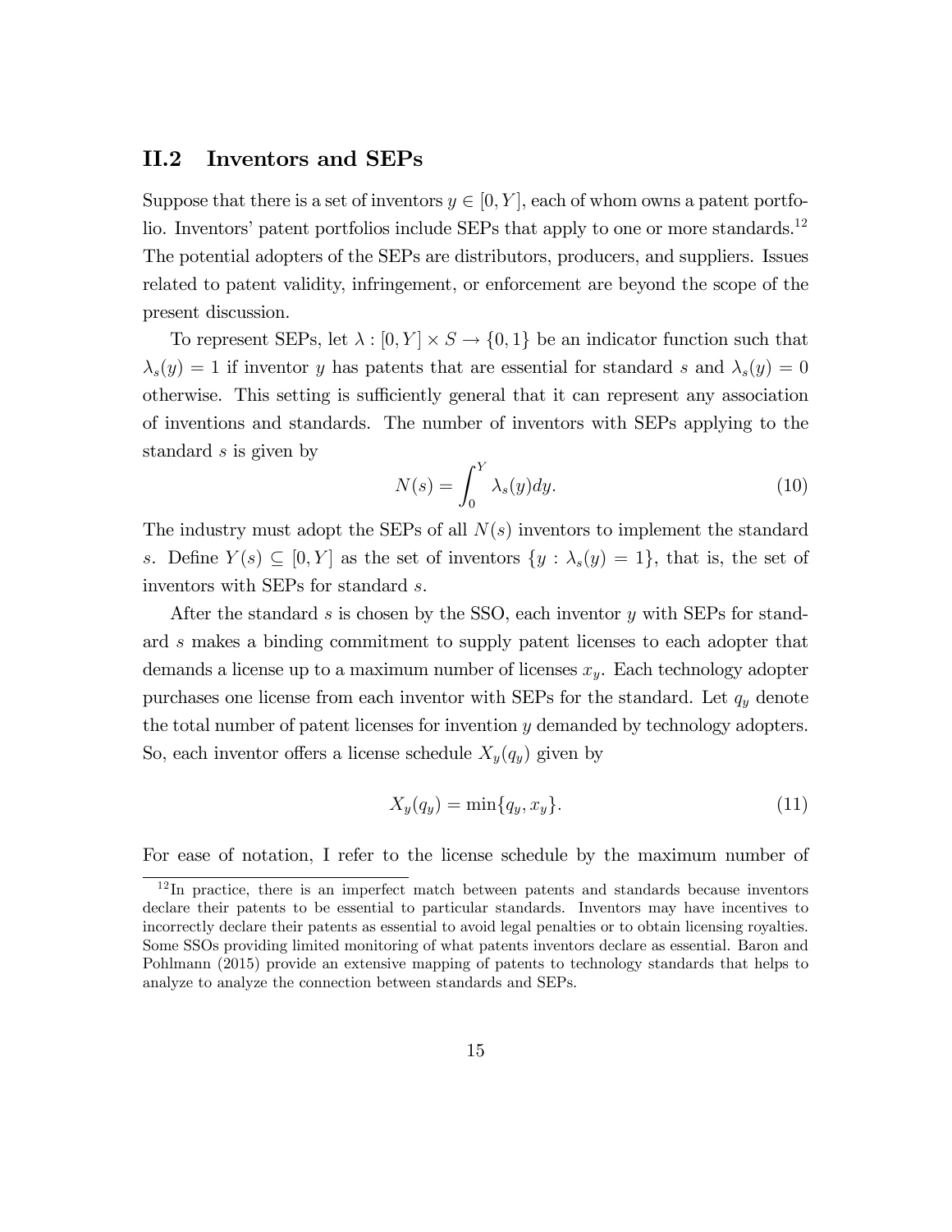## II.2 Inventors and SEPs

Suppose that there is a set of inventors $y \in [0, Y]$, each of whom owns a patent portfolio. Inventors' patent portfolios include SEPs that apply to one or more standards.[12] The potential adopters of the SEPs are distributors, producers, and suppliers. Issues related to patent validity, infringement, or enforcement are beyond the scope of the present discussion.

To represent SEPs, let $\lambda : [0, Y] \times S \to \{0, 1\}$ be an indicator function such that $\lambda_s(y) = 1$ if inventor $y$ has patents that are essential for standard $s$ and $\lambda_s(y) = 0$ otherwise. This setting is sufficiently general that it can represent any association of inventions and standards. The number of inventors with SEPs applying to the standard $s$ is given by

$$N(s) = \int_0^Y \lambda_s(y) dy. \tag{10}$$

The industry must adopt the SEPs of all $N(s)$ inventors to implement the standard $s$. Define $Y(s) \subseteq [0, Y]$ as the set of inventors $\{y : \lambda_s(y) = 1\}$, that is, the set of inventors with SEPs for standard $s$.

After the standard $s$ is chosen by the SSO, each inventor $y$ with SEPs for standard $s$ makes a binding commitment to supply patent licenses to each adopter that demands a license up to a maximum number of licenses $x_y$. Each technology adopter purchases one license from each inventor with SEPs for the standard. Let $q_y$ denote the total number of patent licenses for invention $y$ demanded by technology adopters. So, each inventor offers a license schedule $X_y(q_y)$ given by

$$X_y(q_y) = \min\{q_y, x_y\}. \tag{11}$$

For ease of notation, I refer to the license schedule by the maximum number of

[12] In practice, there is an imperfect match between patents and standards because inventors declare their patents to be essential to particular standards. Inventors may have incentives to incorrectly declare their patents as essential to avoid legal penalties or to obtain licensing royalties. Some SSOs providing limited monitoring of what patents inventors declare as essential. Baron and Pohlmann (2015) provide an extensive mapping of patents to technology standards that helps to analyze to analyze the connection between standards and SEPs.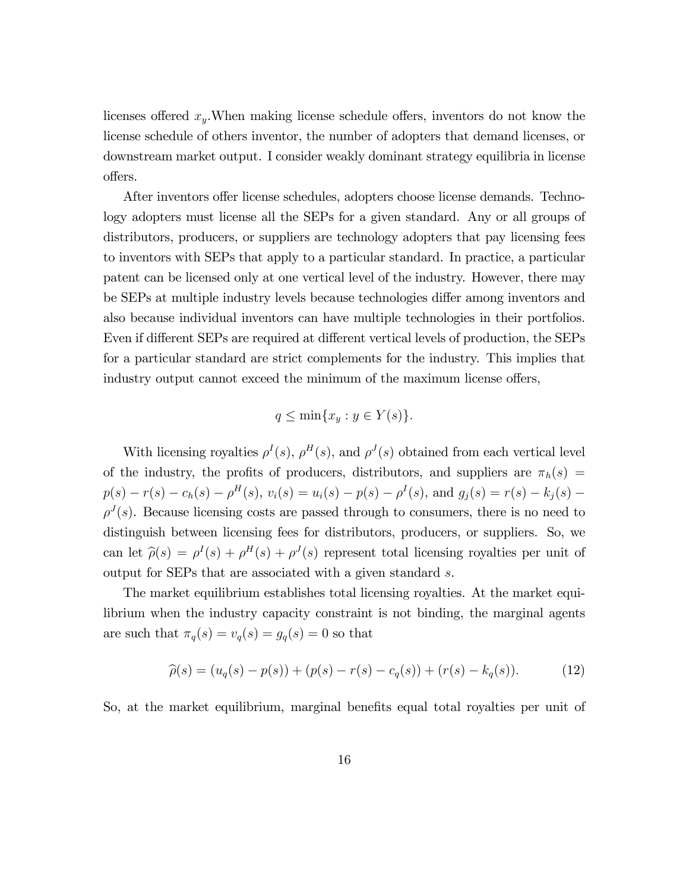licenses offered $x_y$.When making license schedule offers, inventors do not know the license schedule of others inventor, the number of adopters that demand licenses, or downstream market output. I consider weakly dominant strategy equilibria in license offers.

After inventors offer license schedules, adopters choose license demands. Technology adopters must license all the SEPs for a given standard. Any or all groups of distributors, producers, or suppliers are technology adopters that pay licensing fees to inventors with SEPs that apply to a particular standard. In practice, a particular patent can be licensed only at one vertical level of the industry. However, there may be SEPs at multiple industry levels because technologies differ among inventors and also because individual inventors can have multiple technologies in their portfolios. Even if different SEPs are required at different vertical levels of production, the SEPs for a particular standard are strict complements for the industry. This implies that industry output cannot exceed the minimum of the maximum license offers,

$$q \leq \min\{x_y : y \in Y(s)\}.$$

With licensing royalties $\rho^I(s)$, $\rho^H(s)$, and $\rho^J(s)$ obtained from each vertical level of the industry, the profits of producers, distributors, and suppliers are $\pi_h(s) = p(s) - r(s) - c_h(s) - \rho^H(s)$, $v_i(s) = u_i(s) - p(s) - \rho^I(s)$, and $g_j(s) = r(s) - k_j(s) - \rho^J(s)$. Because licensing costs are passed through to consumers, there is no need to distinguish between licensing fees for distributors, producers, or suppliers. So, we can let $\widehat{\rho}(s) = \rho^I(s) + \rho^H(s) + \rho^J(s)$ represent total licensing royalties per unit of output for SEPs that are associated with a given standard $s$.

The market equilibrium establishes total licensing royalties. At the market equilibrium when the industry capacity constraint is not binding, the marginal agents are such that $\pi_q(s) = v_q(s) = g_q(s) = 0$ so that

$$\widehat{\rho}(s) = (u_q(s) - p(s)) + (p(s) - r(s) - c_q(s)) + (r(s) - k_q(s)). \tag{12}$$

So, at the market equilibrium, marginal benefits equal total royalties per unit of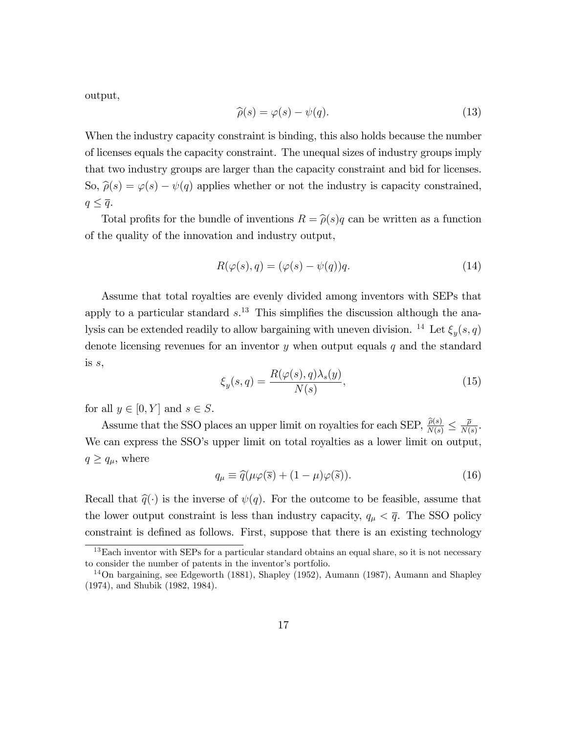output,

$$\widehat{\rho}(s) = \varphi(s) - \psi(q). \tag{13}$$

When the industry capacity constraint is binding, this also holds because the number of licenses equals the capacity constraint. The unequal sizes of industry groups imply that two industry groups are larger than the capacity constraint and bid for licenses. So, $\widehat{\rho}(s) = \varphi(s) - \psi(q)$ applies whether or not the industry is capacity constrained, $q \leq \overline{q}$.

Total profits for the bundle of inventions $R = \widehat{\rho}(s)q$ can be written as a function of the quality of the innovation and industry output,

$$R(\varphi(s), q) = (\varphi(s) - \psi(q))q. \tag{14}$$

Assume that total royalties are evenly divided among inventors with SEPs that apply to a particular standard $s$.[13] This simplifies the discussion although the analysis can be extended readily to allow bargaining with uneven division. [14] Let $\xi_y(s, q)$ denote licensing revenues for an inventor $y$ when output equals $q$ and the standard is $s$,

$$\xi_y(s, q) = \frac{R(\varphi(s), q)\lambda_s(y)}{N(s)}, \tag{15}$$

for all $y \in [0, Y]$ and $s \in S$.

Assume that the SSO places an upper limit on royalties for each SEP, $\frac{\widehat{\rho}(s)}{N(s)} \leq \frac{\overline{\rho}}{N(s)}$. We can express the SSO's upper limit on total royalties as a lower limit on output, $q \geq q_\mu$, where

$$q_\mu \equiv \widehat{q}(\mu\varphi(\overline{s}) + (1 - \mu)\varphi(\widetilde{s})). \tag{16}$$

Recall that $\widehat{q}(\cdot)$ is the inverse of $\psi(q)$. For the outcome to be feasible, assume that the lower output constraint is less than industry capacity, $q_\mu < \overline{q}$. The SSO policy constraint is defined as follows. First, suppose that there is an existing technology

---

[13] Each inventor with SEPs for a particular standard obtains an equal share, so it is not necessary to consider the number of patents in the inventor's portfolio.

[14] On bargaining, see Edgeworth (1881), Shapley (1952), Aumann (1987), Aumann and Shapley (1974), and Shubik (1982, 1984).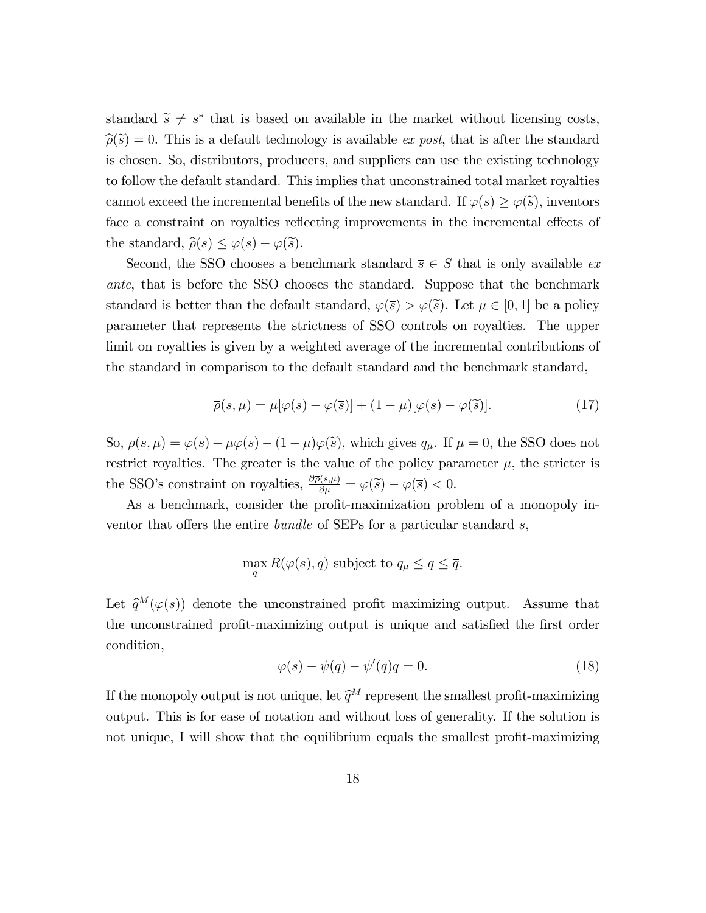standard $\widetilde{s} \neq s^*$ that is based on available in the market without licensing costs, $\widehat{\rho}(\widetilde{s}) = 0$. This is a default technology is available *ex post*, that is after the standard is chosen. So, distributors, producers, and suppliers can use the existing technology to follow the default standard. This implies that unconstrained total market royalties cannot exceed the incremental benefits of the new standard. If $\varphi(s) \geq \varphi(\widetilde{s})$, inventors face a constraint on royalties reflecting improvements in the incremental effects of the standard, $\widehat{\rho}(s) \leq \varphi(s) - \varphi(\widetilde{s})$.

Second, the SSO chooses a benchmark standard $\overline{s} \in S$ that is only available *ex ante*, that is before the SSO chooses the standard. Suppose that the benchmark standard is better than the default standard, $\varphi(\overline{s}) > \varphi(\widetilde{s})$. Let $\mu \in [0, 1]$ be a policy parameter that represents the strictness of SSO controls on royalties. The upper limit on royalties is given by a weighted average of the incremental contributions of the standard in comparison to the default standard and the benchmark standard,

$$\overline{\rho}(s, \mu) = \mu[\varphi(s) - \varphi(\overline{s})] + (1 - \mu)[\varphi(s) - \varphi(\widetilde{s})]. \tag{17}$$

So, $\overline{\rho}(s, \mu) = \varphi(s) - \mu\varphi(\overline{s}) - (1 - \mu)\varphi(\widetilde{s})$, which gives $q_\mu$. If $\mu = 0$, the SSO does not restrict royalties. The greater is the value of the policy parameter $\mu$, the stricter is the SSO's constraint on royalties, $\frac{\partial \overline{\rho}(s,\mu)}{\partial \mu} = \varphi(\widetilde{s}) - \varphi(\overline{s}) < 0$.

As a benchmark, consider the profit-maximization problem of a monopoly inventor that offers the entire *bundle* of SEPs for a particular standard $s$,

$$\max_{q} R(\varphi(s), q) \text{ subject to } q_\mu \leq q \leq \overline{q}.$$

Let $\widehat{q}^M(\varphi(s))$ denote the unconstrained profit maximizing output. Assume that the unconstrained profit-maximizing output is unique and satisfied the first order condition,

$$\varphi(s) - \psi(q) - \psi'(q)q = 0. \tag{18}$$

If the monopoly output is not unique, let $\widehat{q}^M$ represent the smallest profit-maximizing output. This is for ease of notation and without loss of generality. If the solution is not unique, I will show that the equilibrium equals the smallest profit-maximizing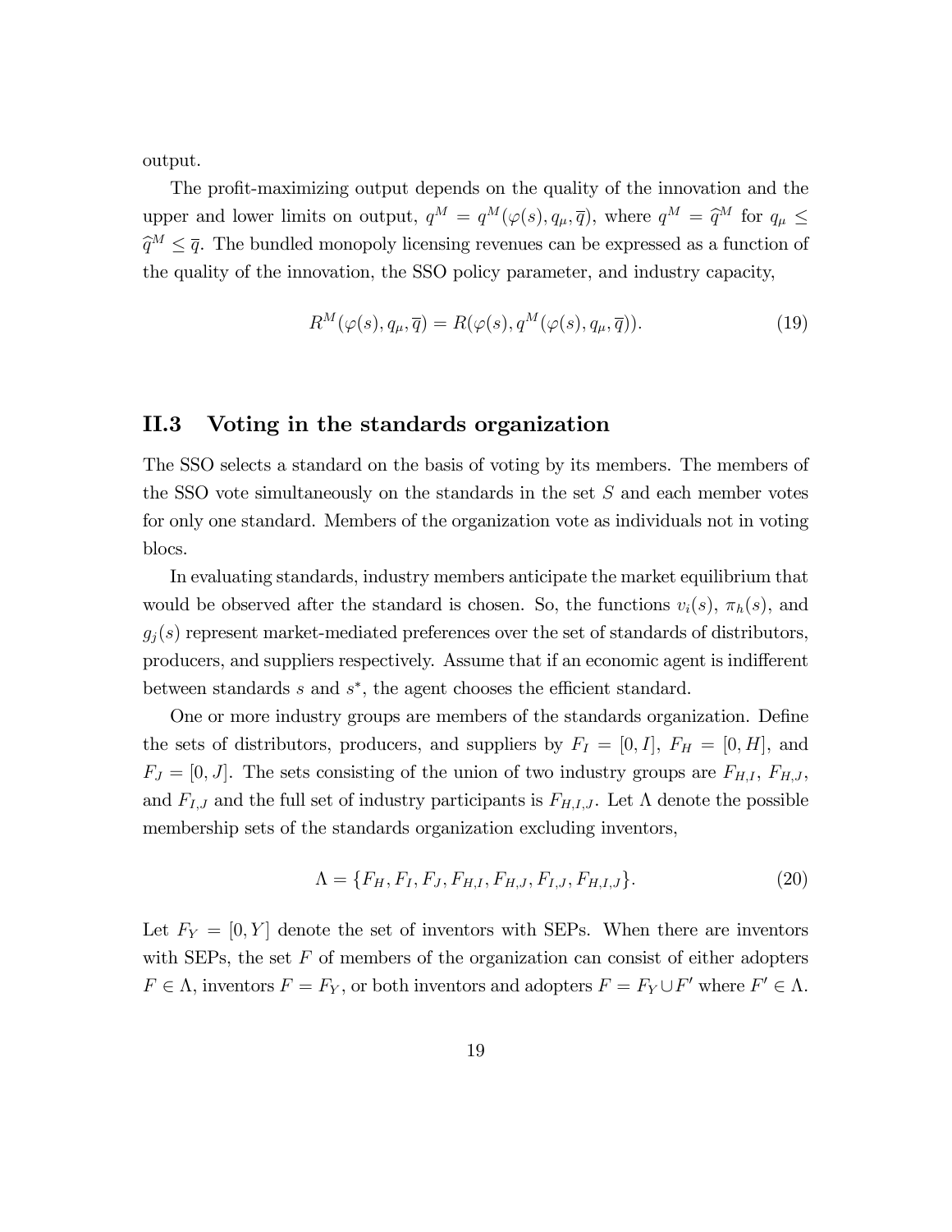output.

The profit-maximizing output depends on the quality of the innovation and the upper and lower limits on output, $q^M = q^M(\varphi(s), q_\mu, \overline{q})$, where $q^M = \widehat{q}^M$ for $q_\mu \leq \widehat{q}^M \leq \overline{q}$. The bundled monopoly licensing revenues can be expressed as a function of the quality of the innovation, the SSO policy parameter, and industry capacity,

$$R^M(\varphi(s), q_\mu, \overline{q}) = R(\varphi(s), q^M(\varphi(s), q_\mu, \overline{q})). \tag{19}$$

## II.3 Voting in the standards organization

The SSO selects a standard on the basis of voting by its members. The members of the SSO vote simultaneously on the standards in the set $S$ and each member votes for only one standard. Members of the organization vote as individuals not in voting blocs.

In evaluating standards, industry members anticipate the market equilibrium that would be observed after the standard is chosen. So, the functions $v_i(s)$, $\pi_h(s)$, and $g_j(s)$ represent market-mediated preferences over the set of standards of distributors, producers, and suppliers respectively. Assume that if an economic agent is indifferent between standards $s$ and $s^*$, the agent chooses the efficient standard.

One or more industry groups are members of the standards organization. Define the sets of distributors, producers, and suppliers by $F_I = [0, I]$, $F_H = [0, H]$, and $F_J = [0, J]$. The sets consisting of the union of two industry groups are $F_{H,I}$, $F_{H,J}$, and $F_{I,J}$ and the full set of industry participants is $F_{H,I,J}$. Let $\Lambda$ denote the possible membership sets of the standards organization excluding inventors,

$$\Lambda = \{F_H, F_I, F_J, F_{H,I}, F_{H,J}, F_{I,J}, F_{H,I,J}\}. \tag{20}$$

Let $F_Y = [0, Y]$ denote the set of inventors with SEPs. When there are inventors with SEPs, the set $F$ of members of the organization can consist of either adopters $F \in \Lambda$, inventors $F = F_Y$, or both inventors and adopters $F = F_Y \cup F'$ where $F' \in \Lambda$.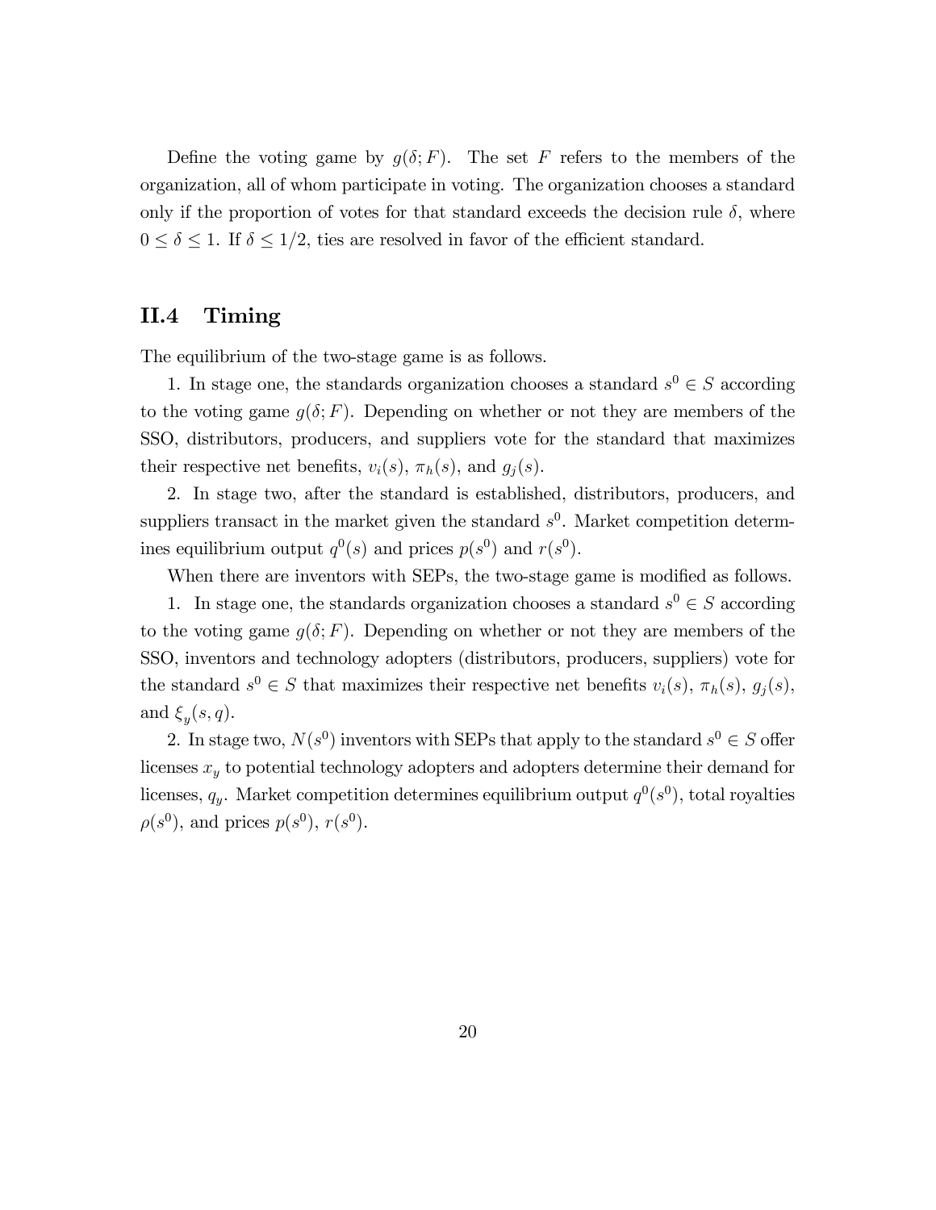Define the voting game by $g(\delta; F)$. The set $F$ refers to the members of the organization, all of whom participate in voting. The organization chooses a standard only if the proportion of votes for that standard exceeds the decision rule $\delta$, where $0 \leq \delta \leq 1$. If $\delta \leq 1/2$, ties are resolved in favor of the efficient standard.

## II.4 Timing

The equilibrium of the two-stage game is as follows.

1. In stage one, the standards organization chooses a standard $s^0 \in S$ according to the voting game $g(\delta; F)$. Depending on whether or not they are members of the SSO, distributors, producers, and suppliers vote for the standard that maximizes their respective net benefits, $v_i(s)$, $\pi_h(s)$, and $g_j(s)$.

2. In stage two, after the standard is established, distributors, producers, and suppliers transact in the market given the standard $s^0$. Market competition determines equilibrium output $q^0(s)$ and prices $p(s^0)$ and $r(s^0)$.

When there are inventors with SEPs, the two-stage game is modified as follows.

1. In stage one, the standards organization chooses a standard $s^0 \in S$ according to the voting game $g(\delta; F)$. Depending on whether or not they are members of the SSO, inventors and technology adopters (distributors, producers, suppliers) vote for the standard $s^0 \in S$ that maximizes their respective net benefits $v_i(s)$, $\pi_h(s)$, $g_j(s)$, and $\xi_y(s, q)$.

2. In stage two, $N(s^0)$ inventors with SEPs that apply to the standard $s^0 \in S$ offer licenses $x_y$ to potential technology adopters and adopters determine their demand for licenses, $q_y$. Market competition determines equilibrium output $q^0(s^0)$, total royalties $\rho(s^0)$, and prices $p(s^0)$, $r(s^0)$.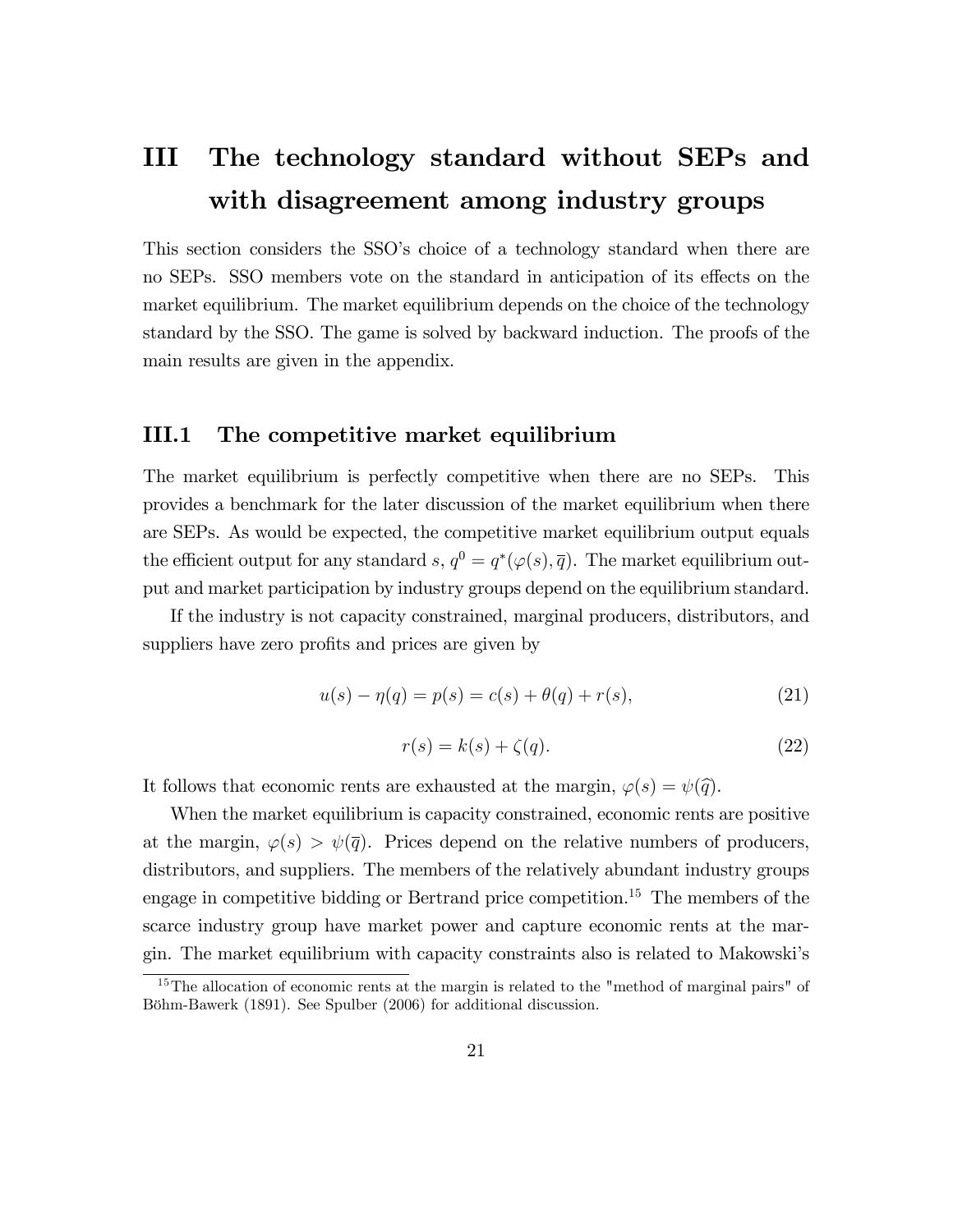# III The technology standard without SEPs and with disagreement among industry groups

This section considers the SSO's choice of a technology standard when there are no SEPs. SSO members vote on the standard in anticipation of its effects on the market equilibrium. The market equilibrium depends on the choice of the technology standard by the SSO. The game is solved by backward induction. The proofs of the main results are given in the appendix.

## III.1 The competitive market equilibrium

The market equilibrium is perfectly competitive when there are no SEPs. This provides a benchmark for the later discussion of the market equilibrium when there are SEPs. As would be expected, the competitive market equilibrium output equals the efficient output for any standard $s$, $q^0 = q^*(\varphi(s), \overline{q})$. The market equilibrium output and market participation by industry groups depend on the equilibrium standard.

If the industry is not capacity constrained, marginal producers, distributors, and suppliers have zero profits and prices are given by

$$u(s) - \eta(q) = p(s) = c(s) + \theta(q) + r(s), \tag{21}$$

$$r(s) = k(s) + \zeta(q). \tag{22}$$

It follows that economic rents are exhausted at the margin, $\varphi(s) = \psi(\widehat{q})$.

When the market equilibrium is capacity constrained, economic rents are positive at the margin, $\varphi(s) > \psi(\overline{q})$. Prices depend on the relative numbers of producers, distributors, and suppliers. The members of the relatively abundant industry groups engage in competitive bidding or Bertrand price competition.[15] The members of the scarce industry group have market power and capture economic rents at the margin. The market equilibrium with capacity constraints also is related to Makowski's

[15] The allocation of economic rents at the margin is related to the "method of marginal pairs" of Böhm-Bawerk (1891). See Spulber (2006) for additional discussion.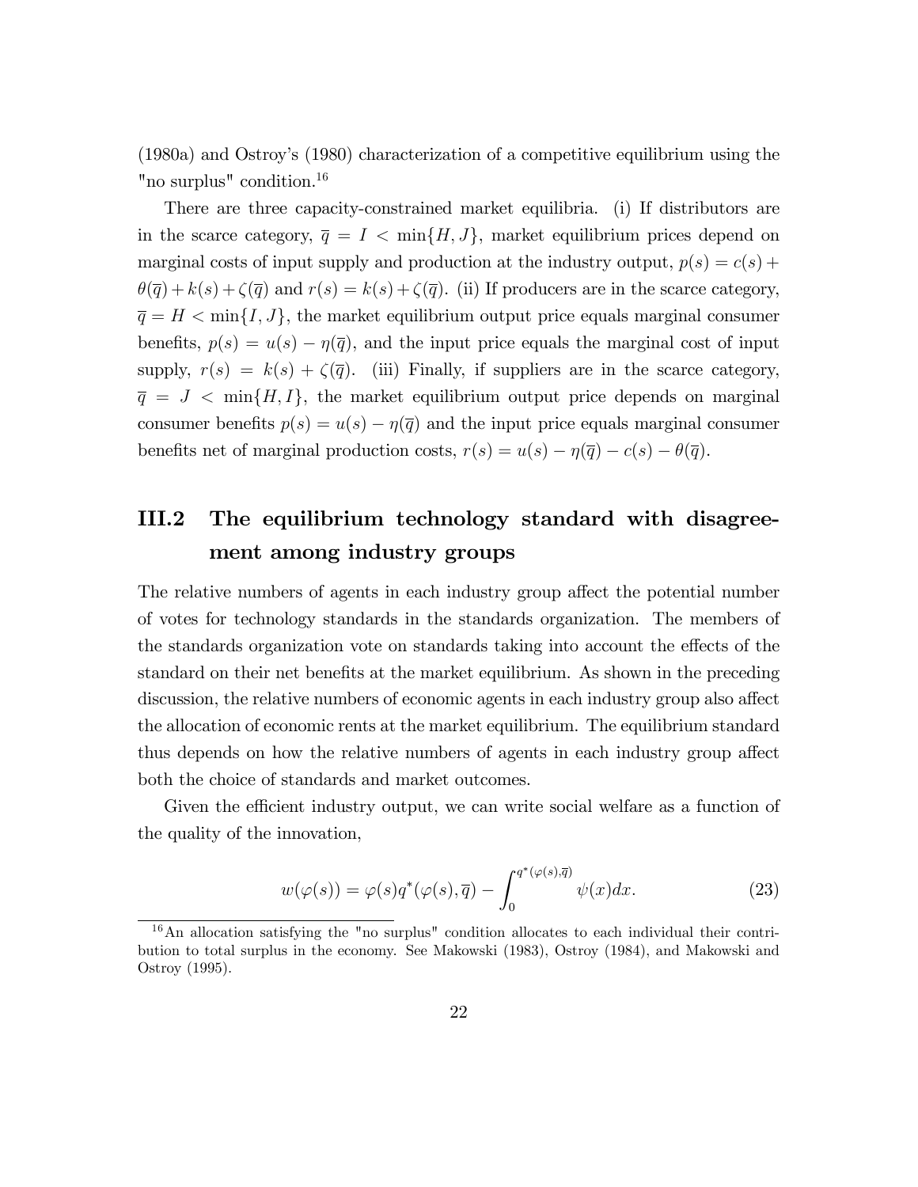(1980a) and Ostroy's (1980) characterization of a competitive equilibrium using the "no surplus" condition.[16]

There are three capacity-constrained market equilibria. (i) If distributors are in the scarce category, $\overline{q} = I < \min\{H, J\}$, market equilibrium prices depend on marginal costs of input supply and production at the industry output, $p(s) = c(s) + \theta(\overline{q}) + k(s) + \zeta(\overline{q})$ and $r(s) = k(s) + \zeta(\overline{q})$. (ii) If producers are in the scarce category, $\overline{q} = H < \min\{I, J\}$, the market equilibrium output price equals marginal consumer benefits, $p(s) = u(s) - \eta(\overline{q})$, and the input price equals the marginal cost of input supply, $r(s) = k(s) + \zeta(\overline{q})$. (iii) Finally, if suppliers are in the scarce category, $\overline{q} = J < \min\{H, I\}$, the market equilibrium output price depends on marginal consumer benefits $p(s) = u(s) - \eta(\overline{q})$ and the input price equals marginal consumer benefits net of marginal production costs, $r(s) = u(s) - \eta(\overline{q}) - c(s) - \theta(\overline{q})$.

## III.2 The equilibrium technology standard with disagreement among industry groups

The relative numbers of agents in each industry group affect the potential number of votes for technology standards in the standards organization. The members of the standards organization vote on standards taking into account the effects of the standard on their net benefits at the market equilibrium. As shown in the preceding discussion, the relative numbers of economic agents in each industry group also affect the allocation of economic rents at the market equilibrium. The equilibrium standard thus depends on how the relative numbers of agents in each industry group affect both the choice of standards and market outcomes.

Given the efficient industry output, we can write social welfare as a function of the quality of the innovation,

$$w(\varphi(s)) = \varphi(s)q^*(\varphi(s), \overline{q}) - \int_0^{q^*(\varphi(s), \overline{q})} \psi(x)dx. \tag{23}$$

[16] An allocation satisfying the "no surplus" condition allocates to each individual their contribution to total surplus in the economy. See Makowski (1983), Ostroy (1984), and Makowski and Ostroy (1995).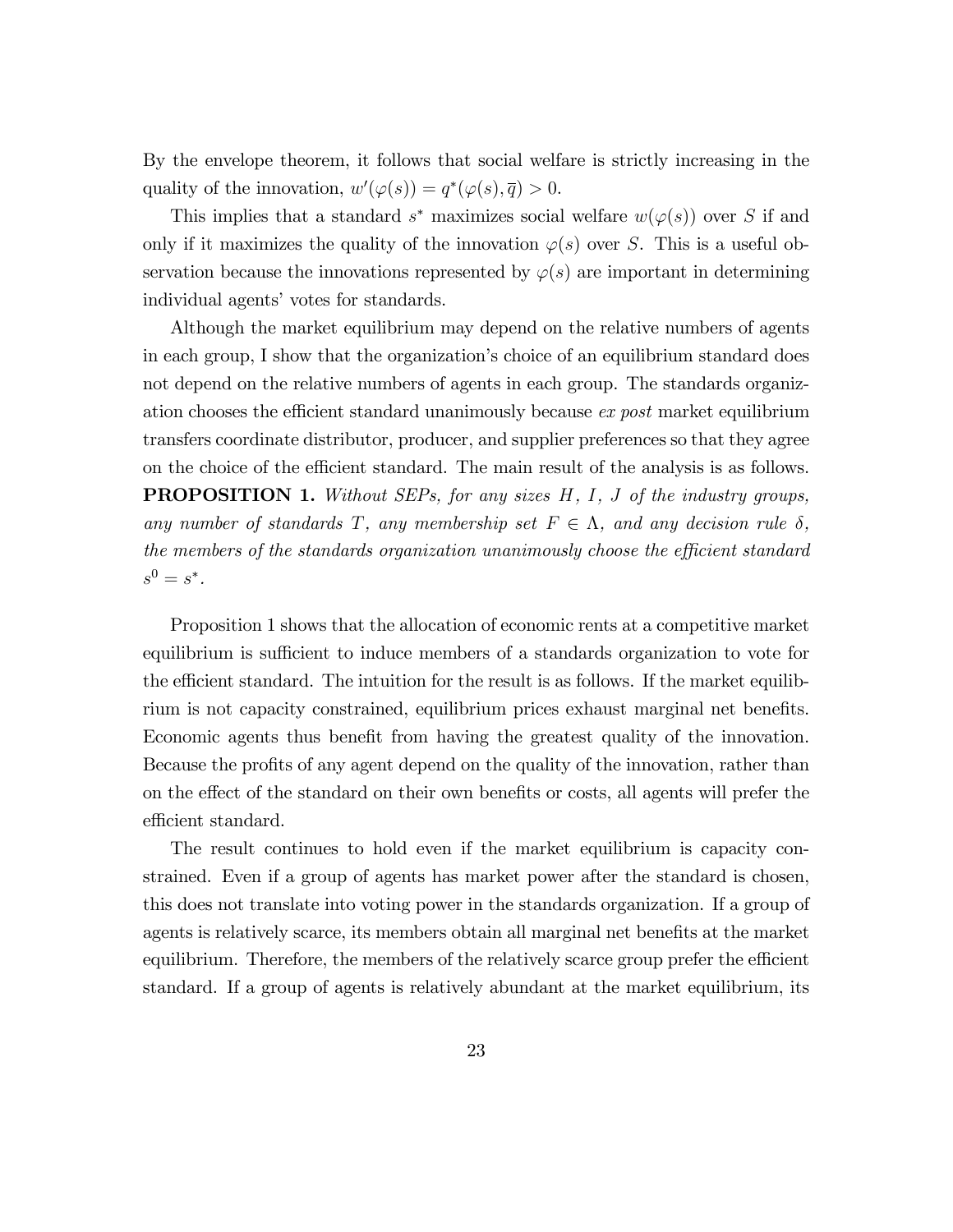By the envelope theorem, it follows that social welfare is strictly increasing in the quality of the innovation, $w'(\varphi(s)) = q^*(\varphi(s), \overline{q}) > 0$.

This implies that a standard $s^*$ maximizes social welfare $w(\varphi(s))$ over $S$ if and only if it maximizes the quality of the innovation $\varphi(s)$ over $S$. This is a useful observation because the innovations represented by $\varphi(s)$ are important in determining individual agents' votes for standards.

Although the market equilibrium may depend on the relative numbers of agents in each group, I show that the organization's choice of an equilibrium standard does not depend on the relative numbers of agents in each group. The standards organization chooses the efficient standard unanimously because *ex post* market equilibrium transfers coordinate distributor, producer, and supplier preferences so that they agree on the choice of the efficient standard. The main result of the analysis is as follows.

**PROPOSITION 1.** *Without SEPs, for any sizes $H$, $I$, $J$ of the industry groups, any number of standards $T$, any membership set $F \in \Lambda$, and any decision rule $\delta$, the members of the standards organization unanimously choose the efficient standard $s^0 = s^*$.*

Proposition 1 shows that the allocation of economic rents at a competitive market equilibrium is sufficient to induce members of a standards organization to vote for the efficient standard. The intuition for the result is as follows. If the market equilibrium is not capacity constrained, equilibrium prices exhaust marginal net benefits. Economic agents thus benefit from having the greatest quality of the innovation. Because the profits of any agent depend on the quality of the innovation, rather than on the effect of the standard on their own benefits or costs, all agents will prefer the efficient standard.

The result continues to hold even if the market equilibrium is capacity constrained. Even if a group of agents has market power after the standard is chosen, this does not translate into voting power in the standards organization. If a group of agents is relatively scarce, its members obtain all marginal net benefits at the market equilibrium. Therefore, the members of the relatively scarce group prefer the efficient standard. If a group of agents is relatively abundant at the market equilibrium, its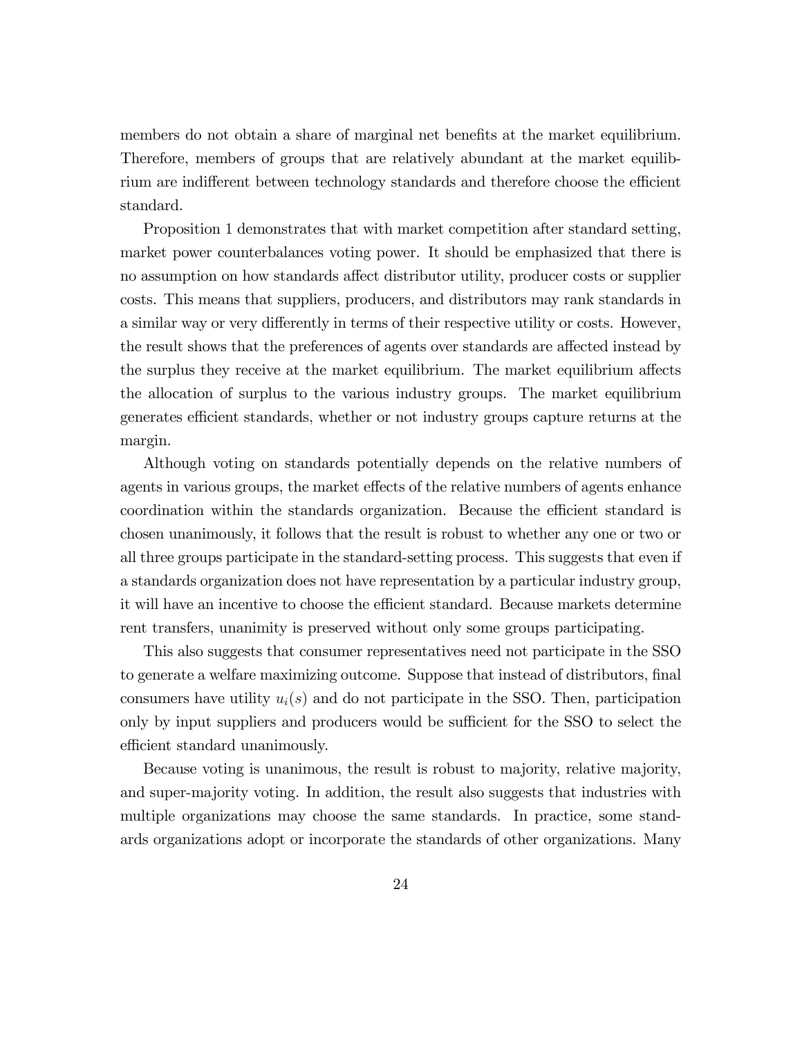members do not obtain a share of marginal net benefits at the market equilibrium. Therefore, members of groups that are relatively abundant at the market equilibrium are indifferent between technology standards and therefore choose the efficient standard.

Proposition 1 demonstrates that with market competition after standard setting, market power counterbalances voting power. It should be emphasized that there is no assumption on how standards affect distributor utility, producer costs or supplier costs. This means that suppliers, producers, and distributors may rank standards in a similar way or very differently in terms of their respective utility or costs. However, the result shows that the preferences of agents over standards are affected instead by the surplus they receive at the market equilibrium. The market equilibrium affects the allocation of surplus to the various industry groups. The market equilibrium generates efficient standards, whether or not industry groups capture returns at the margin.

Although voting on standards potentially depends on the relative numbers of agents in various groups, the market effects of the relative numbers of agents enhance coordination within the standards organization. Because the efficient standard is chosen unanimously, it follows that the result is robust to whether any one or two or all three groups participate in the standard-setting process. This suggests that even if a standards organization does not have representation by a particular industry group, it will have an incentive to choose the efficient standard. Because markets determine rent transfers, unanimity is preserved without only some groups participating.

This also suggests that consumer representatives need not participate in the SSO to generate a welfare maximizing outcome. Suppose that instead of distributors, final consumers have utility $u_i(s)$ and do not participate in the SSO. Then, participation only by input suppliers and producers would be sufficient for the SSO to select the efficient standard unanimously.

Because voting is unanimous, the result is robust to majority, relative majority, and super-majority voting. In addition, the result also suggests that industries with multiple organizations may choose the same standards. In practice, some standards organizations adopt or incorporate the standards of other organizations. Many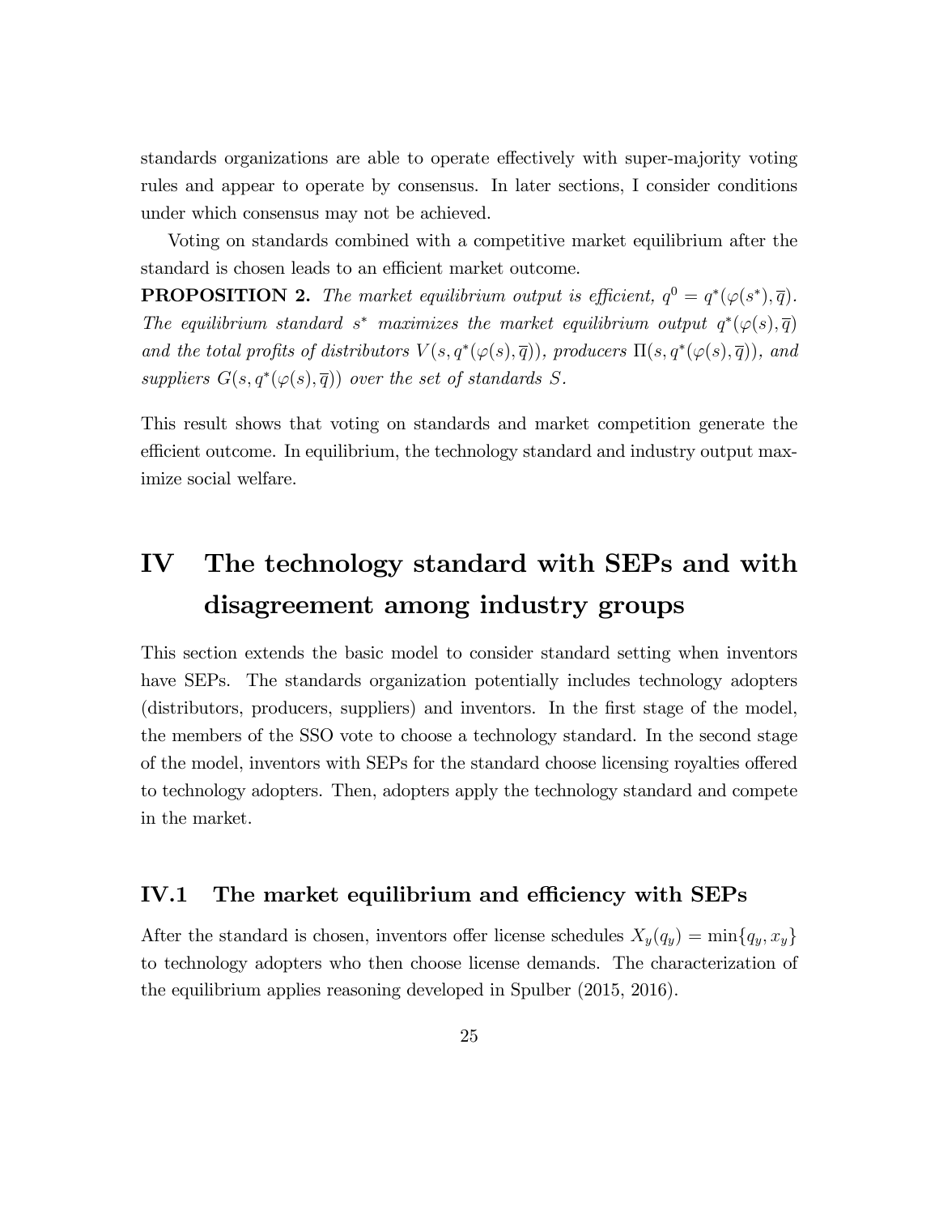standards organizations are able to operate effectively with super-majority voting rules and appear to operate by consensus. In later sections, I consider conditions under which consensus may not be achieved.

Voting on standards combined with a competitive market equilibrium after the standard is chosen leads to an efficient market outcome.

**PROPOSITION 2.** *The market equilibrium output is efficient, $q^0 = q^*(\varphi(s^*), \overline{q})$. The equilibrium standard $s^*$ maximizes the market equilibrium output $q^*(\varphi(s), \overline{q})$ and the total profits of distributors $V(s, q^*(\varphi(s), \overline{q}))$, producers $\Pi(s, q^*(\varphi(s), \overline{q}))$, and suppliers $G(s, q^*(\varphi(s), \overline{q}))$ over the set of standards $S$.*

This result shows that voting on standards and market competition generate the efficient outcome. In equilibrium, the technology standard and industry output maximize social welfare.

# IV The technology standard with SEPs and with disagreement among industry groups

This section extends the basic model to consider standard setting when inventors have SEPs. The standards organization potentially includes technology adopters (distributors, producers, suppliers) and inventors. In the first stage of the model, the members of the SSO vote to choose a technology standard. In the second stage of the model, inventors with SEPs for the standard choose licensing royalties offered to technology adopters. Then, adopters apply the technology standard and compete in the market.

## IV.1 The market equilibrium and efficiency with SEPs

After the standard is chosen, inventors offer license schedules $X_y(q_y) = \min\{q_y, x_y\}$ to technology adopters who then choose license demands. The characterization of the equilibrium applies reasoning developed in Spulber (2015, 2016).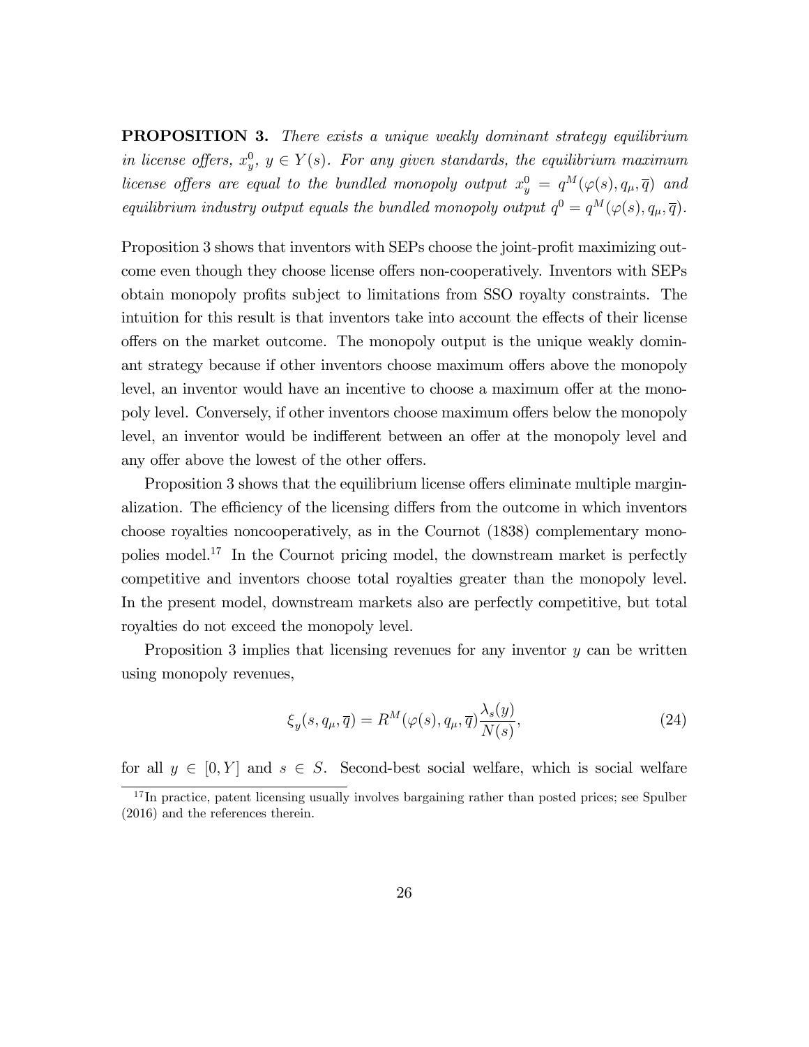**PROPOSITION 3.** *There exists a unique weakly dominant strategy equilibrium in license offers, $x_y^0$, $y \in Y(s)$. For any given standards, the equilibrium maximum license offers are equal to the bundled monopoly output $x_y^0 = q^M(\varphi(s), q_\mu, \overline{q})$ and equilibrium industry output equals the bundled monopoly output $q^0 = q^M(\varphi(s), q_\mu, \overline{q})$.*

Proposition 3 shows that inventors with SEPs choose the joint-profit maximizing outcome even though they choose license offers non-cooperatively. Inventors with SEPs obtain monopoly profits subject to limitations from SSO royalty constraints. The intuition for this result is that inventors take into account the effects of their license offers on the market outcome. The monopoly output is the unique weakly dominant strategy because if other inventors choose maximum offers above the monopoly level, an inventor would have an incentive to choose a maximum offer at the monopoly level. Conversely, if other inventors choose maximum offers below the monopoly level, an inventor would be indifferent between an offer at the monopoly level and any offer above the lowest of the other offers.

Proposition 3 shows that the equilibrium license offers eliminate multiple marginalization. The efficiency of the licensing differs from the outcome in which inventors choose royalties noncooperatively, as in the Cournot (1838) complementary monopolies model.[17] In the Cournot pricing model, the downstream market is perfectly competitive and inventors choose total royalties greater than the monopoly level. In the present model, downstream markets also are perfectly competitive, but total royalties do not exceed the monopoly level.

Proposition 3 implies that licensing revenues for any inventor $y$ can be written using monopoly revenues,

$$\xi_y(s, q_\mu, \overline{q}) = R^M(\varphi(s), q_\mu, \overline{q}) \frac{\lambda_s(y)}{N(s)}, \tag{24}$$

for all $y \in [0, Y]$ and $s \in S$. Second-best social welfare, which is social welfare

[17] In practice, patent licensing usually involves bargaining rather than posted prices; see Spulber (2016) and the references therein.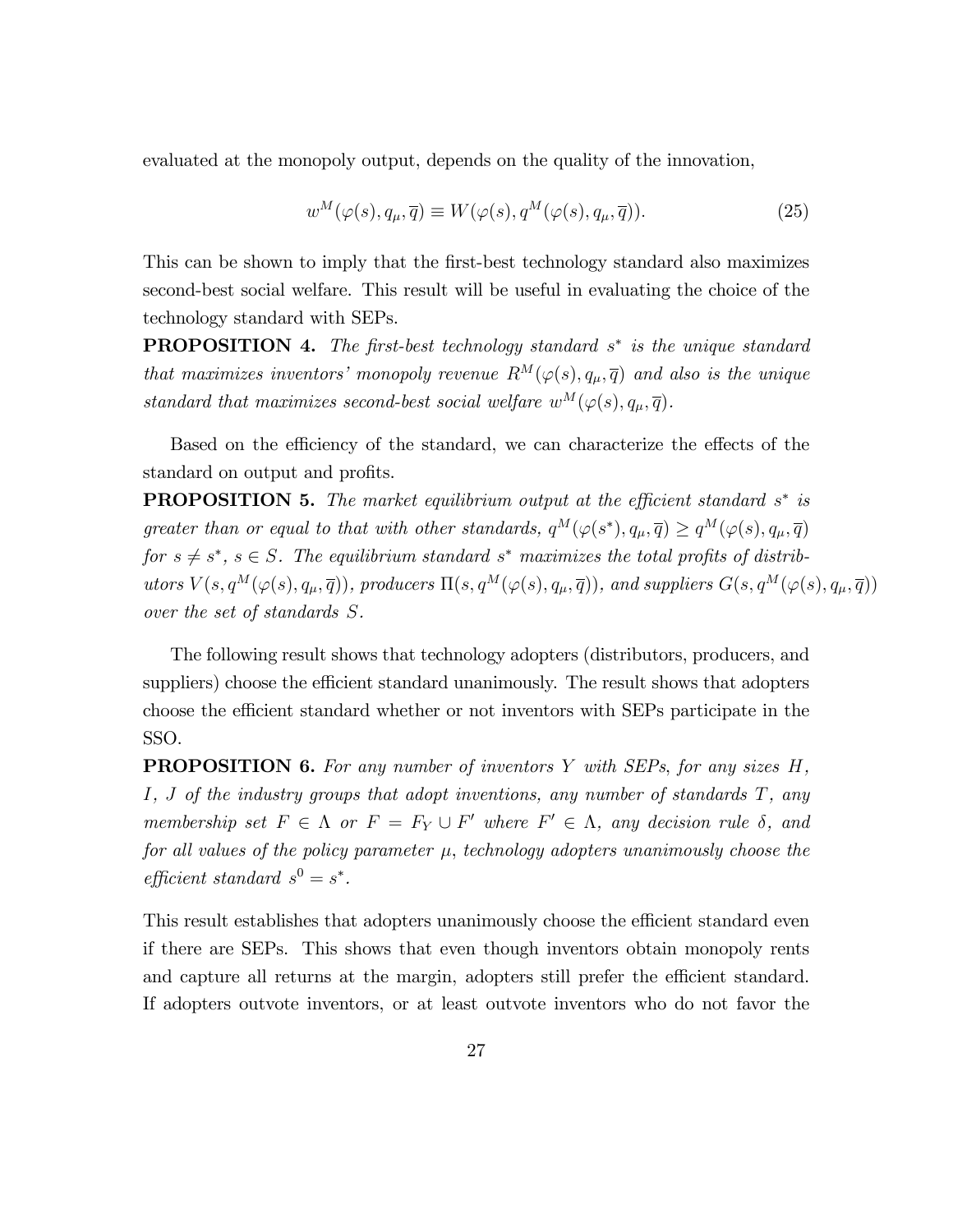evaluated at the monopoly output, depends on the quality of the innovation,

$$w^M(\varphi(s), q_\mu, \overline{q}) \equiv W(\varphi(s), q^M(\varphi(s), q_\mu, \overline{q})). \tag{25}$$

This can be shown to imply that the first-best technology standard also maximizes second-best social welfare. This result will be useful in evaluating the choice of the technology standard with SEPs.

**PROPOSITION 4.** *The first-best technology standard $s^*$ is the unique standard that maximizes inventors' monopoly revenue $R^M(\varphi(s), q_\mu, \overline{q})$ and also is the unique standard that maximizes second-best social welfare $w^M(\varphi(s), q_\mu, \overline{q})$.*

Based on the efficiency of the standard, we can characterize the effects of the standard on output and profits.

**PROPOSITION 5.** *The market equilibrium output at the efficient standard $s^*$ is greater than or equal to that with other standards, $q^M(\varphi(s^*), q_\mu, \overline{q}) \geq q^M(\varphi(s), q_\mu, \overline{q})$ for $s \neq s^*$, $s \in S$. The equilibrium standard $s^*$ maximizes the total profits of distributors $V(s, q^M(\varphi(s), q_\mu, \overline{q}))$, producers $\Pi(s, q^M(\varphi(s), q_\mu, \overline{q}))$, and suppliers $G(s, q^M(\varphi(s), q_\mu, \overline{q}))$ over the set of standards $S$.*

The following result shows that technology adopters (distributors, producers, and suppliers) choose the efficient standard unanimously. The result shows that adopters choose the efficient standard whether or not inventors with SEPs participate in the SSO.

**PROPOSITION 6.** *For any number of inventors $Y$ with SEPs, for any sizes $H$, $I$, $J$ of the industry groups that adopt inventions, any number of standards $T$, any membership set $F \in \Lambda$ or $F = F_Y \cup F'$ where $F' \in \Lambda$, any decision rule $\delta$, and for all values of the policy parameter $\mu$, technology adopters unanimously choose the efficient standard $s^0 = s^*$.*

This result establishes that adopters unanimously choose the efficient standard even if there are SEPs. This shows that even though inventors obtain monopoly rents and capture all returns at the margin, adopters still prefer the efficient standard. If adopters outvote inventors, or at least outvote inventors who do not favor the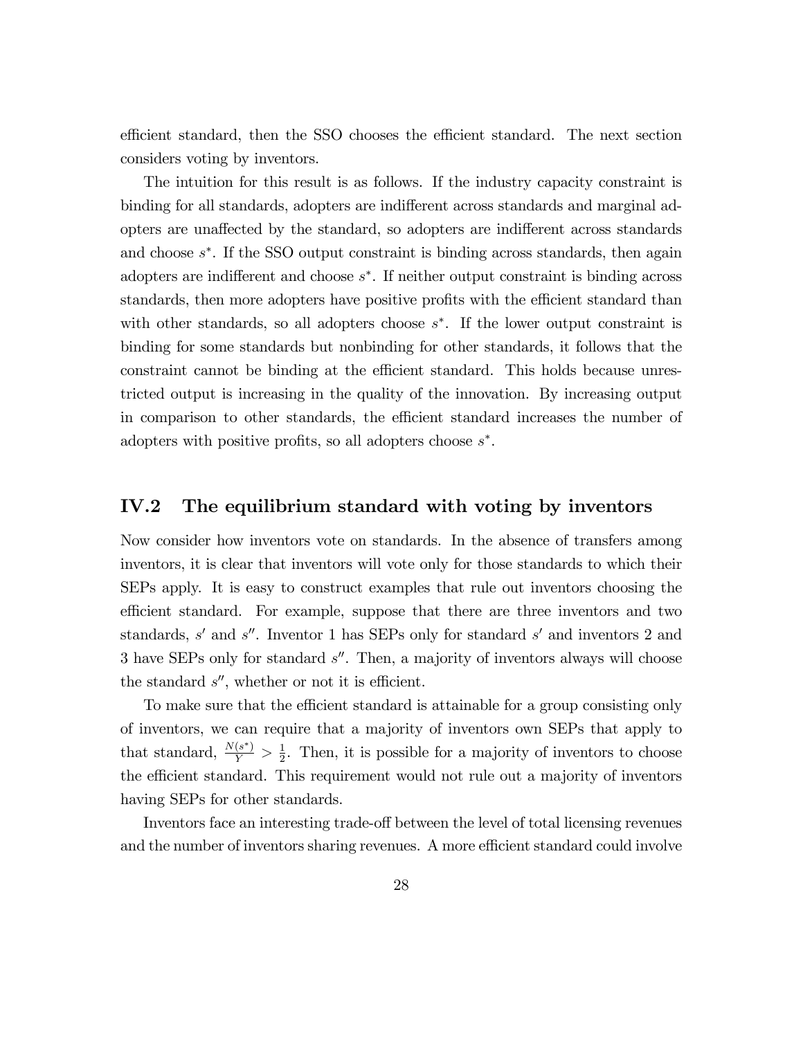efficient standard, then the SSO chooses the efficient standard. The next section considers voting by inventors.

The intuition for this result is as follows. If the industry capacity constraint is binding for all standards, adopters are indifferent across standards and marginal adopters are unaffected by the standard, so adopters are indifferent across standards and choose $s^*$. If the SSO output constraint is binding across standards, then again adopters are indifferent and choose $s^*$. If neither output constraint is binding across standards, then more adopters have positive profits with the efficient standard than with other standards, so all adopters choose $s^*$. If the lower output constraint is binding for some standards but nonbinding for other standards, it follows that the constraint cannot be binding at the efficient standard. This holds because unrestricted output is increasing in the quality of the innovation. By increasing output in comparison to other standards, the efficient standard increases the number of adopters with positive profits, so all adopters choose $s^*$.

## IV.2 The equilibrium standard with voting by inventors

Now consider how inventors vote on standards. In the absence of transfers among inventors, it is clear that inventors will vote only for those standards to which their SEPs apply. It is easy to construct examples that rule out inventors choosing the efficient standard. For example, suppose that there are three inventors and two standards, $s'$ and $s''$. Inventor 1 has SEPs only for standard $s'$ and inventors 2 and 3 have SEPs only for standard $s''$. Then, a majority of inventors always will choose the standard $s''$, whether or not it is efficient.

To make sure that the efficient standard is attainable for a group consisting only of inventors, we can require that a majority of inventors own SEPs that apply to that standard, $\frac{N(s^*)}{Y} > \frac{1}{2}$. Then, it is possible for a majority of inventors to choose the efficient standard. This requirement would not rule out a majority of inventors having SEPs for other standards.

Inventors face an interesting trade-off between the level of total licensing revenues and the number of inventors sharing revenues. A more efficient standard could involve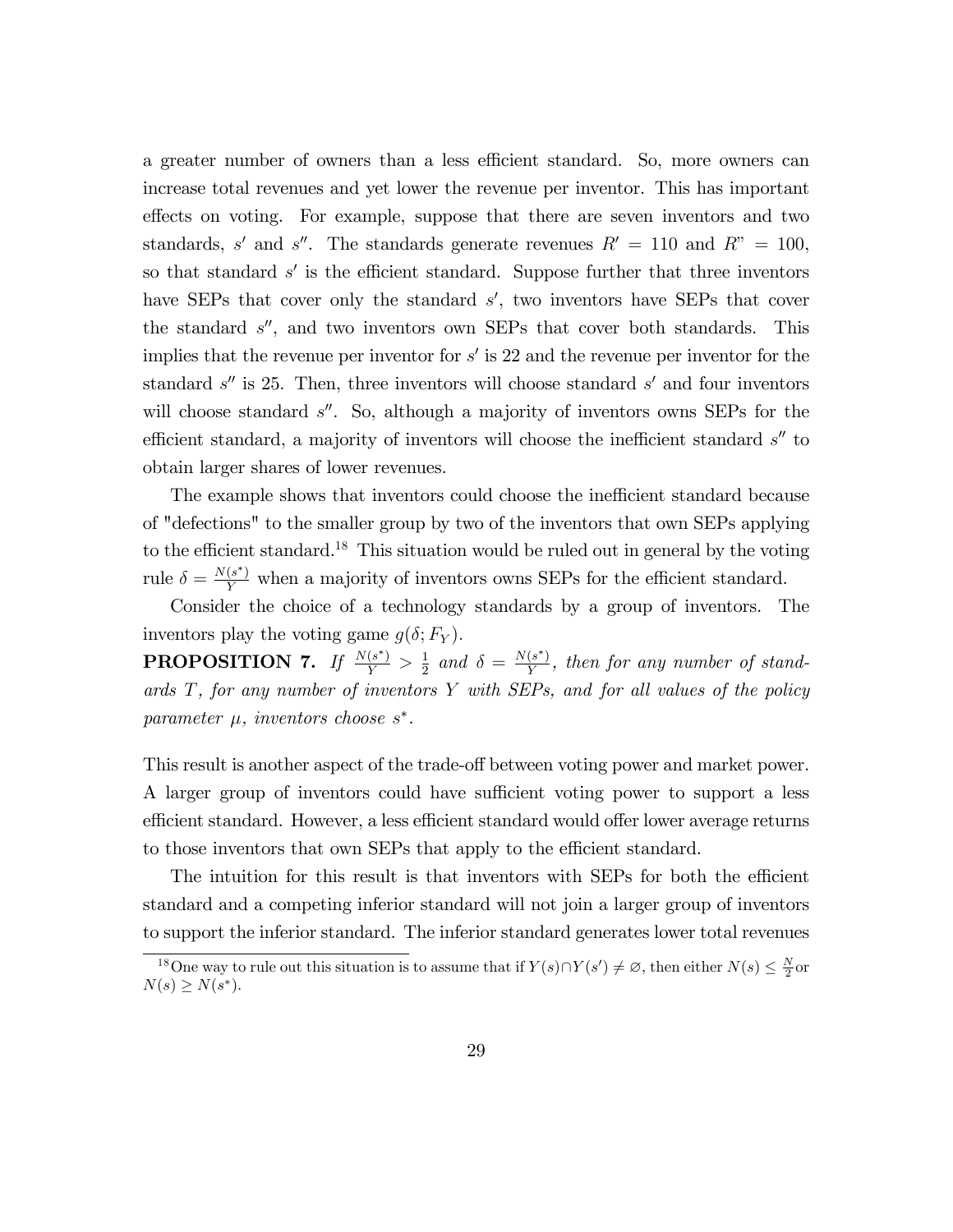a greater number of owners than a less efficient standard. So, more owners can increase total revenues and yet lower the revenue per inventor. This has important effects on voting. For example, suppose that there are seven inventors and two standards, $s'$ and $s''$. The standards generate revenues $R' = 110$ and $R" = 100$, so that standard $s'$ is the efficient standard. Suppose further that three inventors have SEPs that cover only the standard $s'$, two inventors have SEPs that cover the standard $s''$, and two inventors own SEPs that cover both standards. This implies that the revenue per inventor for $s'$ is 22 and the revenue per inventor for the standard $s''$ is 25. Then, three inventors will choose standard $s'$ and four inventors will choose standard $s''$. So, although a majority of inventors owns SEPs for the efficient standard, a majority of inventors will choose the inefficient standard $s''$ to obtain larger shares of lower revenues.

The example shows that inventors could choose the inefficient standard because of "defections" to the smaller group by two of the inventors that own SEPs applying to the efficient standard.[18] This situation would be ruled out in general by the voting rule $\delta = \frac{N(s^*)}{Y}$ when a majority of inventors owns SEPs for the efficient standard.

Consider the choice of a technology standards by a group of inventors. The inventors play the voting game $g(\delta; F_Y)$.

**PROPOSITION 7.** *If* $\frac{N(s^*)}{Y} > \frac{1}{2}$ *and* $\delta = \frac{N(s^*)}{Y}$*, then for any number of standards* $T$*, for any number of inventors* $Y$ *with SEPs, and for all values of the policy parameter* $\mu$*, inventors choose* $s^*$*.*

This result is another aspect of the trade-off between voting power and market power. A larger group of inventors could have sufficient voting power to support a less efficient standard. However, a less efficient standard would offer lower average returns to those inventors that own SEPs that apply to the efficient standard.

The intuition for this result is that inventors with SEPs for both the efficient standard and a competing inferior standard will not join a larger group of inventors to support the inferior standard. The inferior standard generates lower total revenues

[18] One way to rule out this situation is to assume that if $Y(s) \cap Y(s') \neq \varnothing$, then either $N(s) \leq \frac{N}{2}$ or $N(s) \geq N(s^*)$.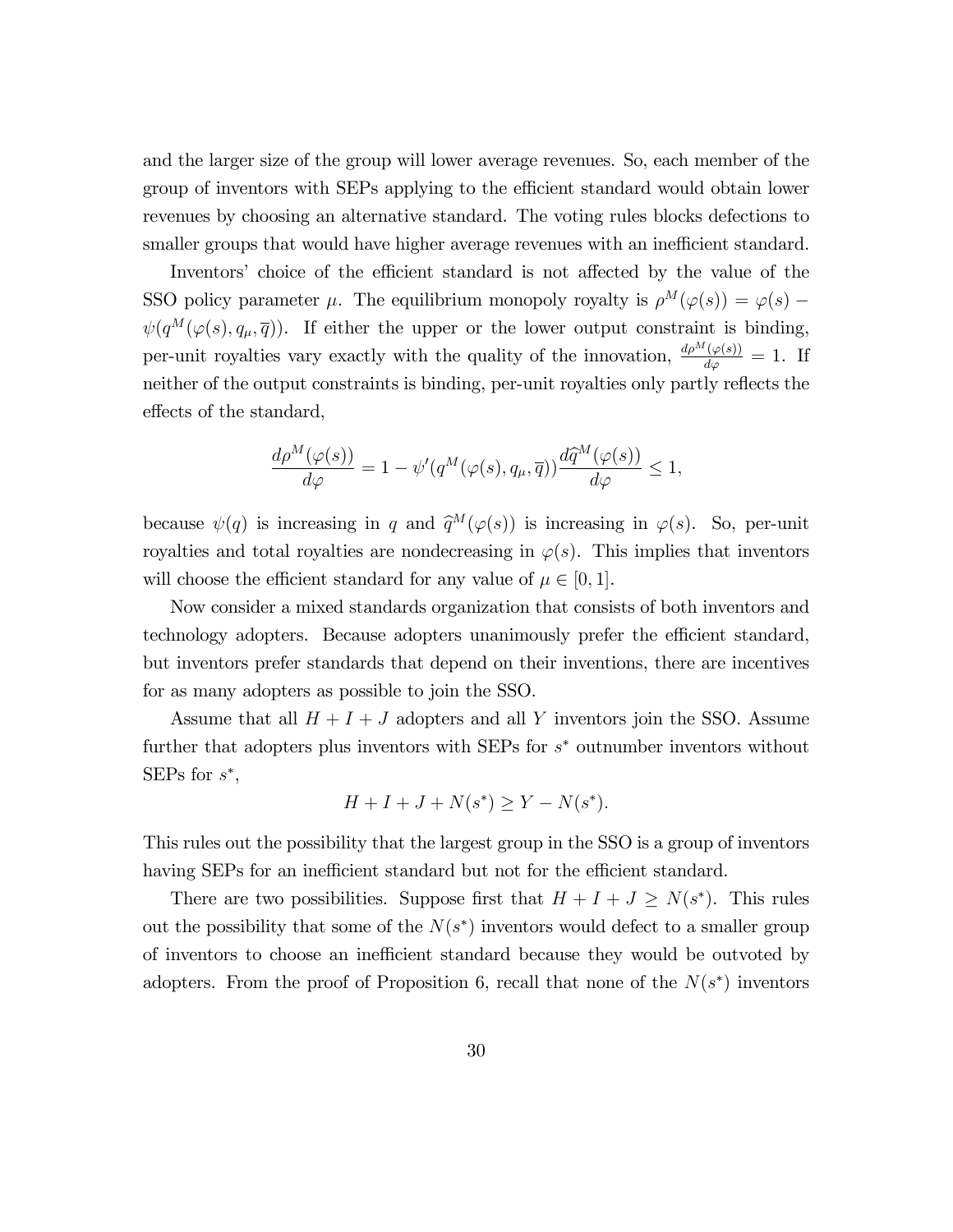and the larger size of the group will lower average revenues. So, each member of the group of inventors with SEPs applying to the efficient standard would obtain lower revenues by choosing an alternative standard. The voting rules blocks defections to smaller groups that would have higher average revenues with an inefficient standard.

Inventors' choice of the efficient standard is not affected by the value of the SSO policy parameter $\mu$. The equilibrium monopoly royalty is $\rho^M(\varphi(s)) = \varphi(s) - \psi(q^M(\varphi(s), q_\mu, \overline{q}))$. If either the upper or the lower output constraint is binding, per-unit royalties vary exactly with the quality of the innovation, $\frac{d\rho^M(\varphi(s))}{d\varphi} = 1$. If neither of the output constraints is binding, per-unit royalties only partly reflects the effects of the standard,

$$\frac{d\rho^M(\varphi(s))}{d\varphi} = 1 - \psi'(q^M(\varphi(s), q_\mu, \overline{q}))\frac{d\widehat{q}^M(\varphi(s))}{d\varphi} \leq 1,$$

because $\psi(q)$ is increasing in $q$ and $\widehat{q}^M(\varphi(s))$ is increasing in $\varphi(s)$. So, per-unit royalties and total royalties are nondecreasing in $\varphi(s)$. This implies that inventors will choose the efficient standard for any value of $\mu \in [0, 1]$.

Now consider a mixed standards organization that consists of both inventors and technology adopters. Because adopters unanimously prefer the efficient standard, but inventors prefer standards that depend on their inventions, there are incentives for as many adopters as possible to join the SSO.

Assume that all $H + I + J$ adopters and all $Y$ inventors join the SSO. Assume further that adopters plus inventors with SEPs for $s^*$ outnumber inventors without SEPs for $s^*$,

$$H + I + J + N(s^*) \geq Y - N(s^*).$$

This rules out the possibility that the largest group in the SSO is a group of inventors having SEPs for an inefficient standard but not for the efficient standard.

There are two possibilities. Suppose first that $H + I + J \geq N(s^*)$. This rules out the possibility that some of the $N(s^*)$ inventors would defect to a smaller group of inventors to choose an inefficient standard because they would be outvoted by adopters. From the proof of Proposition 6, recall that none of the $N(s^*)$ inventors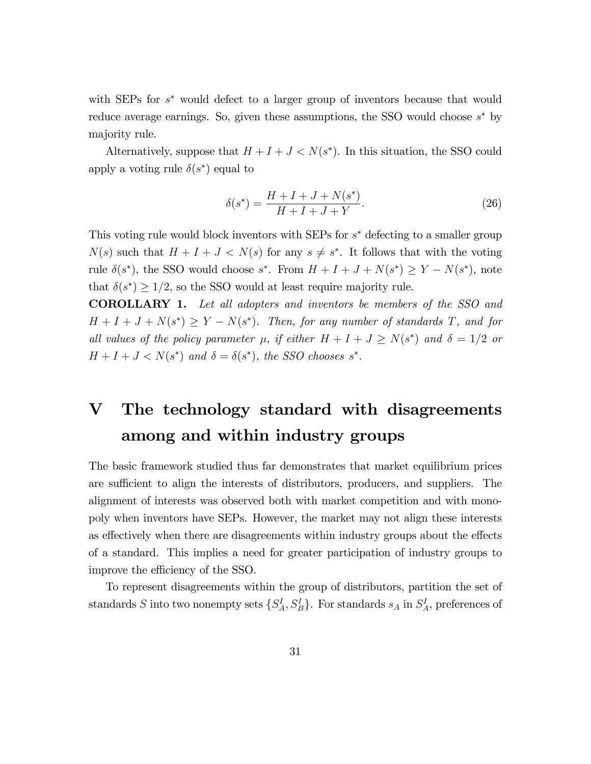with SEPs for $s^*$ would defect to a larger group of inventors because that would reduce average earnings. So, given these assumptions, the SSO would choose $s^*$ by majority rule.

Alternatively, suppose that $H + I + J < N(s^*)$. In this situation, the SSO could apply a voting rule $\delta(s^*)$ equal to

$$\delta(s^*) = \frac{H + I + J + N(s^*)}{H + I + J + Y}. \tag{26}$$

This voting rule would block inventors with SEPs for $s^*$ defecting to a smaller group $N(s)$ such that $H + I + J < N(s)$ for any $s \neq s^*$. It follows that with the voting rule $\delta(s^*)$, the SSO would choose $s^*$. From $H + I + J + N(s^*) \geq Y - N(s^*)$, note that $\delta(s^*) \geq 1/2$, so the SSO would at least require majority rule.

**COROLLARY 1.** *Let all adopters and inventors be members of the SSO and $H + I + J + N(s^*) \geq Y - N(s^*)$. Then, for any number of standards $T$, and for all values of the policy parameter $\mu$, if either $H + I + J \geq N(s^*)$ and $\delta = 1/2$ or $H + I + J < N(s^*)$ and $\delta = \delta(s^*)$, the SSO chooses $s^*$.*

# V The technology standard with disagreements among and within industry groups

The basic framework studied thus far demonstrates that market equilibrium prices are sufficient to align the interests of distributors, producers, and suppliers. The alignment of interests was observed both with market competition and with monopoly when inventors have SEPs. However, the market may not align these interests as effectively when there are disagreements within industry groups about the effects of a standard. This implies a need for greater participation of industry groups to improve the efficiency of the SSO.

To represent disagreements within the group of distributors, partition the set of standards $S$ into two nonempty sets $\{S_A^I, S_B^I\}$. For standards $s_A$ in $S_A^I$, preferences of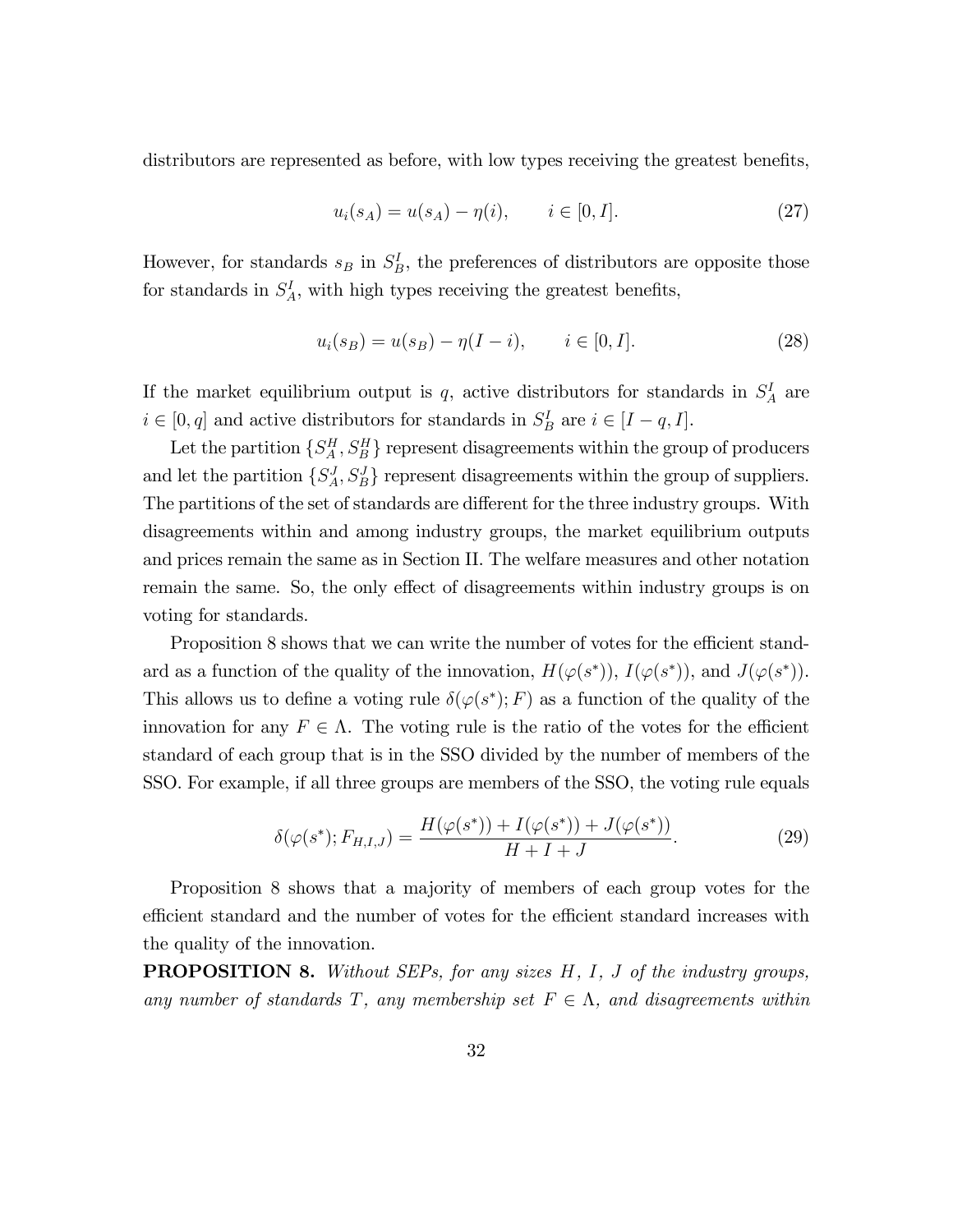distributors are represented as before, with low types receiving the greatest benefits,

$$u_i(s_A) = u(s_A) - \eta(i), \qquad i \in [0, I]. \tag{27}$$

However, for standards $s_B$ in $S_B^I$, the preferences of distributors are opposite those for standards in $S_A^I$, with high types receiving the greatest benefits,

$$u_i(s_B) = u(s_B) - \eta(I - i), \qquad i \in [0, I]. \tag{28}$$

If the market equilibrium output is $q$, active distributors for standards in $S_A^I$ are $i \in [0, q]$ and active distributors for standards in $S_B^I$ are $i \in [I - q, I]$.

Let the partition $\{S_A^H, S_B^H\}$ represent disagreements within the group of producers and let the partition $\{S_A^J, S_B^J\}$ represent disagreements within the group of suppliers. The partitions of the set of standards are different for the three industry groups. With disagreements within and among industry groups, the market equilibrium outputs and prices remain the same as in Section II. The welfare measures and other notation remain the same. So, the only effect of disagreements within industry groups is on voting for standards.

Proposition 8 shows that we can write the number of votes for the efficient standard as a function of the quality of the innovation, $H(\varphi(s^*))$, $I(\varphi(s^*))$, and $J(\varphi(s^*))$. This allows us to define a voting rule $\delta(\varphi(s^*); F)$ as a function of the quality of the innovation for any $F \in \Lambda$. The voting rule is the ratio of the votes for the efficient standard of each group that is in the SSO divided by the number of members of the SSO. For example, if all three groups are members of the SSO, the voting rule equals

$$\delta(\varphi(s^*); F_{H,I,J}) = \frac{H(\varphi(s^*)) + I(\varphi(s^*)) + J(\varphi(s^*))}{H + I + J}. \tag{29}$$

Proposition 8 shows that a majority of members of each group votes for the efficient standard and the number of votes for the efficient standard increases with the quality of the innovation.

**PROPOSITION 8.** *Without SEPs, for any sizes $H$, $I$, $J$ of the industry groups, any number of standards $T$, any membership set $F \in \Lambda$, and disagreements within*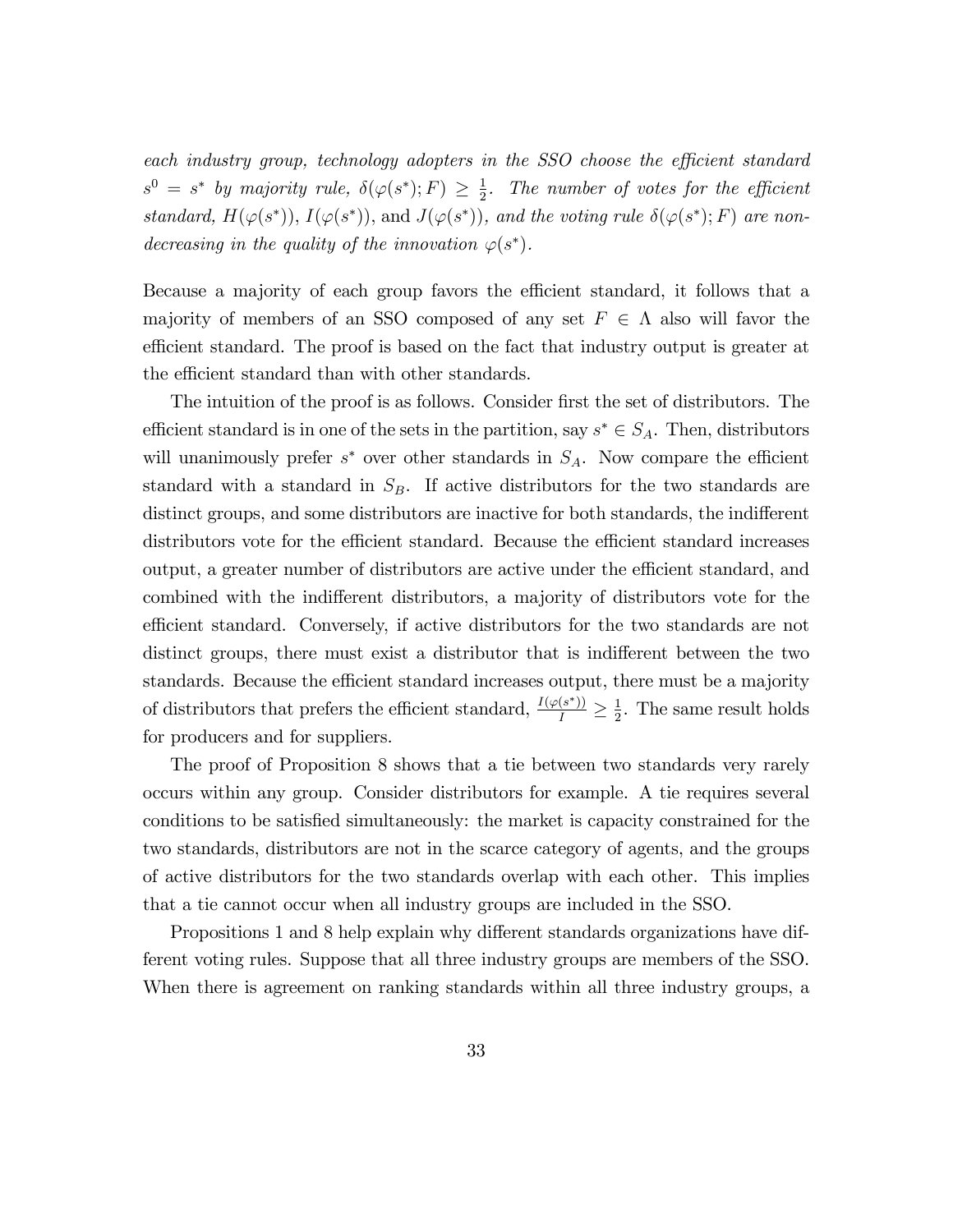*each industry group, technology adopters in the SSO choose the efficient standard $s^0 = s^*$ by majority rule, $\delta(\varphi(s^*); F) \geq \frac{1}{2}$. The number of votes for the efficient standard, $H(\varphi(s^*))$, $I(\varphi(s^*))$, and $J(\varphi(s^*))$, and the voting rule $\delta(\varphi(s^*); F)$ are non-decreasing in the quality of the innovation $\varphi(s^*)$.*

Because a majority of each group favors the efficient standard, it follows that a majority of members of an SSO composed of any set $F \in \Lambda$ also will favor the efficient standard. The proof is based on the fact that industry output is greater at the efficient standard than with other standards.

The intuition of the proof is as follows. Consider first the set of distributors. The efficient standard is in one of the sets in the partition, say $s^* \in S_A$. Then, distributors will unanimously prefer $s^*$ over other standards in $S_A$. Now compare the efficient standard with a standard in $S_B$. If active distributors for the two standards are distinct groups, and some distributors are inactive for both standards, the indifferent distributors vote for the efficient standard. Because the efficient standard increases output, a greater number of distributors are active under the efficient standard, and combined with the indifferent distributors, a majority of distributors vote for the efficient standard. Conversely, if active distributors for the two standards are not distinct groups, there must exist a distributor that is indifferent between the two standards. Because the efficient standard increases output, there must be a majority of distributors that prefers the efficient standard, $\frac{I(\varphi(s^*))}{I} \geq \frac{1}{2}$. The same result holds for producers and for suppliers.

The proof of Proposition 8 shows that a tie between two standards very rarely occurs within any group. Consider distributors for example. A tie requires several conditions to be satisfied simultaneously: the market is capacity constrained for the two standards, distributors are not in the scarce category of agents, and the groups of active distributors for the two standards overlap with each other. This implies that a tie cannot occur when all industry groups are included in the SSO.

Propositions 1 and 8 help explain why different standards organizations have different voting rules. Suppose that all three industry groups are members of the SSO. When there is agreement on ranking standards within all three industry groups, a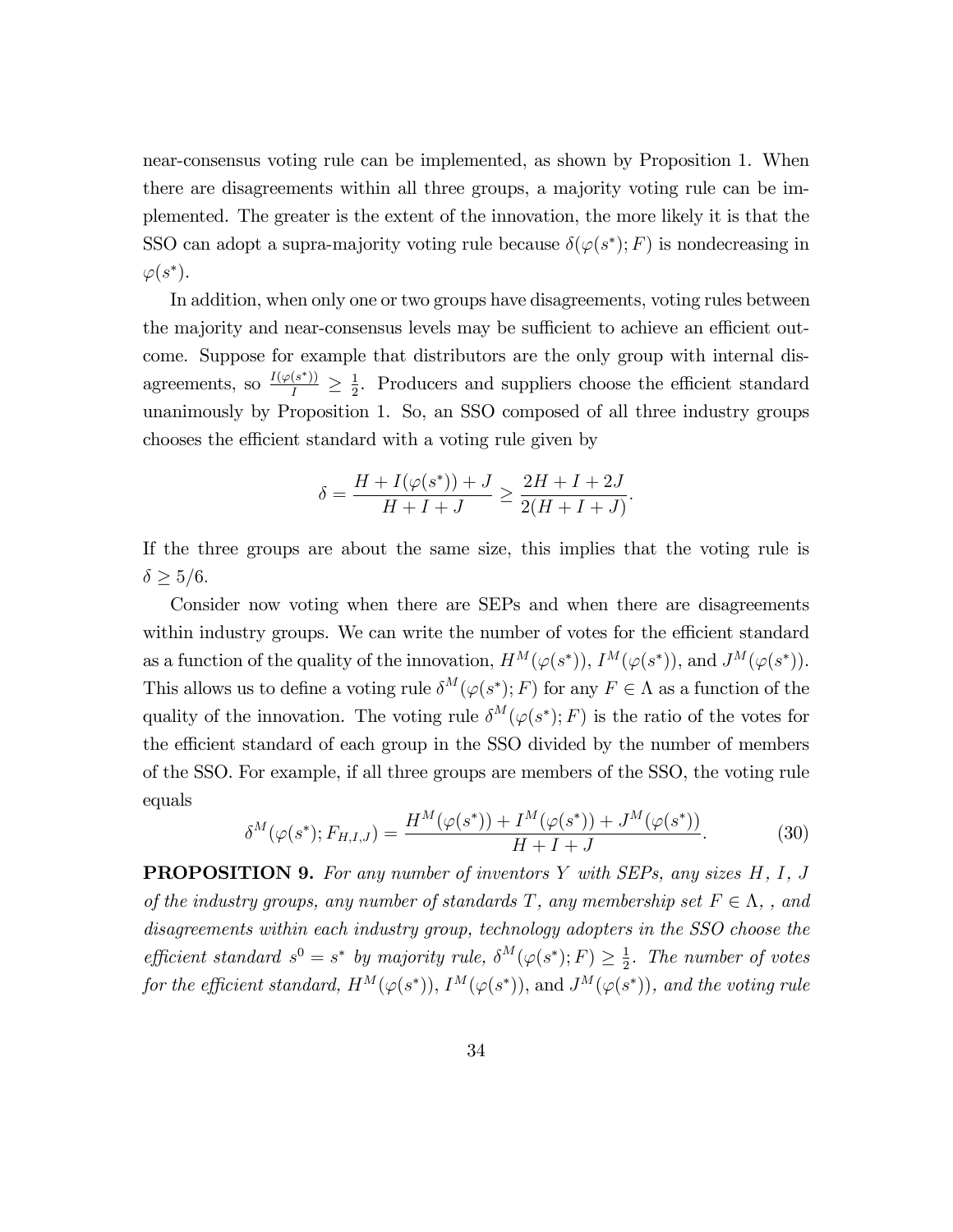near-consensus voting rule can be implemented, as shown by Proposition 1. When there are disagreements within all three groups, a majority voting rule can be implemented. The greater is the extent of the innovation, the more likely it is that the SSO can adopt a supra-majority voting rule because $\delta(\varphi(s^*); F)$ is nondecreasing in $\varphi(s^*)$.

In addition, when only one or two groups have disagreements, voting rules between the majority and near-consensus levels may be sufficient to achieve an efficient outcome. Suppose for example that distributors are the only group with internal disagreements, so $\frac{I(\varphi(s^*))}{I} \geq \frac{1}{2}$. Producers and suppliers choose the efficient standard unanimously by Proposition 1. So, an SSO composed of all three industry groups chooses the efficient standard with a voting rule given by

$$\delta = \frac{H + I(\varphi(s^*)) + J}{H + I + J} \geq \frac{2H + I + 2J}{2(H + I + J)}.$$

If the three groups are about the same size, this implies that the voting rule is $\delta \geq 5/6$.

Consider now voting when there are SEPs and when there are disagreements within industry groups. We can write the number of votes for the efficient standard as a function of the quality of the innovation, $H^M(\varphi(s^*))$, $I^M(\varphi(s^*))$, and $J^M(\varphi(s^*))$. This allows us to define a voting rule $\delta^M(\varphi(s^*); F)$ for any $F \in \Lambda$ as a function of the quality of the innovation. The voting rule $\delta^M(\varphi(s^*); F)$ is the ratio of the votes for the efficient standard of each group in the SSO divided by the number of members of the SSO. For example, if all three groups are members of the SSO, the voting rule equals

$$\delta^M(\varphi(s^*); F_{H,I,J}) = \frac{H^M(\varphi(s^*)) + I^M(\varphi(s^*)) + J^M(\varphi(s^*))}{H + I + J}. \tag{30}$$

**PROPOSITION 9.** *For any number of inventors $Y$ with SEPs, any sizes $H$, $I$, $J$ of the industry groups, any number of standards $T$, any membership set $F \in \Lambda$, , and disagreements within each industry group, technology adopters in the SSO choose the efficient standard $s^0 = s^*$ by majority rule, $\delta^M(\varphi(s^*); F) \geq \frac{1}{2}$. The number of votes for the efficient standard, $H^M(\varphi(s^*))$, $I^M(\varphi(s^*))$, and $J^M(\varphi(s^*))$, and the voting rule*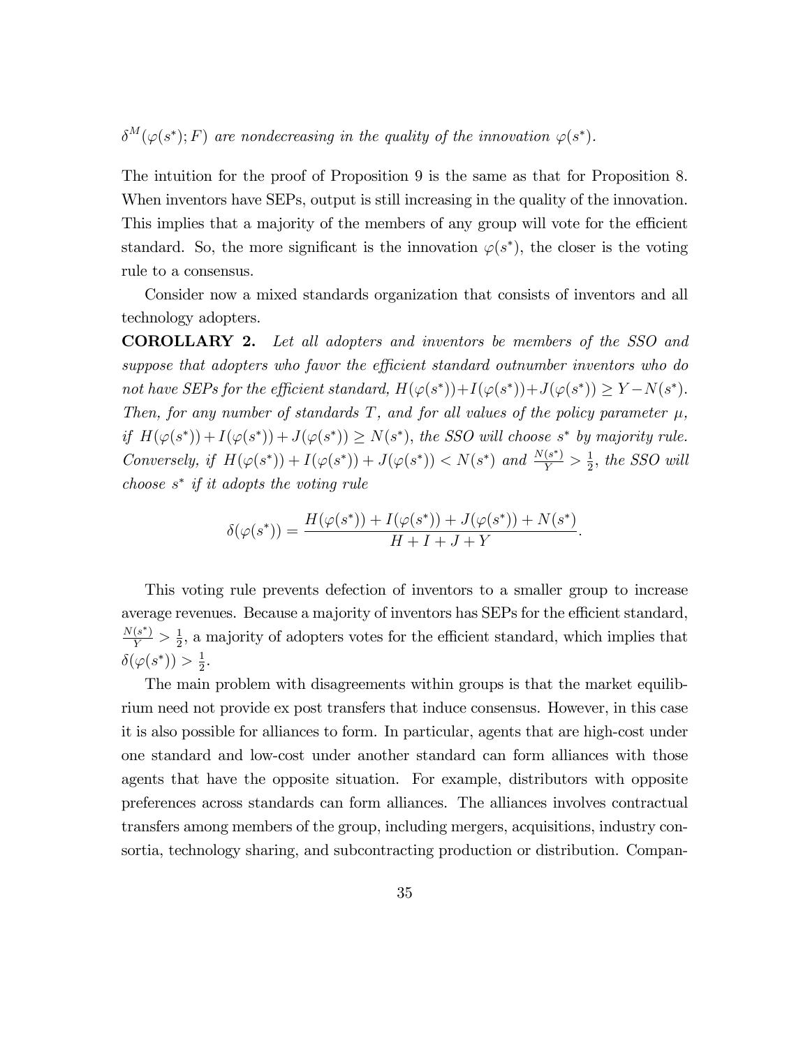$\delta^M(\varphi(s^*); F)$ *are nondecreasing in the quality of the innovation* $\varphi(s^*)$.

The intuition for the proof of Proposition 9 is the same as that for Proposition 8. When inventors have SEPs, output is still increasing in the quality of the innovation. This implies that a majority of the members of any group will vote for the efficient standard. So, the more significant is the innovation $\varphi(s^*)$, the closer is the voting rule to a consensus.

Consider now a mixed standards organization that consists of inventors and all technology adopters.

**COROLLARY 2.** *Let all adopters and inventors be members of the SSO and suppose that adopters who favor the efficient standard outnumber inventors who do not have SEPs for the efficient standard,* $H(\varphi(s^*)) + I(\varphi(s^*)) + J(\varphi(s^*)) \geq Y - N(s^*)$. *Then, for any number of standards* $T$*, and for all values of the policy parameter* $\mu$*, if* $H(\varphi(s^*)) + I(\varphi(s^*)) + J(\varphi(s^*)) \geq N(s^*)$*, the SSO will choose* $s^*$ *by majority rule. Conversely, if* $H(\varphi(s^*)) + I(\varphi(s^*)) + J(\varphi(s^*)) < N(s^*)$ *and* $\frac{N(s^*)}{Y} > \frac{1}{2}$*, the SSO will choose* $s^*$ *if it adopts the voting rule*

$$\delta(\varphi(s^*)) = \frac{H(\varphi(s^*)) + I(\varphi(s^*)) + J(\varphi(s^*)) + N(s^*)}{H + I + J + Y}.$$

This voting rule prevents defection of inventors to a smaller group to increase average revenues. Because a majority of inventors has SEPs for the efficient standard, $\frac{N(s^*)}{Y} > \frac{1}{2}$, a majority of adopters votes for the efficient standard, which implies that $\delta(\varphi(s^*)) > \frac{1}{2}$.

The main problem with disagreements within groups is that the market equilibrium need not provide ex post transfers that induce consensus. However, in this case it is also possible for alliances to form. In particular, agents that are high-cost under one standard and low-cost under another standard can form alliances with those agents that have the opposite situation. For example, distributors with opposite preferences across standards can form alliances. The alliances involves contractual transfers among members of the group, including mergers, acquisitions, industry consortia, technology sharing, and subcontracting production or distribution. Compan-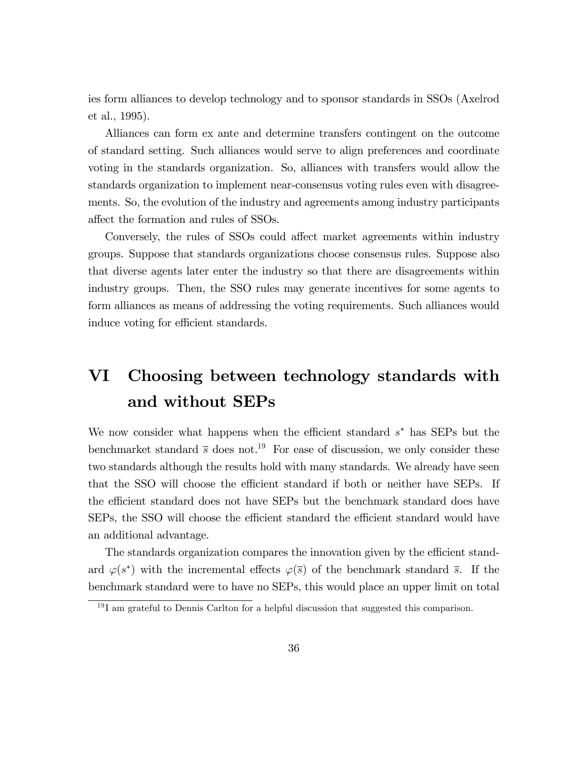ies form alliances to develop technology and to sponsor standards in SSOs (Axelrod et al., 1995).

Alliances can form ex ante and determine transfers contingent on the outcome of standard setting. Such alliances would serve to align preferences and coordinate voting in the standards organization. So, alliances with transfers would allow the standards organization to implement near-consensus voting rules even with disagreements. So, the evolution of the industry and agreements among industry participants affect the formation and rules of SSOs.

Conversely, the rules of SSOs could affect market agreements within industry groups. Suppose that standards organizations choose consensus rules. Suppose also that diverse agents later enter the industry so that there are disagreements within industry groups. Then, the SSO rules may generate incentives for some agents to form alliances as means of addressing the voting requirements. Such alliances would induce voting for efficient standards.

# VI Choosing between technology standards with and without SEPs

We now consider what happens when the efficient standard $s^*$ has SEPs but the benchmarket standard $\overline{s}$ does not.[19] For ease of discussion, we only consider these two standards although the results hold with many standards. We already have seen that the SSO will choose the efficient standard if both or neither have SEPs. If the efficient standard does not have SEPs but the benchmark standard does have SEPs, the SSO will choose the efficient standard the efficient standard would have an additional advantage.

The standards organization compares the innovation given by the efficient standard $\varphi(s^*)$ with the incremental effects $\varphi(\overline{s})$ of the benchmark standard $\overline{s}$. If the benchmark standard were to have no SEPs, this would place an upper limit on total

[19] I am grateful to Dennis Carlton for a helpful discussion that suggested this comparison.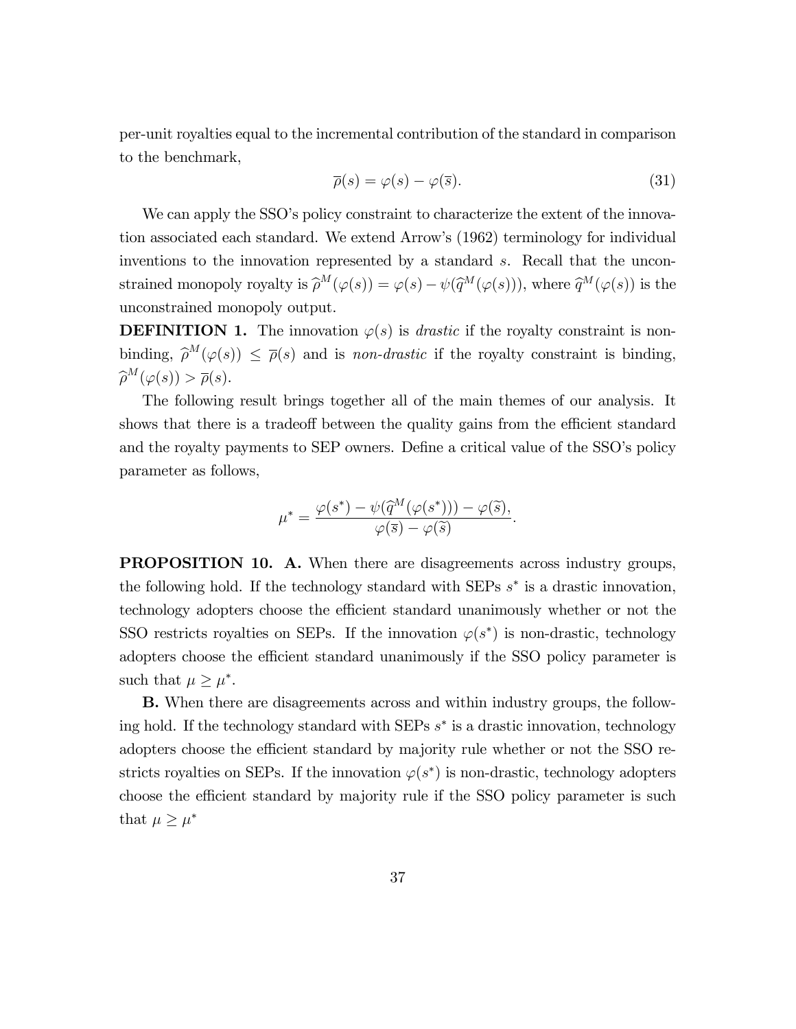per-unit royalties equal to the incremental contribution of the standard in comparison to the benchmark,

$$\overline{\rho}(s) = \varphi(s) - \varphi(\overline{s}). \tag{31}$$

We can apply the SSO's policy constraint to characterize the extent of the innovation associated each standard. We extend Arrow's (1962) terminology for individual inventions to the innovation represented by a standard $s$. Recall that the unconstrained monopoly royalty is $\widehat{\rho}^M(\varphi(s)) = \varphi(s) - \psi(\widehat{q}^M(\varphi(s)))$, where $\widehat{q}^M(\varphi(s))$ is the unconstrained monopoly output.

**DEFINITION 1.** The innovation $\varphi(s)$ is *drastic* if the royalty constraint is non-binding, $\widehat{\rho}^M(\varphi(s)) \leq \overline{\rho}(s)$ and is *non-drastic* if the royalty constraint is binding, $\widehat{\rho}^M(\varphi(s)) > \overline{\rho}(s)$.

The following result brings together all of the main themes of our analysis. It shows that there is a tradeoff between the quality gains from the efficient standard and the royalty payments to SEP owners. Define a critical value of the SSO's policy parameter as follows,

$$\mu^* = \frac{\varphi(s^*) - \psi(\widehat{q}^M(\varphi(s^*))) - \varphi(\widetilde{s}),}{\varphi(\overline{s}) - \varphi(\widetilde{s})}.$$

**PROPOSITION 10. A.** When there are disagreements across industry groups, the following hold. If the technology standard with SEPs $s^*$ is a drastic innovation, technology adopters choose the efficient standard unanimously whether or not the SSO restricts royalties on SEPs. If the innovation $\varphi(s^*)$ is non-drastic, technology adopters choose the efficient standard unanimously if the SSO policy parameter is such that $\mu \geq \mu^*$.

**B.** When there are disagreements across and within industry groups, the following hold. If the technology standard with SEPs $s^*$ is a drastic innovation, technology adopters choose the efficient standard by majority rule whether or not the SSO restricts royalties on SEPs. If the innovation $\varphi(s^*)$ is non-drastic, technology adopters choose the efficient standard by majority rule if the SSO policy parameter is such that $\mu \geq \mu^*$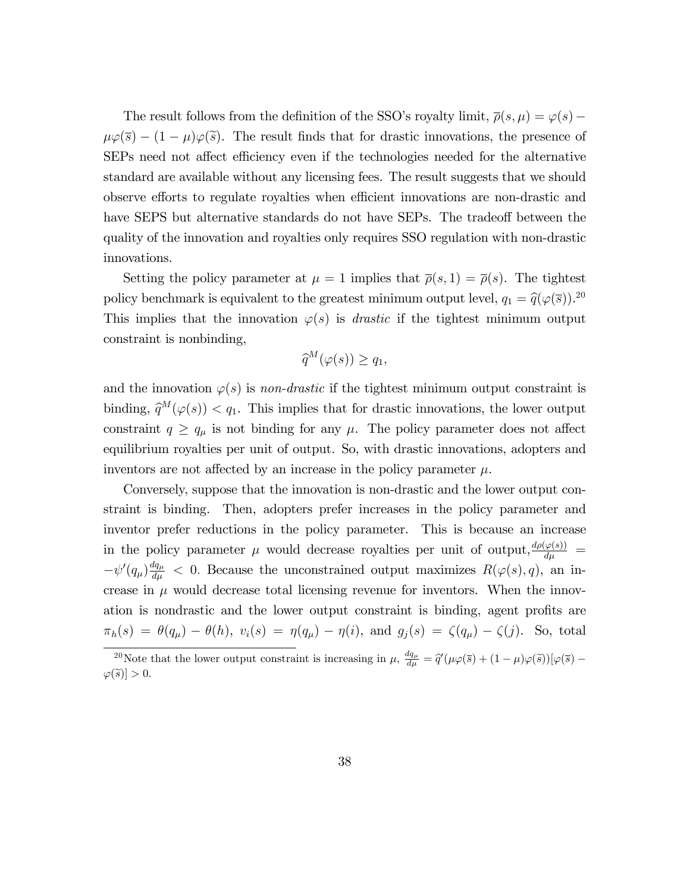The result follows from the definition of the SSO's royalty limit, $\overline{\rho}(s, \mu) = \varphi(s) - \mu\varphi(\overline{s}) - (1 - \mu)\varphi(\widetilde{s})$. The result finds that for drastic innovations, the presence of SEPs need not affect efficiency even if the technologies needed for the alternative standard are available without any licensing fees. The result suggests that we should observe efforts to regulate royalties when efficient innovations are non-drastic and have SEPS but alternative standards do not have SEPs. The tradeoff between the quality of the innovation and royalties only requires SSO regulation with non-drastic innovations.

Setting the policy parameter at $\mu = 1$ implies that $\overline{\rho}(s, 1) = \overline{\rho}(s)$. The tightest policy benchmark is equivalent to the greatest minimum output level, $q_1 = \widehat{q}(\varphi(\overline{s}))$.[20] This implies that the innovation $\varphi(s)$ is *drastic* if the tightest minimum output constraint is nonbinding,

$$\widehat{q}^M(\varphi(s)) \geq q_1,$$

and the innovation $\varphi(s)$ is *non-drastic* if the tightest minimum output constraint is binding, $\widehat{q}^M(\varphi(s)) < q_1$. This implies that for drastic innovations, the lower output constraint $q \geq q_\mu$ is not binding for any $\mu$. The policy parameter does not affect equilibrium royalties per unit of output. So, with drastic innovations, adopters and inventors are not affected by an increase in the policy parameter $\mu$.

Conversely, suppose that the innovation is non-drastic and the lower output constraint is binding. Then, adopters prefer increases in the policy parameter and inventor prefer reductions in the policy parameter. This is because an increase in the policy parameter $\mu$ would decrease royalties per unit of output, $\frac{d\rho(\varphi(s))}{d\mu} = -\psi'(q_\mu)\frac{dq_\mu}{d\mu} < 0$. Because the unconstrained output maximizes $R(\varphi(s), q)$, an increase in $\mu$ would decrease total licensing revenue for inventors. When the innovation is nondrastic and the lower output constraint is binding, agent profits are $\pi_h(s) = \theta(q_\mu) - \theta(h)$, $v_i(s) = \eta(q_\mu) - \eta(i)$, and $g_j(s) = \zeta(q_\mu) - \zeta(j)$. So, total

[20] Note that the lower output constraint is increasing in $\mu$, $\frac{dq_\mu}{d\mu} = \widehat{q}'(\mu\varphi(\overline{s}) + (1 - \mu)\varphi(\widetilde{s}))[\varphi(\overline{s}) - \varphi(\widetilde{s})] > 0$.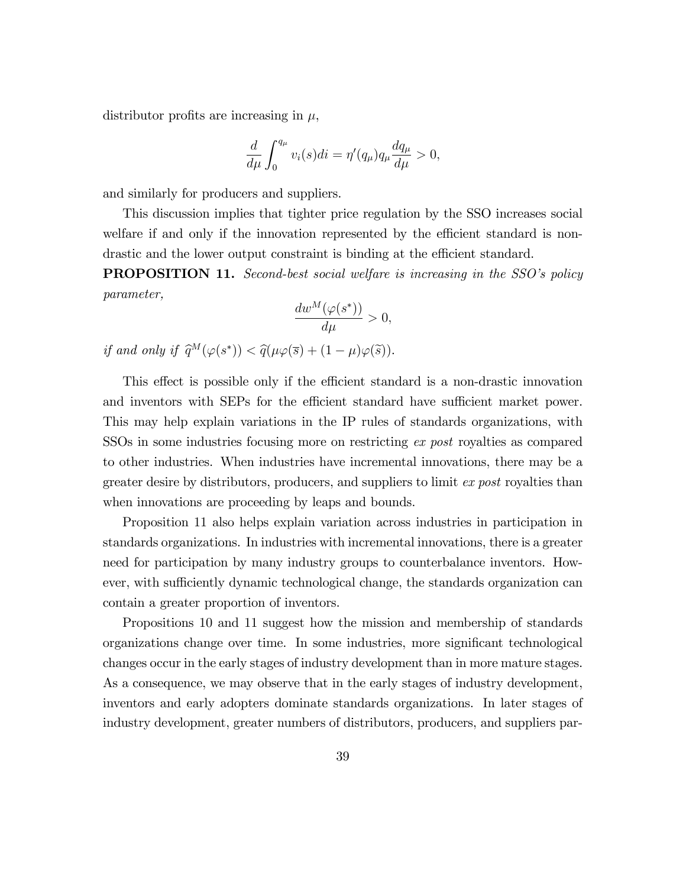distributor profits are increasing in $\mu$,

$$\frac{d}{d\mu}\int_0^{q_\mu} v_i(s)di = \eta'(q_\mu)q_\mu \frac{dq_\mu}{d\mu} > 0,$$

and similarly for producers and suppliers.

This discussion implies that tighter price regulation by the SSO increases social welfare if and only if the innovation represented by the efficient standard is non-drastic and the lower output constraint is binding at the efficient standard.

**PROPOSITION 11.** *Second-best social welfare is increasing in the SSO's policy parameter,*

$$\frac{dw^M(\varphi(s^*))}{d\mu} > 0,$$

*if and only if* $\widehat{q}^M(\varphi(s^*)) < \widehat{q}(\mu\varphi(\overline{s}) + (1-\mu)\varphi(\widetilde{s}))$.

This effect is possible only if the efficient standard is a non-drastic innovation and inventors with SEPs for the efficient standard have sufficient market power. This may help explain variations in the IP rules of standards organizations, with SSOs in some industries focusing more on restricting *ex post* royalties as compared to other industries. When industries have incremental innovations, there may be a greater desire by distributors, producers, and suppliers to limit *ex post* royalties than when innovations are proceeding by leaps and bounds.

Proposition 11 also helps explain variation across industries in participation in standards organizations. In industries with incremental innovations, there is a greater need for participation by many industry groups to counterbalance inventors. However, with sufficiently dynamic technological change, the standards organization can contain a greater proportion of inventors.

Propositions 10 and 11 suggest how the mission and membership of standards organizations change over time. In some industries, more significant technological changes occur in the early stages of industry development than in more mature stages. As a consequence, we may observe that in the early stages of industry development, inventors and early adopters dominate standards organizations. In later stages of industry development, greater numbers of distributors, producers, and suppliers par-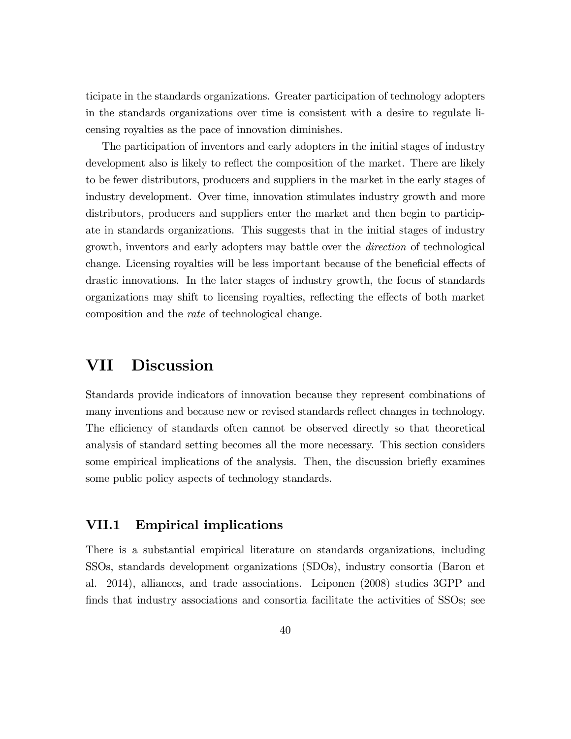ticipate in the standards organizations. Greater participation of technology adopters in the standards organizations over time is consistent with a desire to regulate licensing royalties as the pace of innovation diminishes.

The participation of inventors and early adopters in the initial stages of industry development also is likely to reflect the composition of the market. There are likely to be fewer distributors, producers and suppliers in the market in the early stages of industry development. Over time, innovation stimulates industry growth and more distributors, producers and suppliers enter the market and then begin to participate in standards organizations. This suggests that in the initial stages of industry growth, inventors and early adopters may battle over the *direction* of technological change. Licensing royalties will be less important because of the beneficial effects of drastic innovations. In the later stages of industry growth, the focus of standards organizations may shift to licensing royalties, reflecting the effects of both market composition and the *rate* of technological change.

# VII Discussion

Standards provide indicators of innovation because they represent combinations of many inventions and because new or revised standards reflect changes in technology. The efficiency of standards often cannot be observed directly so that theoretical analysis of standard setting becomes all the more necessary. This section considers some empirical implications of the analysis. Then, the discussion briefly examines some public policy aspects of technology standards.

## VII.1 Empirical implications

There is a substantial empirical literature on standards organizations, including SSOs, standards development organizations (SDOs), industry consortia (Baron et al. 2014), alliances, and trade associations. Leiponen (2008) studies 3GPP and finds that industry associations and consortia facilitate the activities of SSOs; see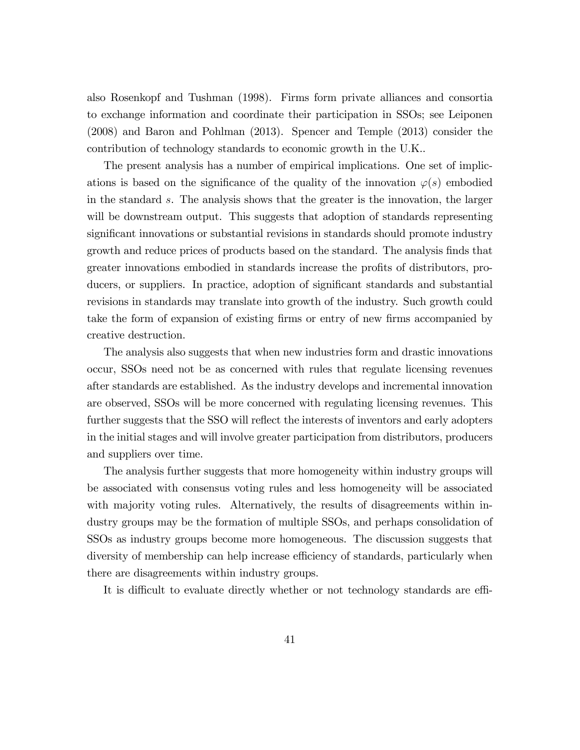also Rosenkopf and Tushman (1998). Firms form private alliances and consortia to exchange information and coordinate their participation in SSOs; see Leiponen (2008) and Baron and Pohlman (2013). Spencer and Temple (2013) consider the contribution of technology standards to economic growth in the U.K..

The present analysis has a number of empirical implications. One set of implications is based on the significance of the quality of the innovation $\varphi(s)$ embodied in the standard $s$. The analysis shows that the greater is the innovation, the larger will be downstream output. This suggests that adoption of standards representing significant innovations or substantial revisions in standards should promote industry growth and reduce prices of products based on the standard. The analysis finds that greater innovations embodied in standards increase the profits of distributors, producers, or suppliers. In practice, adoption of significant standards and substantial revisions in standards may translate into growth of the industry. Such growth could take the form of expansion of existing firms or entry of new firms accompanied by creative destruction.

The analysis also suggests that when new industries form and drastic innovations occur, SSOs need not be as concerned with rules that regulate licensing revenues after standards are established. As the industry develops and incremental innovation are observed, SSOs will be more concerned with regulating licensing revenues. This further suggests that the SSO will reflect the interests of inventors and early adopters in the initial stages and will involve greater participation from distributors, producers and suppliers over time.

The analysis further suggests that more homogeneity within industry groups will be associated with consensus voting rules and less homogeneity will be associated with majority voting rules. Alternatively, the results of disagreements within industry groups may be the formation of multiple SSOs, and perhaps consolidation of SSOs as industry groups become more homogeneous. The discussion suggests that diversity of membership can help increase efficiency of standards, particularly when there are disagreements within industry groups.

It is difficult to evaluate directly whether or not technology standards are effi-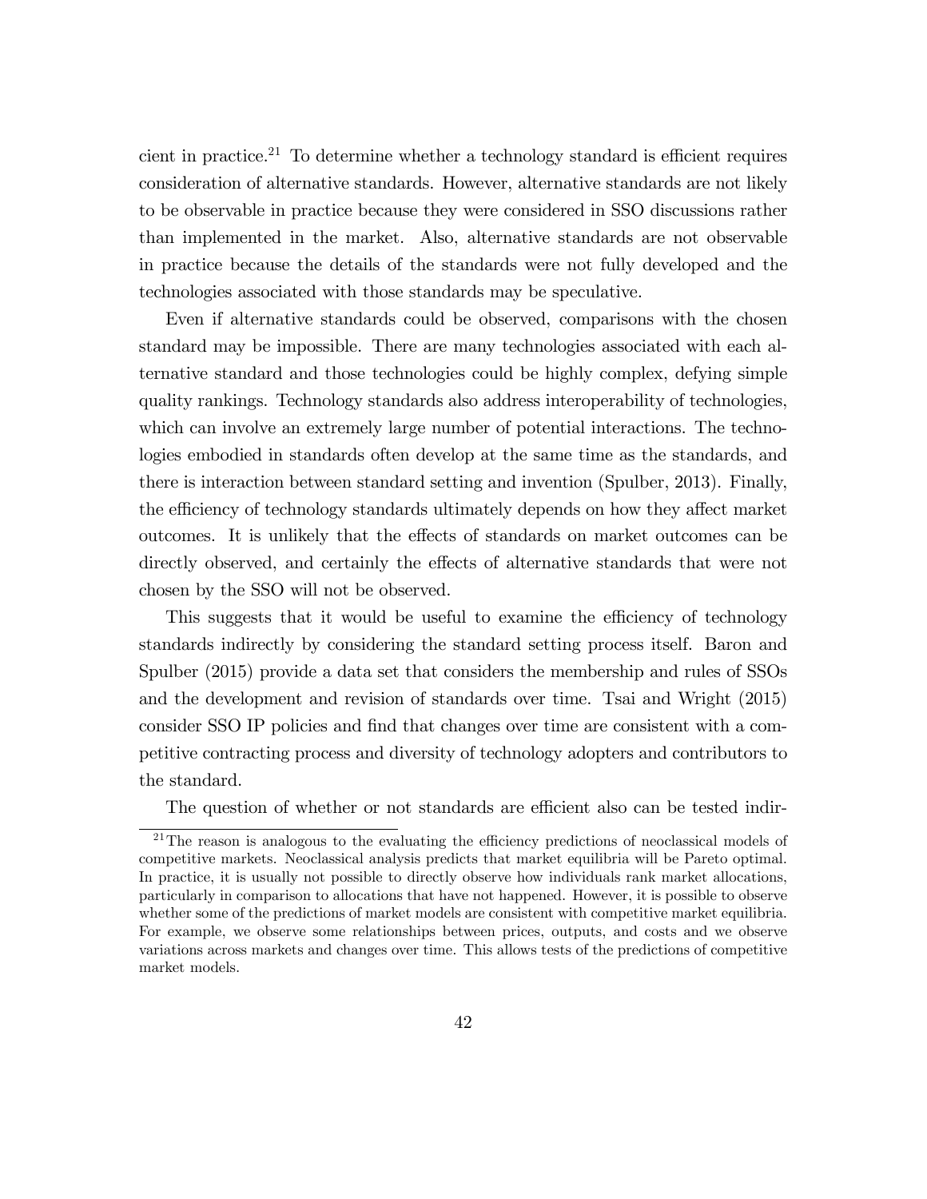cient in practice.[21] To determine whether a technology standard is efficient requires consideration of alternative standards. However, alternative standards are not likely to be observable in practice because they were considered in SSO discussions rather than implemented in the market. Also, alternative standards are not observable in practice because the details of the standards were not fully developed and the technologies associated with those standards may be speculative.

Even if alternative standards could be observed, comparisons with the chosen standard may be impossible. There are many technologies associated with each alternative standard and those technologies could be highly complex, defying simple quality rankings. Technology standards also address interoperability of technologies, which can involve an extremely large number of potential interactions. The technologies embodied in standards often develop at the same time as the standards, and there is interaction between standard setting and invention (Spulber, 2013). Finally, the efficiency of technology standards ultimately depends on how they affect market outcomes. It is unlikely that the effects of standards on market outcomes can be directly observed, and certainly the effects of alternative standards that were not chosen by the SSO will not be observed.

This suggests that it would be useful to examine the efficiency of technology standards indirectly by considering the standard setting process itself. Baron and Spulber (2015) provide a data set that considers the membership and rules of SSOs and the development and revision of standards over time. Tsai and Wright (2015) consider SSO IP policies and find that changes over time are consistent with a competitive contracting process and diversity of technology adopters and contributors to the standard.

The question of whether or not standards are efficient also can be tested indir-

[21] The reason is analogous to the evaluating the efficiency predictions of neoclassical models of competitive markets. Neoclassical analysis predicts that market equilibria will be Pareto optimal. In practice, it is usually not possible to directly observe how individuals rank market allocations, particularly in comparison to allocations that have not happened. However, it is possible to observe whether some of the predictions of market models are consistent with competitive market equilibria. For example, we observe some relationships between prices, outputs, and costs and we observe variations across markets and changes over time. This allows tests of the predictions of competitive market models.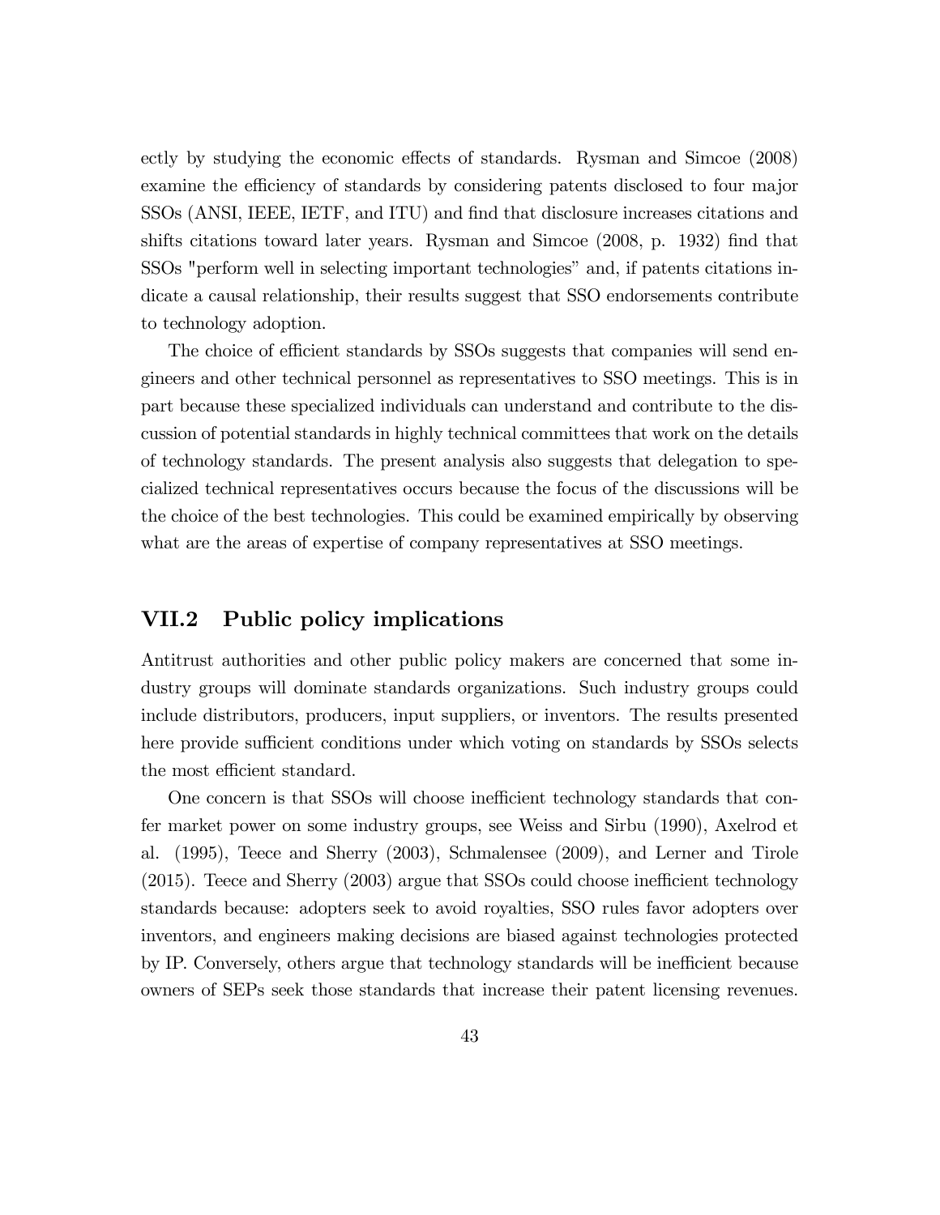ectly by studying the economic effects of standards. Rysman and Simcoe (2008) examine the efficiency of standards by considering patents disclosed to four major SSOs (ANSI, IEEE, IETF, and ITU) and find that disclosure increases citations and shifts citations toward later years. Rysman and Simcoe (2008, p. 1932) find that SSOs "perform well in selecting important technologies" and, if patents citations indicate a causal relationship, their results suggest that SSO endorsements contribute to technology adoption.

The choice of efficient standards by SSOs suggests that companies will send engineers and other technical personnel as representatives to SSO meetings. This is in part because these specialized individuals can understand and contribute to the discussion of potential standards in highly technical committees that work on the details of technology standards. The present analysis also suggests that delegation to specialized technical representatives occurs because the focus of the discussions will be the choice of the best technologies. This could be examined empirically by observing what are the areas of expertise of company representatives at SSO meetings.

## VII.2 Public policy implications

Antitrust authorities and other public policy makers are concerned that some industry groups will dominate standards organizations. Such industry groups could include distributors, producers, input suppliers, or inventors. The results presented here provide sufficient conditions under which voting on standards by SSOs selects the most efficient standard.

One concern is that SSOs will choose inefficient technology standards that confer market power on some industry groups, see Weiss and Sirbu (1990), Axelrod et al. (1995), Teece and Sherry (2003), Schmalensee (2009), and Lerner and Tirole (2015). Teece and Sherry (2003) argue that SSOs could choose inefficient technology standards because: adopters seek to avoid royalties, SSO rules favor adopters over inventors, and engineers making decisions are biased against technologies protected by IP. Conversely, others argue that technology standards will be inefficient because owners of SEPs seek those standards that increase their patent licensing revenues.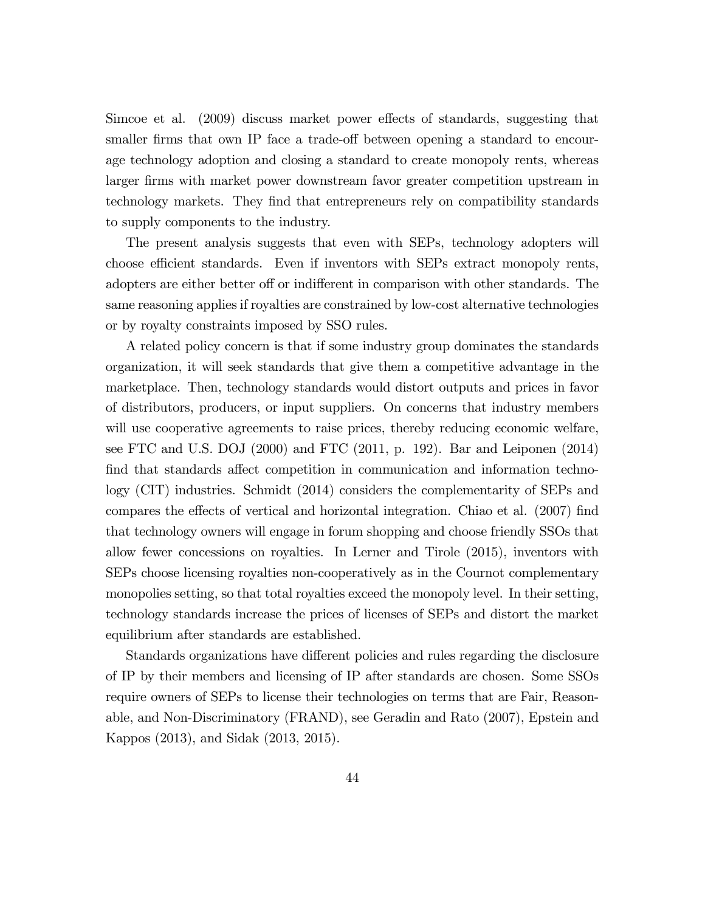Simcoe et al. (2009) discuss market power effects of standards, suggesting that smaller firms that own IP face a trade-off between opening a standard to encourage technology adoption and closing a standard to create monopoly rents, whereas larger firms with market power downstream favor greater competition upstream in technology markets. They find that entrepreneurs rely on compatibility standards to supply components to the industry.

The present analysis suggests that even with SEPs, technology adopters will choose efficient standards. Even if inventors with SEPs extract monopoly rents, adopters are either better off or indifferent in comparison with other standards. The same reasoning applies if royalties are constrained by low-cost alternative technologies or by royalty constraints imposed by SSO rules.

A related policy concern is that if some industry group dominates the standards organization, it will seek standards that give them a competitive advantage in the marketplace. Then, technology standards would distort outputs and prices in favor of distributors, producers, or input suppliers. On concerns that industry members will use cooperative agreements to raise prices, thereby reducing economic welfare, see FTC and U.S. DOJ (2000) and FTC (2011, p. 192). Bar and Leiponen (2014) find that standards affect competition in communication and information technology (CIT) industries. Schmidt (2014) considers the complementarity of SEPs and compares the effects of vertical and horizontal integration. Chiao et al. (2007) find that technology owners will engage in forum shopping and choose friendly SSOs that allow fewer concessions on royalties. In Lerner and Tirole (2015), inventors with SEPs choose licensing royalties non-cooperatively as in the Cournot complementary monopolies setting, so that total royalties exceed the monopoly level. In their setting, technology standards increase the prices of licenses of SEPs and distort the market equilibrium after standards are established.

Standards organizations have different policies and rules regarding the disclosure of IP by their members and licensing of IP after standards are chosen. Some SSOs require owners of SEPs to license their technologies on terms that are Fair, Reasonable, and Non-Discriminatory (FRAND), see Geradin and Rato (2007), Epstein and Kappos (2013), and Sidak (2013, 2015).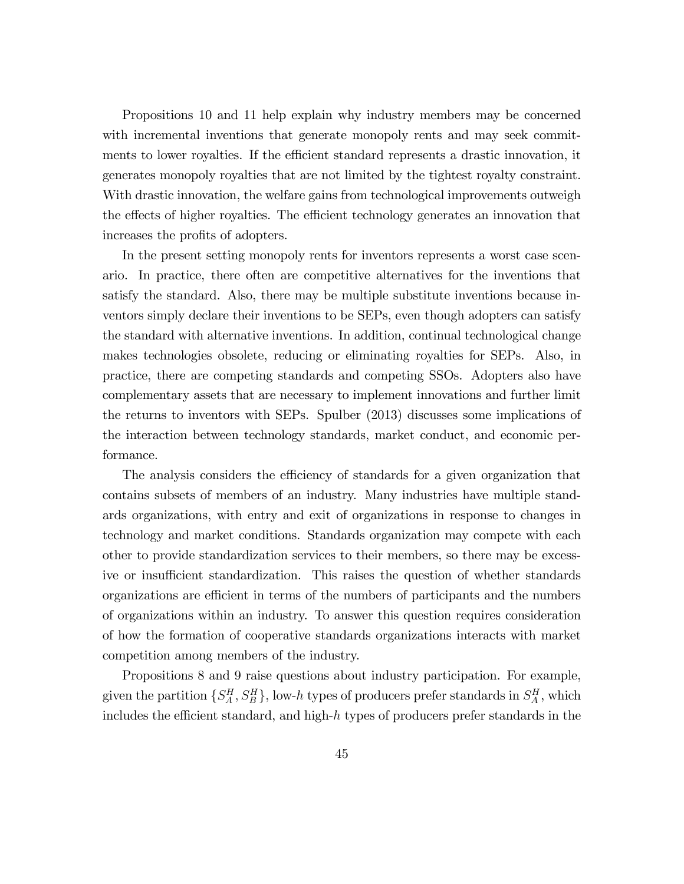Propositions 10 and 11 help explain why industry members may be concerned with incremental inventions that generate monopoly rents and may seek commitments to lower royalties. If the efficient standard represents a drastic innovation, it generates monopoly royalties that are not limited by the tightest royalty constraint. With drastic innovation, the welfare gains from technological improvements outweigh the effects of higher royalties. The efficient technology generates an innovation that increases the profits of adopters.

In the present setting monopoly rents for inventors represents a worst case scenario. In practice, there often are competitive alternatives for the inventions that satisfy the standard. Also, there may be multiple substitute inventions because inventors simply declare their inventions to be SEPs, even though adopters can satisfy the standard with alternative inventions. In addition, continual technological change makes technologies obsolete, reducing or eliminating royalties for SEPs. Also, in practice, there are competing standards and competing SSOs. Adopters also have complementary assets that are necessary to implement innovations and further limit the returns to inventors with SEPs. Spulber (2013) discusses some implications of the interaction between technology standards, market conduct, and economic performance.

The analysis considers the efficiency of standards for a given organization that contains subsets of members of an industry. Many industries have multiple standards organizations, with entry and exit of organizations in response to changes in technology and market conditions. Standards organization may compete with each other to provide standardization services to their members, so there may be excessive or insufficient standardization. This raises the question of whether standards organizations are efficient in terms of the numbers of participants and the numbers of organizations within an industry. To answer this question requires consideration of how the formation of cooperative standards organizations interacts with market competition among members of the industry.

Propositions 8 and 9 raise questions about industry participation. For example, given the partition $\{S_A^H, S_B^H\}$, low-$h$ types of producers prefer standards in $S_A^H$, which includes the efficient standard, and high-$h$ types of producers prefer standards in the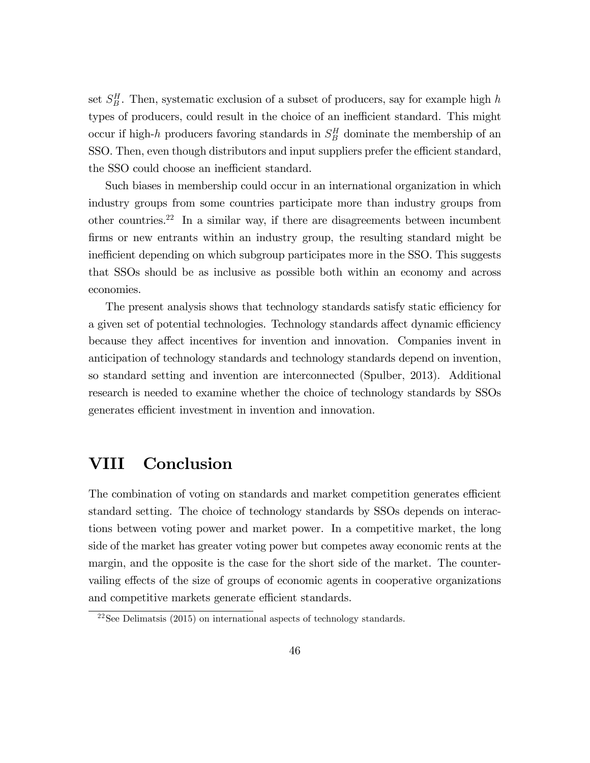set $S_B^H$. Then, systematic exclusion of a subset of producers, say for example high $h$ types of producers, could result in the choice of an inefficient standard. This might occur if high-$h$ producers favoring standards in $S_B^H$ dominate the membership of an SSO. Then, even though distributors and input suppliers prefer the efficient standard, the SSO could choose an inefficient standard.

Such biases in membership could occur in an international organization in which industry groups from some countries participate more than industry groups from other countries.[22] In a similar way, if there are disagreements between incumbent firms or new entrants within an industry group, the resulting standard might be inefficient depending on which subgroup participates more in the SSO. This suggests that SSOs should be as inclusive as possible both within an economy and across economies.

The present analysis shows that technology standards satisfy static efficiency for a given set of potential technologies. Technology standards affect dynamic efficiency because they affect incentives for invention and innovation. Companies invent in anticipation of technology standards and technology standards depend on invention, so standard setting and invention are interconnected (Spulber, 2013). Additional research is needed to examine whether the choice of technology standards by SSOs generates efficient investment in invention and innovation.

# VIII Conclusion

The combination of voting on standards and market competition generates efficient standard setting. The choice of technology standards by SSOs depends on interactions between voting power and market power. In a competitive market, the long side of the market has greater voting power but competes away economic rents at the margin, and the opposite is the case for the short side of the market. The countervailing effects of the size of groups of economic agents in cooperative organizations and competitive markets generate efficient standards.

[22] See Delimatsis (2015) on international aspects of technology standards.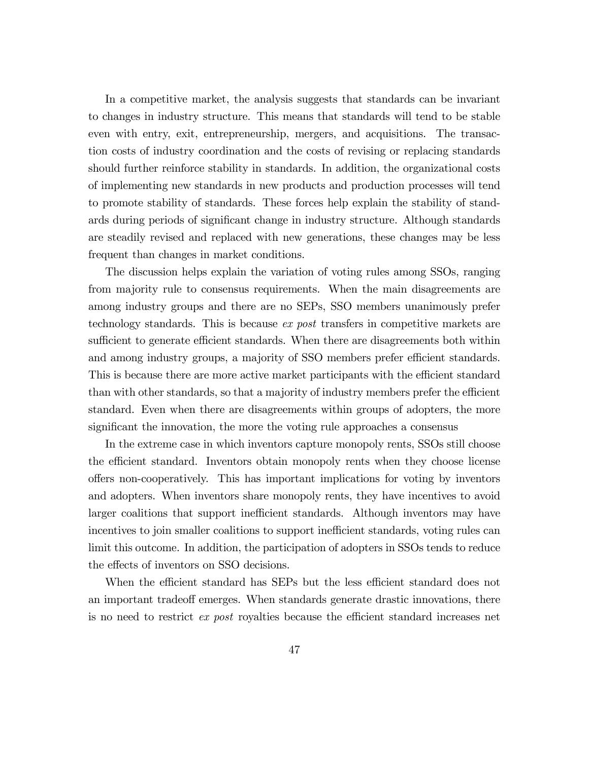In a competitive market, the analysis suggests that standards can be invariant to changes in industry structure. This means that standards will tend to be stable even with entry, exit, entrepreneurship, mergers, and acquisitions. The transaction costs of industry coordination and the costs of revising or replacing standards should further reinforce stability in standards. In addition, the organizational costs of implementing new standards in new products and production processes will tend to promote stability of standards. These forces help explain the stability of standards during periods of significant change in industry structure. Although standards are steadily revised and replaced with new generations, these changes may be less frequent than changes in market conditions.

The discussion helps explain the variation of voting rules among SSOs, ranging from majority rule to consensus requirements. When the main disagreements are among industry groups and there are no SEPs, SSO members unanimously prefer technology standards. This is because *ex post* transfers in competitive markets are sufficient to generate efficient standards. When there are disagreements both within and among industry groups, a majority of SSO members prefer efficient standards. This is because there are more active market participants with the efficient standard than with other standards, so that a majority of industry members prefer the efficient standard. Even when there are disagreements within groups of adopters, the more significant the innovation, the more the voting rule approaches a consensus

In the extreme case in which inventors capture monopoly rents, SSOs still choose the efficient standard. Inventors obtain monopoly rents when they choose license offers non-cooperatively. This has important implications for voting by inventors and adopters. When inventors share monopoly rents, they have incentives to avoid larger coalitions that support inefficient standards. Although inventors may have incentives to join smaller coalitions to support inefficient standards, voting rules can limit this outcome. In addition, the participation of adopters in SSOs tends to reduce the effects of inventors on SSO decisions.

When the efficient standard has SEPs but the less efficient standard does not an important tradeoff emerges. When standards generate drastic innovations, there is no need to restrict *ex post* royalties because the efficient standard increases net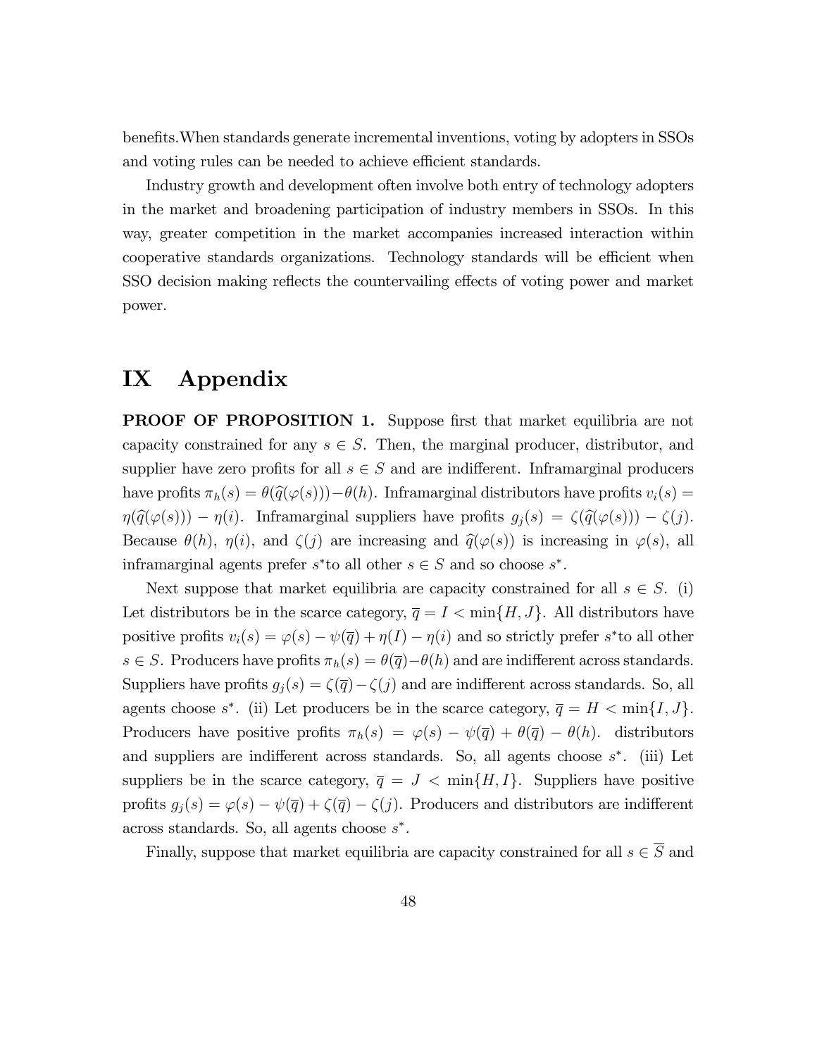benefits.When standards generate incremental inventions, voting by adopters in SSOs and voting rules can be needed to achieve efficient standards.

Industry growth and development often involve both entry of technology adopters in the market and broadening participation of industry members in SSOs. In this way, greater competition in the market accompanies increased interaction within cooperative standards organizations. Technology standards will be efficient when SSO decision making reflects the countervailing effects of voting power and market power.

# IX Appendix

**PROOF OF PROPOSITION 1.** Suppose first that market equilibria are not capacity constrained for any $s \in S$. Then, the marginal producer, distributor, and supplier have zero profits for all $s \in S$ and are indifferent. Inframarginal producers have profits $\pi_h(s) = \theta(\widehat{q}(\varphi(s))) - \theta(h)$. Inframarginal distributors have profits $v_i(s) = \eta(\widehat{q}(\varphi(s))) - \eta(i)$. Inframarginal suppliers have profits $g_j(s) = \zeta(\widehat{q}(\varphi(s))) - \zeta(j)$. Because $\theta(h)$, $\eta(i)$, and $\zeta(j)$ are increasing and $\widehat{q}(\varphi(s))$ is increasing in $\varphi(s)$, all inframarginal agents prefer $s^*$to all other $s \in S$ and so choose $s^*$.

Next suppose that market equilibria are capacity constrained for all $s \in S$. (i) Let distributors be in the scarce category, $\overline{q} = I < \min\{H, J\}$. All distributors have positive profits $v_i(s) = \varphi(s) - \psi(\overline{q}) + \eta(I) - \eta(i)$ and so strictly prefer $s^*$to all other $s \in S$. Producers have profits $\pi_h(s) = \theta(\overline{q}) - \theta(h)$ and are indifferent across standards. Suppliers have profits $g_j(s) = \zeta(\overline{q}) - \zeta(j)$ and are indifferent across standards. So, all agents choose $s^*$. (ii) Let producers be in the scarce category, $\overline{q} = H < \min\{I, J\}$. Producers have positive profits $\pi_h(s) = \varphi(s) - \psi(\overline{q}) + \theta(\overline{q}) - \theta(h)$. distributors and suppliers are indifferent across standards. So, all agents choose $s^*$. (iii) Let suppliers be in the scarce category, $\overline{q} = J < \min\{H, I\}$. Suppliers have positive profits $g_j(s) = \varphi(s) - \psi(\overline{q}) + \zeta(\overline{q}) - \zeta(j)$. Producers and distributors are indifferent across standards. So, all agents choose $s^*$.

Finally, suppose that market equilibria are capacity constrained for all $s \in \overline{S}$ and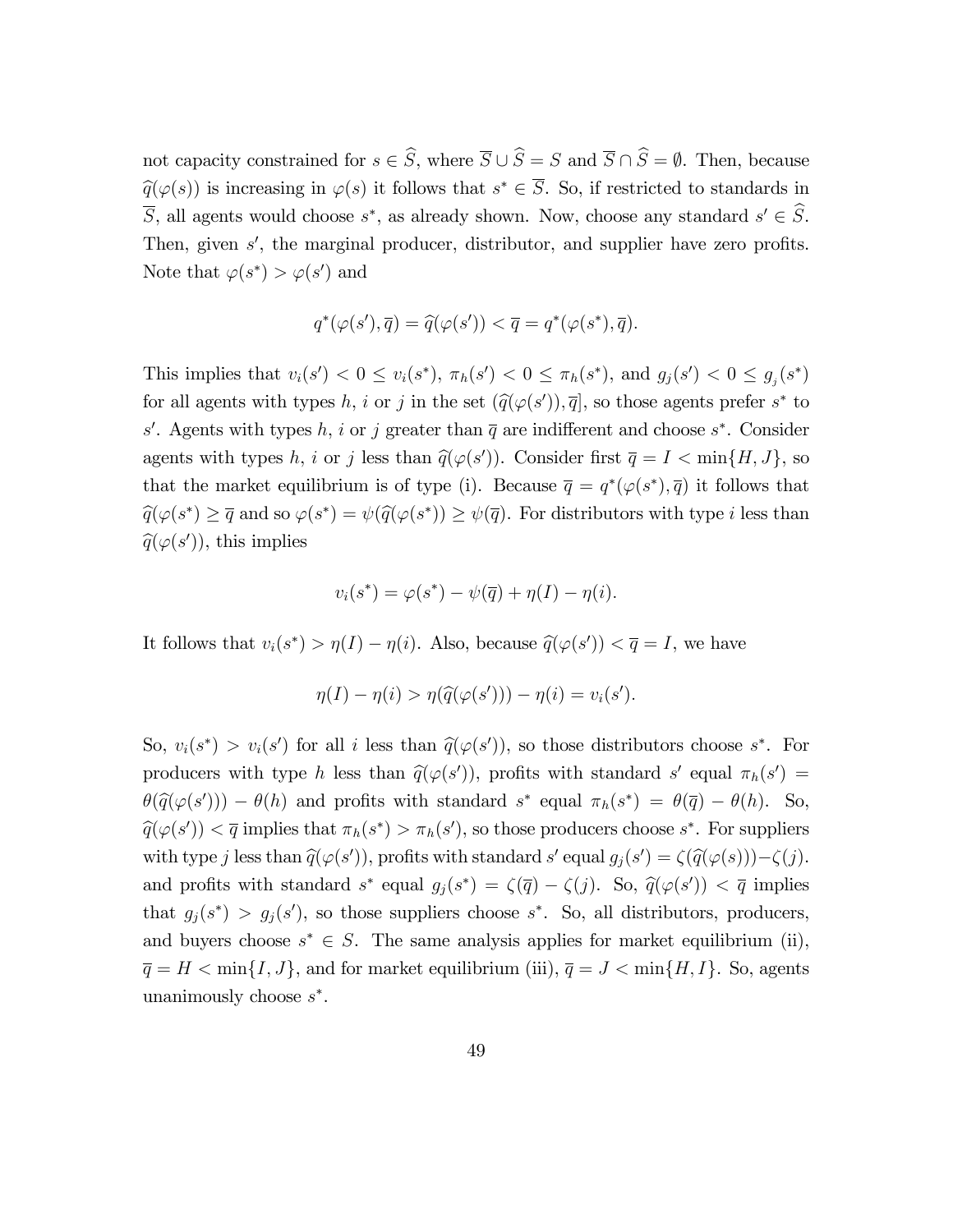not capacity constrained for $s \in \widehat{S}$, where $\overline{S} \cup \widehat{S} = S$ and $\overline{S} \cap \widehat{S} = \emptyset$. Then, because $\widehat{q}(\varphi(s))$ is increasing in $\varphi(s)$ it follows that $s^* \in \overline{S}$. So, if restricted to standards in $\overline{S}$, all agents would choose $s^*$, as already shown. Now, choose any standard $s' \in \widehat{S}$. Then, given $s'$, the marginal producer, distributor, and supplier have zero profits. Note that $\varphi(s^*) > \varphi(s')$ and

$$q^*(\varphi(s'), \overline{q}) = \widehat{q}(\varphi(s')) < \overline{q} = q^*(\varphi(s^*), \overline{q}).$$

This implies that $v_i(s') < 0 \leq v_i(s^*)$, $\pi_h(s') < 0 \leq \pi_h(s^*)$, and $g_j(s') < 0 \leq g_j(s^*)$ for all agents with types $h$, $i$ or $j$ in the set $(\widehat{q}(\varphi(s')), \overline{q}]$, so those agents prefer $s^*$ to $s'$. Agents with types $h$, $i$ or $j$ greater than $\overline{q}$ are indifferent and choose $s^*$. Consider agents with types $h$, $i$ or $j$ less than $\widehat{q}(\varphi(s'))$. Consider first $\overline{q} = I < \min\{H, J\}$, so that the market equilibrium is of type (i). Because $\overline{q} = q^*(\varphi(s^*), \overline{q})$ it follows that $\widehat{q}(\varphi(s^*) \geq \overline{q}$ and so $\varphi(s^*) = \psi(\widehat{q}(\varphi(s^*)) \geq \psi(\overline{q})$. For distributors with type $i$ less than $\widehat{q}(\varphi(s'))$, this implies

$$v_i(s^*) = \varphi(s^*) - \psi(\overline{q}) + \eta(I) - \eta(i).$$

It follows that $v_i(s^*) > \eta(I) - \eta(i)$. Also, because $\widehat{q}(\varphi(s')) < \overline{q} = I$, we have

$$\eta(I) - \eta(i) > \eta(\widehat{q}(\varphi(s'))) - \eta(i) = v_i(s').$$

So, $v_i(s^*) > v_i(s')$ for all $i$ less than $\widehat{q}(\varphi(s'))$, so those distributors choose $s^*$. For producers with type $h$ less than $\widehat{q}(\varphi(s'))$, profits with standard $s'$ equal $\pi_h(s') = \theta(\widehat{q}(\varphi(s'))) - \theta(h)$ and profits with standard $s^*$ equal $\pi_h(s^*) = \theta(\overline{q}) - \theta(h)$. So, $\widehat{q}(\varphi(s')) < \overline{q}$ implies that $\pi_h(s^*) > \pi_h(s')$, so those producers choose $s^*$. For suppliers with type $j$ less than $\widehat{q}(\varphi(s'))$, profits with standard $s'$ equal $g_j(s') = \zeta(\widehat{q}(\varphi(s))) - \zeta(j)$. and profits with standard $s^*$ equal $g_j(s^*) = \zeta(\overline{q}) - \zeta(j)$. So, $\widehat{q}(\varphi(s')) < \overline{q}$ implies that $g_j(s^*) > g_j(s')$, so those suppliers choose $s^*$. So, all distributors, producers, and buyers choose $s^* \in S$. The same analysis applies for market equilibrium (ii), $\overline{q} = H < \min\{I, J\}$, and for market equilibrium (iii), $\overline{q} = J < \min\{H, I\}$. So, agents unanimously choose $s^*$.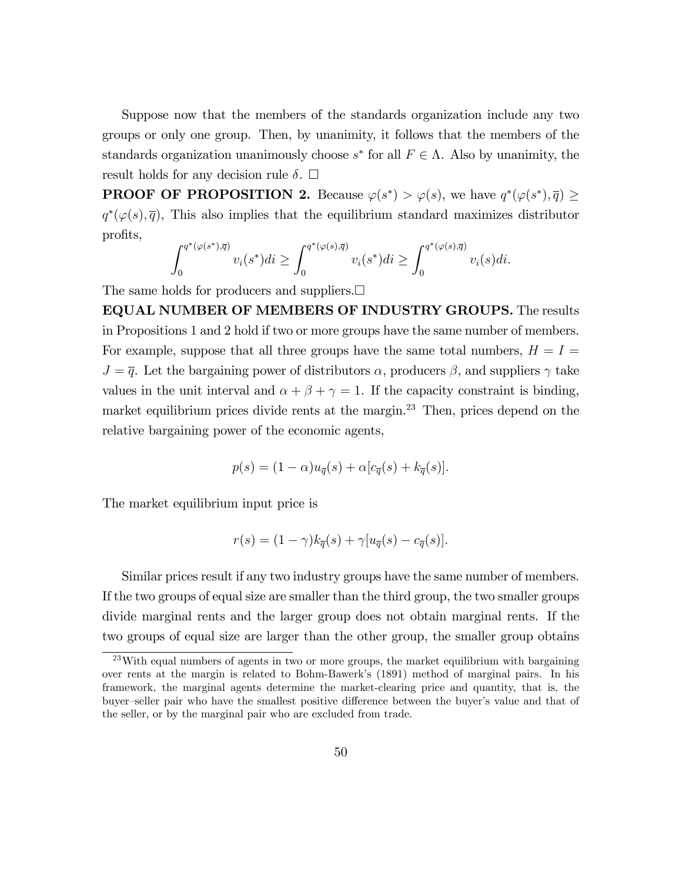Suppose now that the members of the standards organization include any two groups or only one group. Then, by unanimity, it follows that the members of the standards organization unanimously choose $s^*$ for all $F \in \Lambda$. Also by unanimity, the result holds for any decision rule $\delta$. $\square$

**PROOF OF PROPOSITION 2.** Because $\varphi(s^*) > \varphi(s)$, we have $q^*(\varphi(s^*), \overline{q}) \geq q^*(\varphi(s), \overline{q})$, This also implies that the equilibrium standard maximizes distributor profits,

$$\int_0^{q^*(\varphi(s^*),\overline{q})} v_i(s^*)di \geq \int_0^{q^*(\varphi(s),\overline{q})} v_i(s^*)di \geq \int_0^{q^*(\varphi(s),\overline{q})} v_i(s)di.$$

The same holds for producers and suppliers.$\square$

**EQUAL NUMBER OF MEMBERS OF INDUSTRY GROUPS.** The results in Propositions 1 and 2 hold if two or more groups have the same number of members. For example, suppose that all three groups have the same total numbers, $H = I = J = \overline{q}$. Let the bargaining power of distributors $\alpha$, producers $\beta$, and suppliers $\gamma$ take values in the unit interval and $\alpha + \beta + \gamma = 1$. If the capacity constraint is binding, market equilibrium prices divide rents at the margin.[23] Then, prices depend on the relative bargaining power of the economic agents,

$$p(s) = (1 - \alpha)u_{\overline{q}}(s) + \alpha[c_{\overline{q}}(s) + k_{\overline{q}}(s)].$$

The market equilibrium input price is

$$r(s) = (1 - \gamma)k_{\overline{q}}(s) + \gamma[u_{\overline{q}}(s) - c_{\overline{q}}(s)].$$

Similar prices result if any two industry groups have the same number of members. If the two groups of equal size are smaller than the third group, the two smaller groups divide marginal rents and the larger group does not obtain marginal rents. If the two groups of equal size are larger than the other group, the smaller group obtains

[23] With equal numbers of agents in two or more groups, the market equilibrium with bargaining over rents at the margin is related to Bohm-Bawerk's (1891) method of marginal pairs. In his framework, the marginal agents determine the market-clearing price and quantity, that is, the buyer–seller pair who have the smallest positive difference between the buyer's value and that of the seller, or by the marginal pair who are excluded from trade.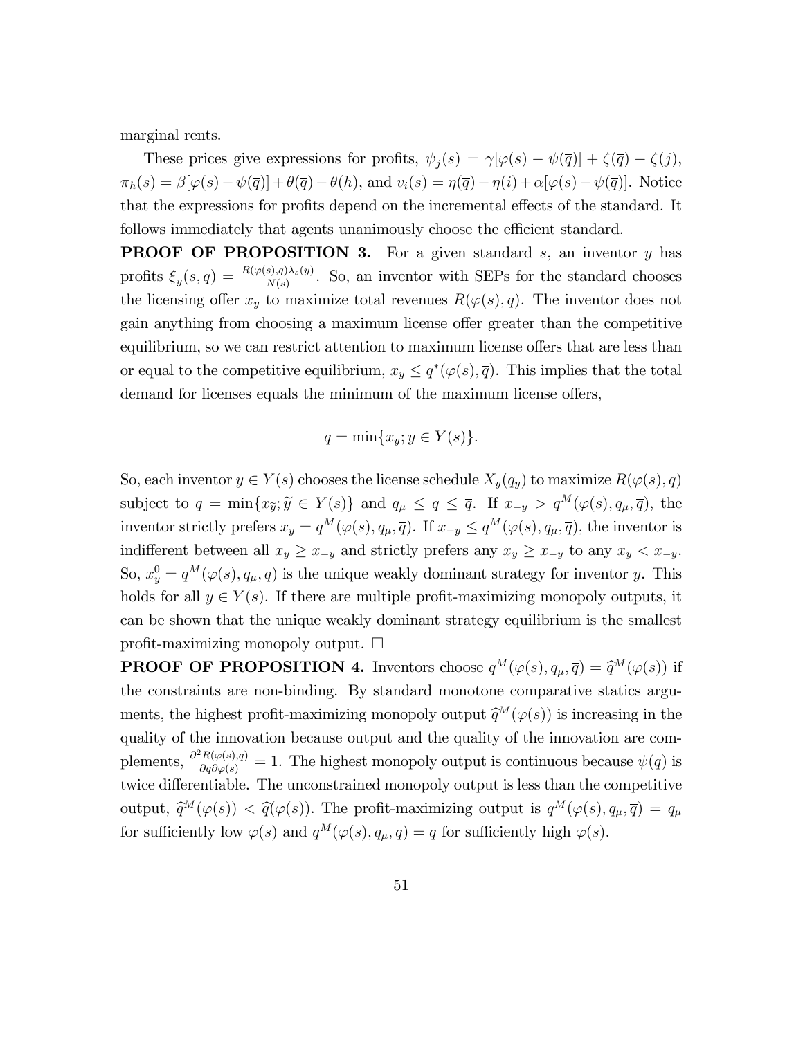marginal rents.

These prices give expressions for profits, $\psi_j(s) = \gamma[\varphi(s) - \psi(\overline{q})] + \zeta(\overline{q}) - \zeta(j)$, $\pi_h(s) = \beta[\varphi(s) - \psi(\overline{q})] + \theta(\overline{q}) - \theta(h)$, and $v_i(s) = \eta(\overline{q}) - \eta(i) + \alpha[\varphi(s) - \psi(\overline{q})]$. Notice that the expressions for profits depend on the incremental effects of the standard. It follows immediately that agents unanimously choose the efficient standard.

**PROOF OF PROPOSITION 3.** For a given standard $s$, an inventor $y$ has profits $\xi_y(s, q) = \frac{R(\varphi(s),q)\lambda_s(y)}{N(s)}$. So, an inventor with SEPs for the standard chooses the licensing offer $x_y$ to maximize total revenues $R(\varphi(s), q)$. The inventor does not gain anything from choosing a maximum license offer greater than the competitive equilibrium, so we can restrict attention to maximum license offers that are less than or equal to the competitive equilibrium, $x_y \leq q^*(\varphi(s), \overline{q})$. This implies that the total demand for licenses equals the minimum of the maximum license offers,

$$q = \min\{x_y; y \in Y(s)\}.$$

So, each inventor $y \in Y(s)$ chooses the license schedule $X_y(q_y)$ to maximize $R(\varphi(s), q)$ subject to $q = \min\{x_{\widetilde{y}}; \widetilde{y} \in Y(s)\}$ and $q_\mu \leq q \leq \overline{q}$. If $x_{-y} > q^M(\varphi(s), q_\mu, \overline{q})$, the inventor strictly prefers $x_y = q^M(\varphi(s), q_\mu, \overline{q})$. If $x_{-y} \leq q^M(\varphi(s), q_\mu, \overline{q})$, the inventor is indifferent between all $x_y \geq x_{-y}$ and strictly prefers any $x_y \geq x_{-y}$ to any $x_y < x_{-y}$. So, $x_y^0 = q^M(\varphi(s), q_\mu, \overline{q})$ is the unique weakly dominant strategy for inventor $y$. This holds for all $y \in Y(s)$. If there are multiple profit-maximizing monopoly outputs, it can be shown that the unique weakly dominant strategy equilibrium is the smallest profit-maximizing monopoly output. $\square$

**PROOF OF PROPOSITION 4.** Inventors choose $q^M(\varphi(s), q_\mu, \overline{q}) = \widehat{q}^M(\varphi(s))$ if the constraints are non-binding. By standard monotone comparative statics arguments, the highest profit-maximizing monopoly output $\widehat{q}^M(\varphi(s))$ is increasing in the quality of the innovation because output and the quality of the innovation are complements, $\frac{\partial^2 R(\varphi(s),q)}{\partial q \partial \varphi(s)} = 1$. The highest monopoly output is continuous because $\psi(q)$ is twice differentiable. The unconstrained monopoly output is less than the competitive output, $\widehat{q}^M(\varphi(s)) < \widehat{q}(\varphi(s))$. The profit-maximizing output is $q^M(\varphi(s), q_\mu, \overline{q}) = q_\mu$ for sufficiently low $\varphi(s)$ and $q^M(\varphi(s), q_\mu, \overline{q}) = \overline{q}$ for sufficiently high $\varphi(s)$.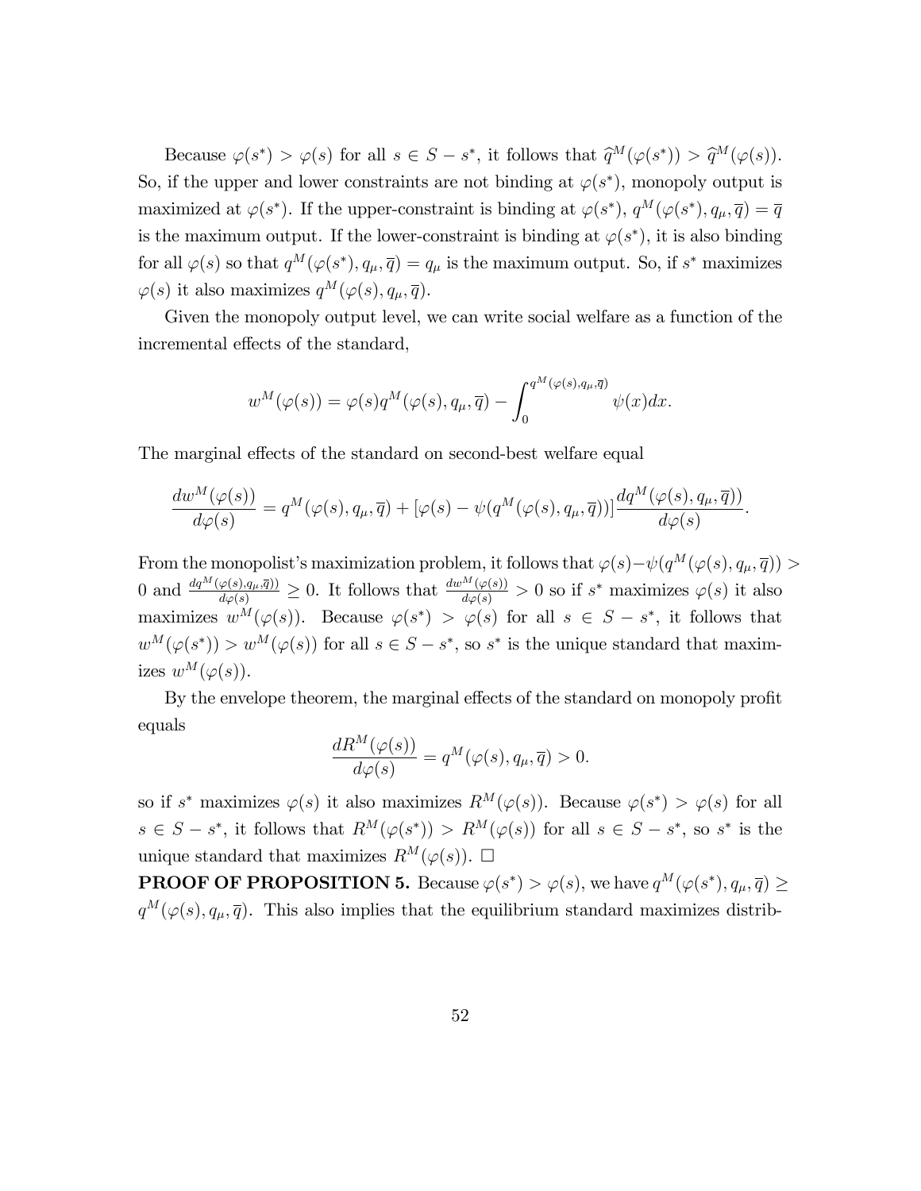Because $\varphi(s^*) > \varphi(s)$ for all $s \in S - s^*$, it follows that $\widehat{q}^M(\varphi(s^*)) > \widehat{q}^M(\varphi(s))$. So, if the upper and lower constraints are not binding at $\varphi(s^*)$, monopoly output is maximized at $\varphi(s^*)$. If the upper-constraint is binding at $\varphi(s^*)$, $q^M(\varphi(s^*), q_\mu, \overline{q}) = \overline{q}$ is the maximum output. If the lower-constraint is binding at $\varphi(s^*)$, it is also binding for all $\varphi(s)$ so that $q^M(\varphi(s^*), q_\mu, \overline{q}) = q_\mu$ is the maximum output. So, if $s^*$ maximizes $\varphi(s)$ it also maximizes $q^M(\varphi(s), q_\mu, \overline{q})$.

Given the monopoly output level, we can write social welfare as a function of the incremental effects of the standard,

$$w^M(\varphi(s)) = \varphi(s)q^M(\varphi(s), q_\mu, \overline{q}) - \int_0^{q^M(\varphi(s), q_\mu, \overline{q})} \psi(x)dx.$$

The marginal effects of the standard on second-best welfare equal

$$\frac{dw^M(\varphi(s))}{d\varphi(s)} = q^M(\varphi(s), q_\mu, \overline{q}) + [\varphi(s) - \psi(q^M(\varphi(s), q_\mu, \overline{q}))]\frac{dq^M(\varphi(s), q_\mu, \overline{q}))}{d\varphi(s)}.$$

From the monopolist's maximization problem, it follows that $\varphi(s) - \psi(q^M(\varphi(s), q_\mu, \overline{q})) > 0$ and $\frac{dq^M(\varphi(s), q_\mu, \overline{q}))}{d\varphi(s)} \geq 0$. It follows that $\frac{dw^M(\varphi(s))}{d\varphi(s)} > 0$ so if $s^*$ maximizes $\varphi(s)$ it also maximizes $w^M(\varphi(s))$. Because $\varphi(s^*) > \varphi(s)$ for all $s \in S - s^*$, it follows that $w^M(\varphi(s^*)) > w^M(\varphi(s))$ for all $s \in S - s^*$, so $s^*$ is the unique standard that maximizes $w^M(\varphi(s))$.

By the envelope theorem, the marginal effects of the standard on monopoly profit equals

$$\frac{dR^M(\varphi(s))}{d\varphi(s)} = q^M(\varphi(s), q_\mu, \overline{q}) > 0.$$

so if $s^*$ maximizes $\varphi(s)$ it also maximizes $R^M(\varphi(s))$. Because $\varphi(s^*) > \varphi(s)$ for all $s \in S - s^*$, it follows that $R^M(\varphi(s^*)) > R^M(\varphi(s))$ for all $s \in S - s^*$, so $s^*$ is the unique standard that maximizes $R^M(\varphi(s))$. $\square$

**PROOF OF PROPOSITION 5.** Because $\varphi(s^*) > \varphi(s)$, we have $q^M(\varphi(s^*), q_\mu, \overline{q}) \geq q^M(\varphi(s), q_\mu, \overline{q})$. This also implies that the equilibrium standard maximizes distrib-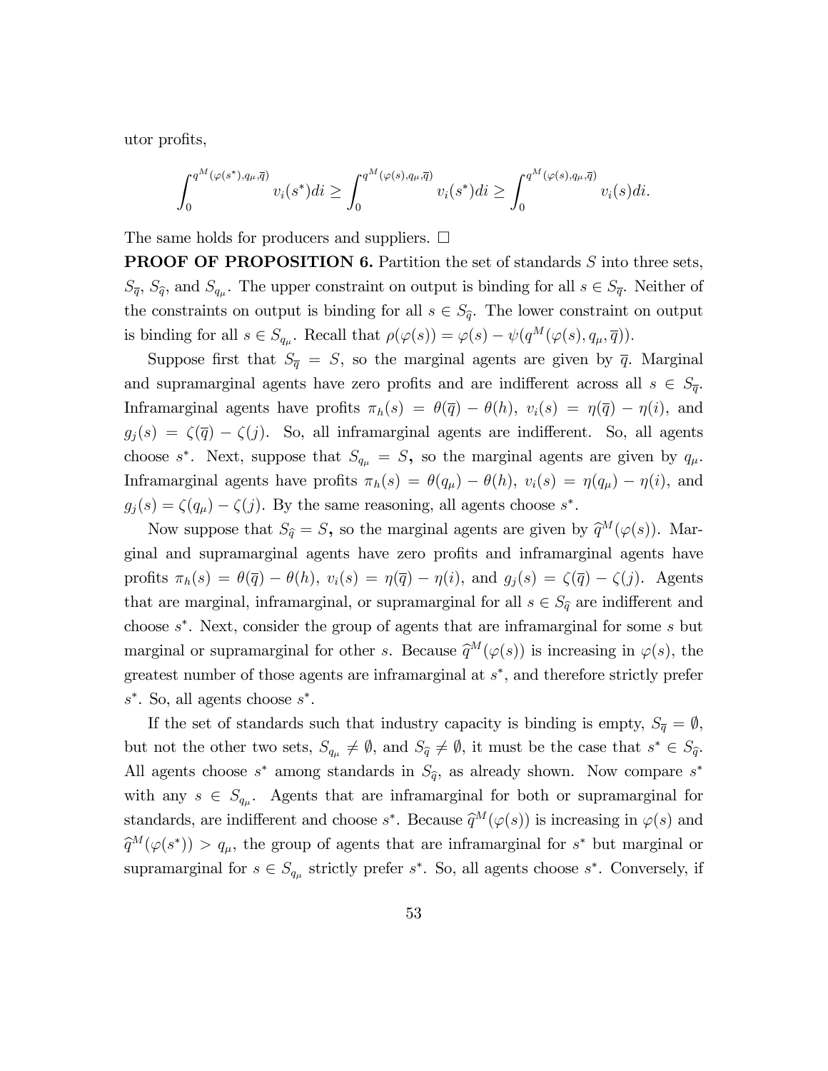utor profits,

$$\int_0^{q^M(\varphi(s^*),q_\mu,\overline{q})} v_i(s^*)di \geq \int_0^{q^M(\varphi(s),q_\mu,\overline{q})} v_i(s^*)di \geq \int_0^{q^M(\varphi(s),q_\mu,\overline{q})} v_i(s)di.$$

The same holds for producers and suppliers. $\square$

**PROOF OF PROPOSITION 6.** Partition the set of standards $S$ into three sets, $S_{\overline{q}}$, $S_{\widehat{q}}$, and $S_{q_\mu}$. The upper constraint on output is binding for all $s \in S_{\overline{q}}$. Neither of the constraints on output is binding for all $s \in S_{\widehat{q}}$. The lower constraint on output is binding for all $s \in S_{q_\mu}$. Recall that $\rho(\varphi(s)) = \varphi(s) - \psi(q^M(\varphi(s), q_\mu, \overline{q}))$.

Suppose first that $S_{\overline{q}} = S$, so the marginal agents are given by $\overline{q}$. Marginal and supramarginal agents have zero profits and are indifferent across all $s \in S_{\overline{q}}$. Inframarginal agents have profits $\pi_h(s) = \theta(\overline{q}) - \theta(h)$, $v_i(s) = \eta(\overline{q}) - \eta(i)$, and $g_j(s) = \zeta(\overline{q}) - \zeta(j)$. So, all inframarginal agents are indifferent. So, all agents choose $s^*$. Next, suppose that $S_{q_\mu} = S$**,** so the marginal agents are given by $q_\mu$. Inframarginal agents have profits $\pi_h(s) = \theta(q_\mu) - \theta(h)$, $v_i(s) = \eta(q_\mu) - \eta(i)$, and $g_j(s) = \zeta(q_\mu) - \zeta(j)$. By the same reasoning, all agents choose $s^*$.

Now suppose that $S_{\widehat{q}} = S$**,** so the marginal agents are given by $\widehat{q}^M(\varphi(s))$. Marginal and supramarginal agents have zero profits and inframarginal agents have profits $\pi_h(s) = \theta(\overline{q}) - \theta(h)$, $v_i(s) = \eta(\overline{q}) - \eta(i)$, and $g_j(s) = \zeta(\overline{q}) - \zeta(j)$. Agents that are marginal, inframarginal, or supramarginal for all $s \in S_{\widehat{q}}$ are indifferent and choose $s^*$. Next, consider the group of agents that are inframarginal for some $s$ but marginal or supramarginal for other $s$. Because $\widehat{q}^M(\varphi(s))$ is increasing in $\varphi(s)$, the greatest number of those agents are inframarginal at $s^*$, and therefore strictly prefer $s^*$. So, all agents choose $s^*$.

If the set of standards such that industry capacity is binding is empty, $S_{\overline{q}} = \emptyset$, but not the other two sets, $S_{q_\mu} \neq \emptyset$, and $S_{\widehat{q}} \neq \emptyset$, it must be the case that $s^* \in S_{\widehat{q}}$. All agents choose $s^*$ among standards in $S_{\widehat{q}}$, as already shown. Now compare $s^*$ with any $s \in S_{q_\mu}$. Agents that are inframarginal for both or supramarginal for standards, are indifferent and choose $s^*$. Because $\widehat{q}^M(\varphi(s))$ is increasing in $\varphi(s)$ and $\widehat{q}^M(\varphi(s^*)) > q_\mu$, the group of agents that are inframarginal for $s^*$ but marginal or supramarginal for $s \in S_{q_\mu}$ strictly prefer $s^*$. So, all agents choose $s^*$. Conversely, if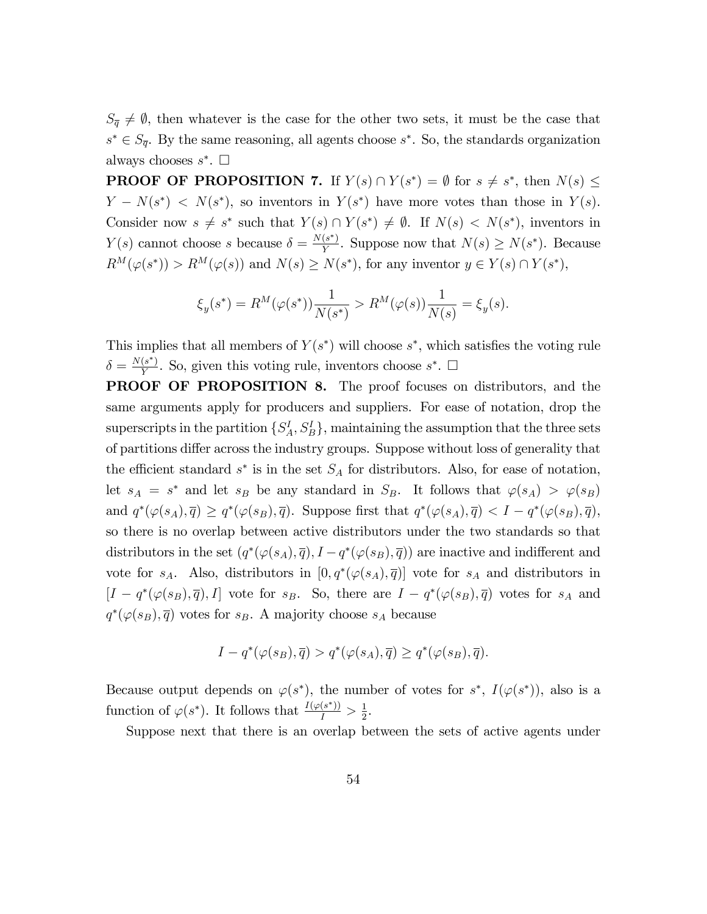$S_{\overline{q}} \neq \emptyset$, then whatever is the case for the other two sets, it must be the case that $s^* \in S_{\overline{q}}$. By the same reasoning, all agents choose $s^*$. So, the standards organization always chooses $s^*$. $\square$

**PROOF OF PROPOSITION 7.** If $Y(s) \cap Y(s^*) = \emptyset$ for $s \neq s^*$, then $N(s) \leq Y - N(s^*) < N(s^*)$, so inventors in $Y(s^*)$ have more votes than those in $Y(s)$. Consider now $s \neq s^*$ such that $Y(s) \cap Y(s^*) \neq \emptyset$. If $N(s) < N(s^*)$, inventors in $Y(s)$ cannot choose $s$ because $\delta = \frac{N(s^*)}{Y}$. Suppose now that $N(s) \geq N(s^*)$. Because $R^M(\varphi(s^*)) > R^M(\varphi(s))$ and $N(s) \geq N(s^*)$, for any inventor $y \in Y(s) \cap Y(s^*)$,

$$\xi_y(s^*) = R^M(\varphi(s^*))\frac{1}{N(s^*)} > R^M(\varphi(s))\frac{1}{N(s)} = \xi_y(s).$$

This implies that all members of $Y(s^*)$ will choose $s^*$, which satisfies the voting rule $\delta = \frac{N(s^*)}{Y}$. So, given this voting rule, inventors choose $s^*$. $\square$

**PROOF OF PROPOSITION 8.** The proof focuses on distributors, and the same arguments apply for producers and suppliers. For ease of notation, drop the superscripts in the partition $\{S_A^I, S_B^I\}$, maintaining the assumption that the three sets of partitions differ across the industry groups. Suppose without loss of generality that the efficient standard $s^*$ is in the set $S_A$ for distributors. Also, for ease of notation, let $s_A = s^*$ and let $s_B$ be any standard in $S_B$. It follows that $\varphi(s_A) > \varphi(s_B)$ and $q^*(\varphi(s_A), \overline{q}) \geq q^*(\varphi(s_B), \overline{q})$. Suppose first that $q^*(\varphi(s_A), \overline{q}) < I - q^*(\varphi(s_B), \overline{q})$, so there is no overlap between active distributors under the two standards so that distributors in the set $(q^*(\varphi(s_A), \overline{q}), I - q^*(\varphi(s_B), \overline{q}))$ are inactive and indifferent and vote for $s_A$. Also, distributors in $[0, q^*(\varphi(s_A), \overline{q})]$ vote for $s_A$ and distributors in $[I - q^*(\varphi(s_B), \overline{q}), I]$ vote for $s_B$. So, there are $I - q^*(\varphi(s_B), \overline{q})$ votes for $s_A$ and $q^*(\varphi(s_B), \overline{q})$ votes for $s_B$. A majority choose $s_A$ because

$$I - q^*(\varphi(s_B), \overline{q}) > q^*(\varphi(s_A), \overline{q}) \geq q^*(\varphi(s_B), \overline{q}).$$

Because output depends on $\varphi(s^*)$, the number of votes for $s^*$, $I(\varphi(s^*))$, also is a function of $\varphi(s^*)$. It follows that $\frac{I(\varphi(s^*))}{I} > \frac{1}{2}$.

Suppose next that there is an overlap between the sets of active agents under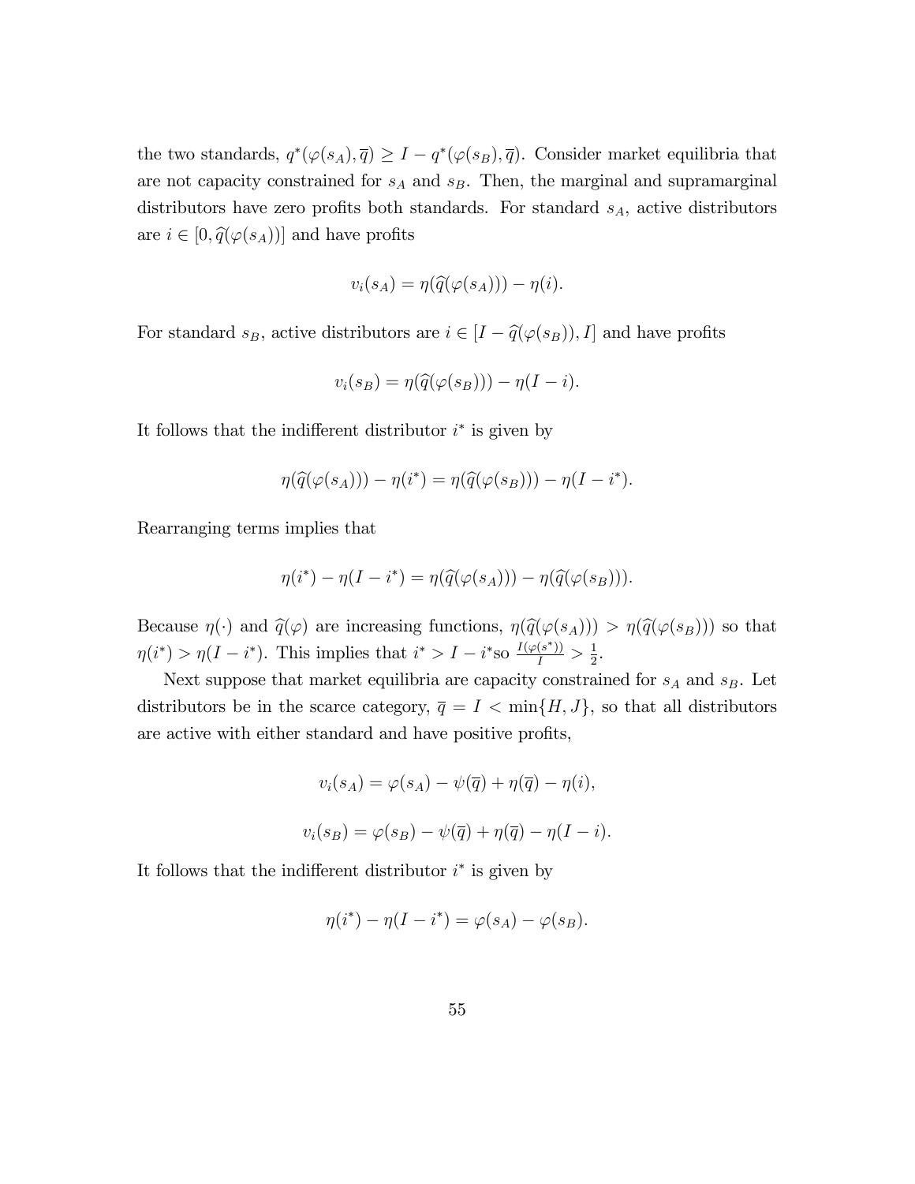the two standards, $q^*(\varphi(s_A), \overline{q}) \geq I - q^*(\varphi(s_B), \overline{q})$. Consider market equilibria that are not capacity constrained for $s_A$ and $s_B$. Then, the marginal and supramarginal distributors have zero profits both standards. For standard $s_A$, active distributors are $i \in [0, \widehat{q}(\varphi(s_A))]$ and have profits

$$v_i(s_A) = \eta(\widehat{q}(\varphi(s_A))) - \eta(i).$$

For standard $s_B$, active distributors are $i \in [I - \widehat{q}(\varphi(s_B)), I]$ and have profits

$$v_i(s_B) = \eta(\widehat{q}(\varphi(s_B))) - \eta(I - i).$$

It follows that the indifferent distributor $i^*$ is given by

$$\eta(\widehat{q}(\varphi(s_A))) - \eta(i^*) = \eta(\widehat{q}(\varphi(s_B))) - \eta(I - i^*).$$

Rearranging terms implies that

$$\eta(i^*) - \eta(I - i^*) = \eta(\widehat{q}(\varphi(s_A))) - \eta(\widehat{q}(\varphi(s_B))).$$

Because $\eta(\cdot)$ and $\widehat{q}(\varphi)$ are increasing functions, $\eta(\widehat{q}(\varphi(s_A))) > \eta(\widehat{q}(\varphi(s_B)))$ so that $\eta(i^*) > \eta(I - i^*)$. This implies that $i^* > I - i^*$so $\frac{I(\varphi(s^*))}{I} > \frac{1}{2}$.

Next suppose that market equilibria are capacity constrained for $s_A$ and $s_B$. Let distributors be in the scarce category, $\overline{q} = I < \min\{H, J\}$, so that all distributors are active with either standard and have positive profits,

$$v_i(s_A) = \varphi(s_A) - \psi(\overline{q}) + \eta(\overline{q}) - \eta(i),$$

$$v_i(s_B) = \varphi(s_B) - \psi(\overline{q}) + \eta(\overline{q}) - \eta(I - i).$$

It follows that the indifferent distributor $i^*$ is given by

$$\eta(i^*) - \eta(I - i^*) = \varphi(s_A) - \varphi(s_B).$$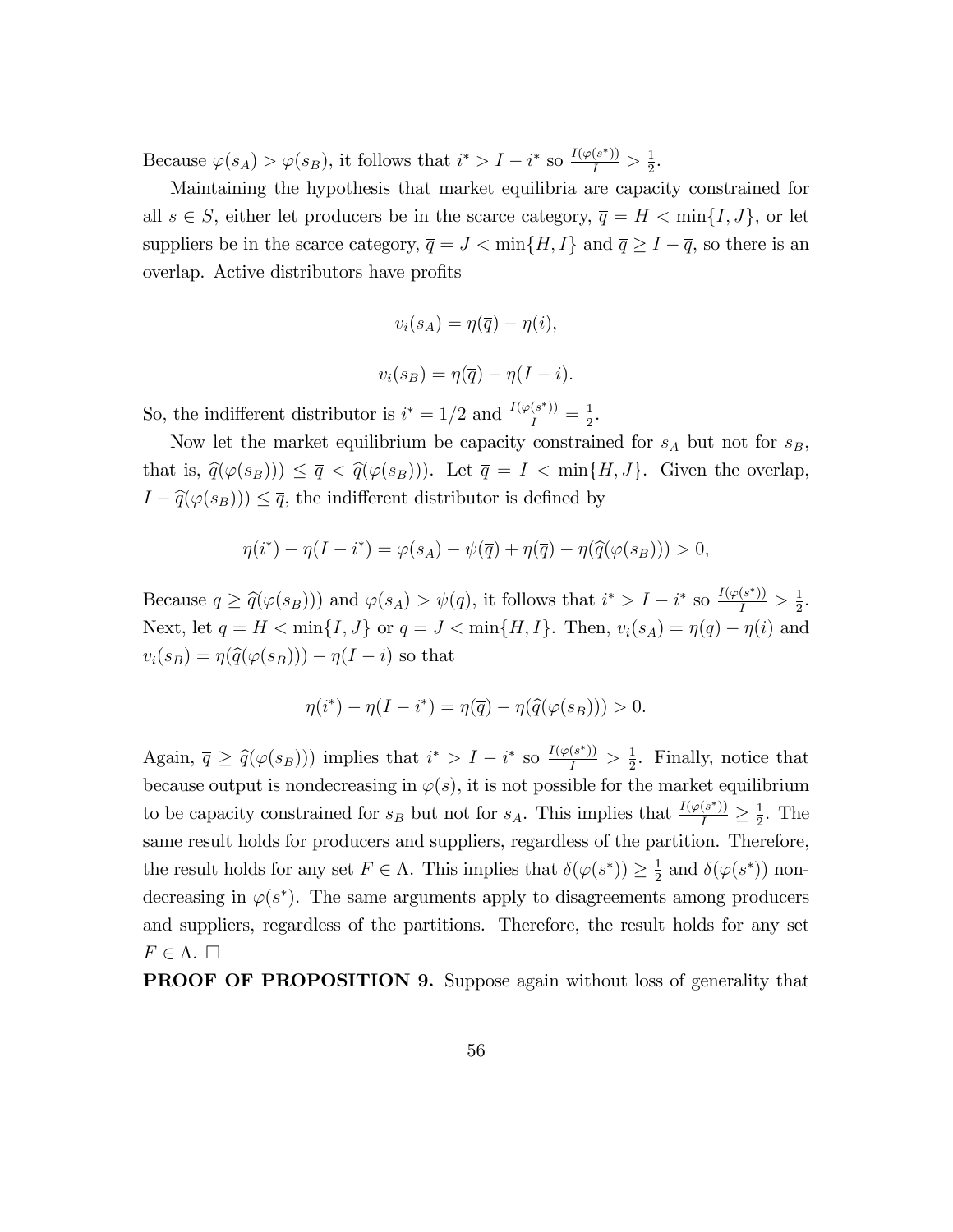Because $\varphi(s_A) > \varphi(s_B)$, it follows that $i^* > I - i^*$ so $\frac{I(\varphi(s^*))}{I} > \frac{1}{2}$.

Maintaining the hypothesis that market equilibria are capacity constrained for all $s \in S$, either let producers be in the scarce category, $\overline{q} = H < \min\{I, J\}$, or let suppliers be in the scarce category, $\overline{q} = J < \min\{H, I\}$ and $\overline{q} \geq I - \overline{q}$, so there is an overlap. Active distributors have profits

$$v_i(s_A) = \eta(\overline{q}) - \eta(i),$$

$$v_i(s_B) = \eta(\overline{q}) - \eta(I - i).$$

So, the indifferent distributor is $i^* = 1/2$ and $\frac{I(\varphi(s^*))}{I} = \frac{1}{2}$.

Now let the market equilibrium be capacity constrained for $s_A$ but not for $s_B$, that is, $\widehat{q}(\varphi(s_B))) \leq \overline{q} < \widehat{q}(\varphi(s_B)))$. Let $\overline{q} = I < \min\{H, J\}$. Given the overlap, $I - \widehat{q}(\varphi(s_B))) \leq \overline{q}$, the indifferent distributor is defined by

$$\eta(i^*) - \eta(I - i^*) = \varphi(s_A) - \psi(\overline{q}) + \eta(\overline{q}) - \eta(\widehat{q}(\varphi(s_B))) > 0,$$

Because $\overline{q} \geq \widehat{q}(\varphi(s_B)))$ and $\varphi(s_A) > \psi(\overline{q})$, it follows that $i^* > I - i^*$ so $\frac{I(\varphi(s^*))}{I} > \frac{1}{2}$. Next, let $\overline{q} = H < \min\{I, J\}$ or $\overline{q} = J < \min\{H, I\}$. Then, $v_i(s_A) = \eta(\overline{q}) - \eta(i)$ and $v_i(s_B) = \eta(\widehat{q}(\varphi(s_B))) - \eta(I - i)$ so that

$$\eta(i^*) - \eta(I - i^*) = \eta(\overline{q}) - \eta(\widehat{q}(\varphi(s_B))) > 0.$$

Again, $\overline{q} \geq \widehat{q}(\varphi(s_B)))$ implies that $i^* > I - i^*$ so $\frac{I(\varphi(s^*))}{I} > \frac{1}{2}$. Finally, notice that because output is nondecreasing in $\varphi(s)$, it is not possible for the market equilibrium to be capacity constrained for $s_B$ but not for $s_A$. This implies that $\frac{I(\varphi(s^*))}{I} \geq \frac{1}{2}$. The same result holds for producers and suppliers, regardless of the partition. Therefore, the result holds for any set $F \in \Lambda$. This implies that $\delta(\varphi(s^*)) \geq \frac{1}{2}$ and $\delta(\varphi(s^*))$ nondecreasing in $\varphi(s^*)$. The same arguments apply to disagreements among producers and suppliers, regardless of the partitions. Therefore, the result holds for any set $F \in \Lambda$. $\square$

**PROOF OF PROPOSITION 9.** Suppose again without loss of generality that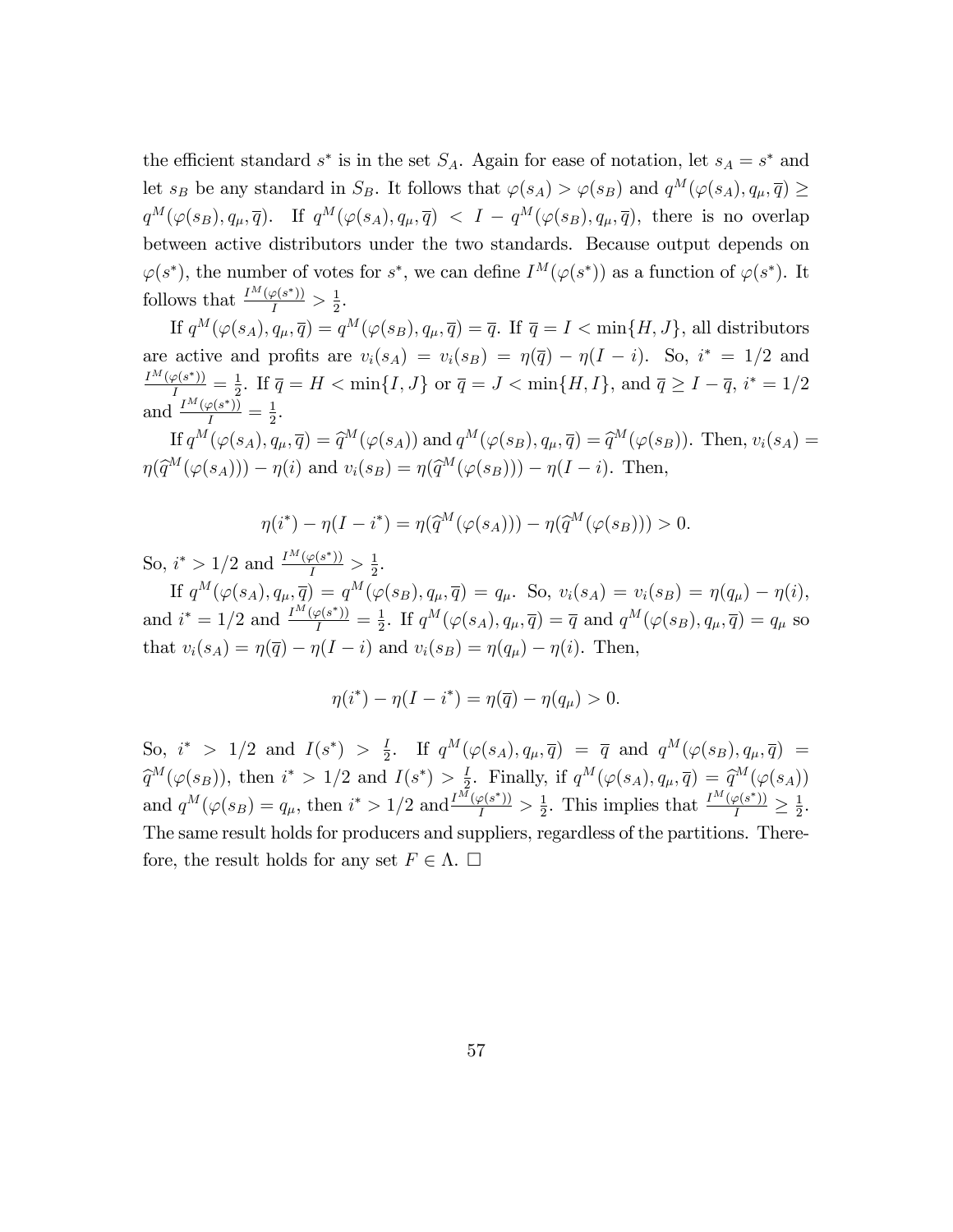the efficient standard $s^*$ is in the set $S_A$. Again for ease of notation, let $s_A = s^*$ and let $s_B$ be any standard in $S_B$. It follows that $\varphi(s_A) > \varphi(s_B)$ and $q^M(\varphi(s_A), q_\mu, \overline{q}) \geq q^M(\varphi(s_B), q_\mu, \overline{q})$. If $q^M(\varphi(s_A), q_\mu, \overline{q}) < I - q^M(\varphi(s_B), q_\mu, \overline{q})$, there is no overlap between active distributors under the two standards. Because output depends on $\varphi(s^*)$, the number of votes for $s^*$, we can define $I^M(\varphi(s^*))$ as a function of $\varphi(s^*)$. It follows that $\frac{I^M(\varphi(s^*))}{I} > \frac{1}{2}$.

If $q^M(\varphi(s_A), q_\mu, \overline{q}) = q^M(\varphi(s_B), q_\mu, \overline{q}) = \overline{q}$. If $\overline{q} = I < \min\{H, J\}$, all distributors are active and profits are $v_i(s_A) = v_i(s_B) = \eta(\overline{q}) - \eta(I - i)$. So, $i^* = 1/2$ and $\frac{I^M(\varphi(s^*))}{I} = \frac{1}{2}$. If $\overline{q} = H < \min\{I, J\}$ or $\overline{q} = J < \min\{H, I\}$, and $\overline{q} \geq I - \overline{q}$, $i^* = 1/2$ and $\frac{I^M(\varphi(s^*))}{I} = \frac{1}{2}$.

If $q^M(\varphi(s_A), q_\mu, \overline{q}) = \widehat{q}^M(\varphi(s_A))$ and $q^M(\varphi(s_B), q_\mu, \overline{q}) = \widehat{q}^M(\varphi(s_B))$. Then, $v_i(s_A) = \eta(\widehat{q}^M(\varphi(s_A))) - \eta(i)$ and $v_i(s_B) = \eta(\widehat{q}^M(\varphi(s_B))) - \eta(I - i)$. Then,

$$\eta(i^*) - \eta(I - i^*) = \eta(\widehat{q}^M(\varphi(s_A))) - \eta(\widehat{q}^M(\varphi(s_B))) > 0.$$

So, $i^* > 1/2$ and $\frac{I^M(\varphi(s^*))}{I} > \frac{1}{2}$.

If $q^M(\varphi(s_A), q_\mu, \overline{q}) = q^M(\varphi(s_B), q_\mu, \overline{q}) = q_\mu$. So, $v_i(s_A) = v_i(s_B) = \eta(q_\mu) - \eta(i)$, and $i^* = 1/2$ and $\frac{I^M(\varphi(s^*))}{I} = \frac{1}{2}$. If $q^M(\varphi(s_A), q_\mu, \overline{q}) = \overline{q}$ and $q^M(\varphi(s_B), q_\mu, \overline{q}) = q_\mu$ so that $v_i(s_A) = \eta(\overline{q}) - \eta(I - i)$ and $v_i(s_B) = \eta(q_\mu) - \eta(i)$. Then,

$$\eta(i^*) - \eta(I - i^*) = \eta(\overline{q}) - \eta(q_\mu) > 0.$$

So, $i^* > 1/2$ and $I(s^*) > \frac{I}{2}$. If $q^M(\varphi(s_A), q_\mu, \overline{q}) = \overline{q}$ and $q^M(\varphi(s_B), q_\mu, \overline{q}) = \widehat{q}^M(\varphi(s_B))$, then $i^* > 1/2$ and $I(s^*) > \frac{I}{2}$. Finally, if $q^M(\varphi(s_A), q_\mu, \overline{q}) = \widehat{q}^M(\varphi(s_A))$ and $q^M(\varphi(s_B) = q_\mu$, then $i^* > 1/2$ and $\frac{I^M(\varphi(s^*))}{I} > \frac{1}{2}$. This implies that $\frac{I^M(\varphi(s^*))}{I} \geq \frac{1}{2}$. The same result holds for producers and suppliers, regardless of the partitions. Therefore, the result holds for any set $F \in \Lambda$. $\square$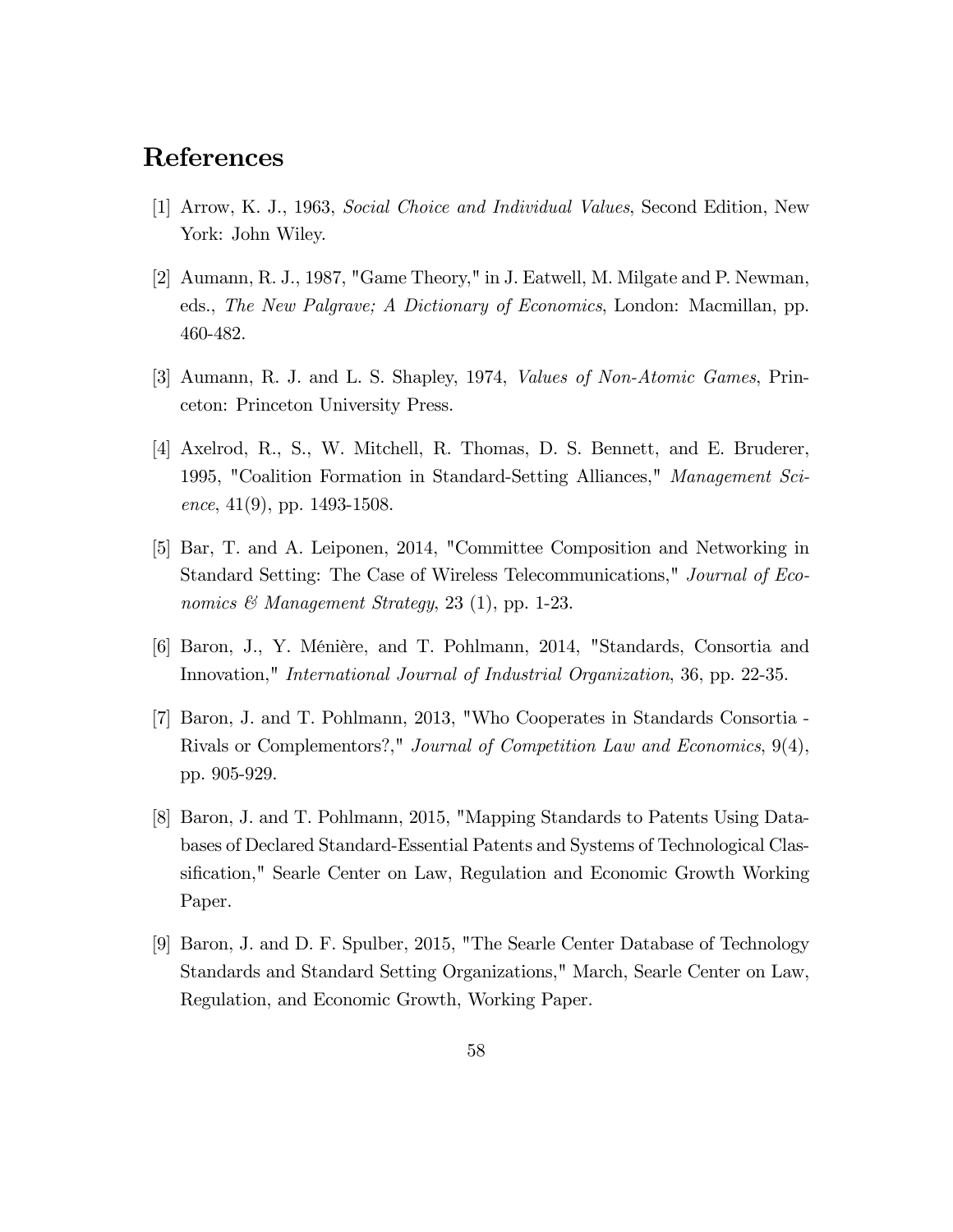# References

[1] Arrow, K. J., 1963, *Social Choice and Individual Values*, Second Edition, New York: John Wiley.

[2] Aumann, R. J., 1987, "Game Theory," in J. Eatwell, M. Milgate and P. Newman, eds., *The New Palgrave; A Dictionary of Economics*, London: Macmillan, pp. 460-482.

[3] Aumann, R. J. and L. S. Shapley, 1974, *Values of Non-Atomic Games*, Princeton: Princeton University Press.

[4] Axelrod, R., S., W. Mitchell, R. Thomas, D. S. Bennett, and E. Bruderer, 1995, "Coalition Formation in Standard-Setting Alliances," *Management Science*, 41(9), pp. 1493-1508.

[5] Bar, T. and A. Leiponen, 2014, "Committee Composition and Networking in Standard Setting: The Case of Wireless Telecommunications," *Journal of Economics & Management Strategy*, 23 (1), pp. 1-23.

[6] Baron, J., Y. Ménière, and T. Pohlmann, 2014, "Standards, Consortia and Innovation," *International Journal of Industrial Organization*, 36, pp. 22-35.

[7] Baron, J. and T. Pohlmann, 2013, "Who Cooperates in Standards Consortia - Rivals or Complementors?," *Journal of Competition Law and Economics*, 9(4), pp. 905-929.

[8] Baron, J. and T. Pohlmann, 2015, "Mapping Standards to Patents Using Databases of Declared Standard-Essential Patents and Systems of Technological Classification," Searle Center on Law, Regulation and Economic Growth Working Paper.

[9] Baron, J. and D. F. Spulber, 2015, "The Searle Center Database of Technology Standards and Standard Setting Organizations," March, Searle Center on Law, Regulation, and Economic Growth, Working Paper.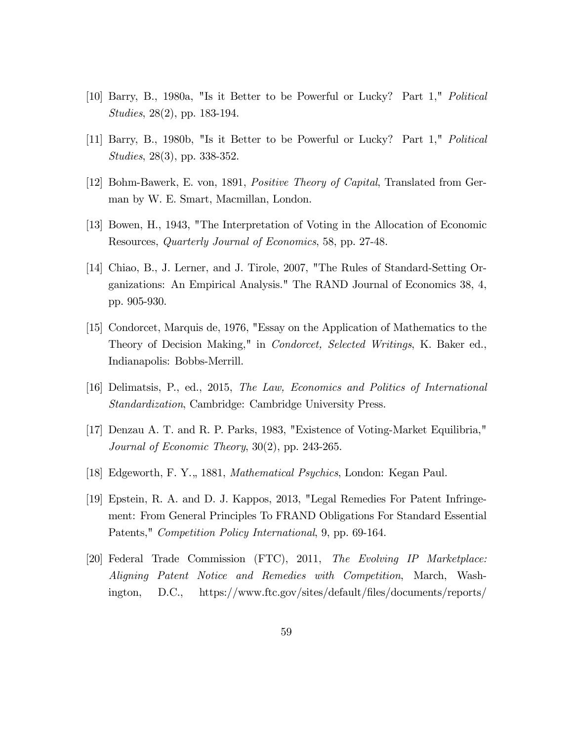[10] Barry, B., 1980a, "Is it Better to be Powerful or Lucky? Part 1," *Political Studies*, 28(2), pp. 183-194.

[11] Barry, B., 1980b, "Is it Better to be Powerful or Lucky? Part 1," *Political Studies*, 28(3), pp. 338-352.

[12] Bohm-Bawerk, E. von, 1891, *Positive Theory of Capital*, Translated from German by W. E. Smart, Macmillan, London.

[13] Bowen, H., 1943, "The Interpretation of Voting in the Allocation of Economic Resources, *Quarterly Journal of Economics*, 58, pp. 27-48.

[14] Chiao, B., J. Lerner, and J. Tirole, 2007, "The Rules of Standard-Setting Organizations: An Empirical Analysis." The RAND Journal of Economics 38, 4, pp. 905-930.

[15] Condorcet, Marquis de, 1976, "Essay on the Application of Mathematics to the Theory of Decision Making," in *Condorcet, Selected Writings*, K. Baker ed., Indianapolis: Bobbs-Merrill.

[16] Delimatsis, P., ed., 2015, *The Law, Economics and Politics of International Standardization*, Cambridge: Cambridge University Press.

[17] Denzau A. T. and R. P. Parks, 1983, "Existence of Voting-Market Equilibria," *Journal of Economic Theory*, 30(2), pp. 243-265.

[18] Edgeworth, F. Y.„ 1881, *Mathematical Psychics*, London: Kegan Paul.

[19] Epstein, R. A. and D. J. Kappos, 2013, "Legal Remedies For Patent Infringement: From General Principles To FRAND Obligations For Standard Essential Patents," *Competition Policy International*, 9, pp. 69-164.

[20] Federal Trade Commission (FTC), 2011, *The Evolving IP Marketplace: Aligning Patent Notice and Remedies with Competition*, March, Washington, D.C., https://www.ftc.gov/sites/default/files/documents/reports/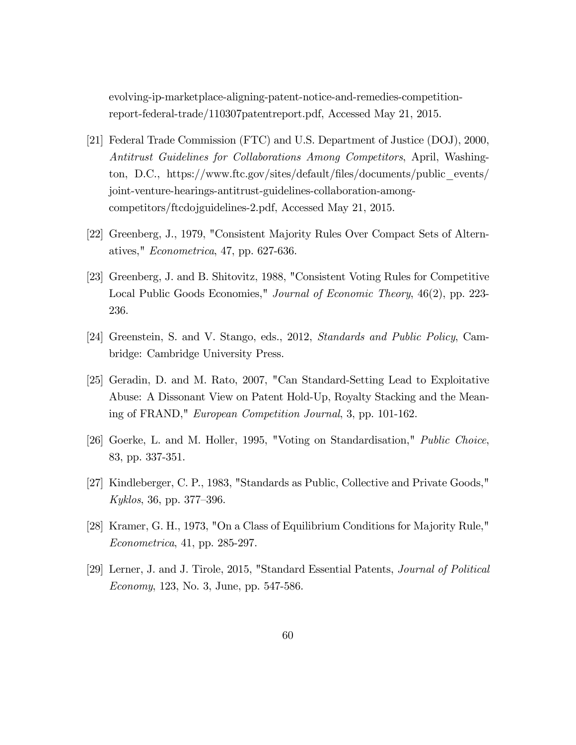evolving-ip-marketplace-aligning-patent-notice-and-remedies-competition-report-federal-trade/110307patentreport.pdf, Accessed May 21, 2015.

[21] Federal Trade Commission (FTC) and U.S. Department of Justice (DOJ), 2000, *Antitrust Guidelines for Collaborations Among Competitors*, April, Washington, D.C., https://www.ftc.gov/sites/default/files/documents/public_events/joint-venture-hearings-antitrust-guidelines-collaboration-among-competitors/ftcdojguidelines-2.pdf, Accessed May 21, 2015.

[22] Greenberg, J., 1979, "Consistent Majority Rules Over Compact Sets of Alternatives," *Econometrica*, 47, pp. 627-636.

[23] Greenberg, J. and B. Shitovitz, 1988, "Consistent Voting Rules for Competitive Local Public Goods Economies," *Journal of Economic Theory*, 46(2), pp. 223-236.

[24] Greenstein, S. and V. Stango, eds., 2012, *Standards and Public Policy*, Cambridge: Cambridge University Press.

[25] Geradin, D. and M. Rato, 2007, "Can Standard-Setting Lead to Exploitative Abuse: A Dissonant View on Patent Hold-Up, Royalty Stacking and the Meaning of FRAND," *European Competition Journal*, 3, pp. 101-162.

[26] Goerke, L. and M. Holler, 1995, "Voting on Standardisation," *Public Choice*, 83, pp. 337-351.

[27] Kindleberger, C. P., 1983, "Standards as Public, Collective and Private Goods," *Kyklos*, 36, pp. 377–396.

[28] Kramer, G. H., 1973, "On a Class of Equilibrium Conditions for Majority Rule," *Econometrica*, 41, pp. 285-297.

[29] Lerner, J. and J. Tirole, 2015, "Standard Essential Patents, *Journal of Political Economy*, 123, No. 3, June, pp. 547-586.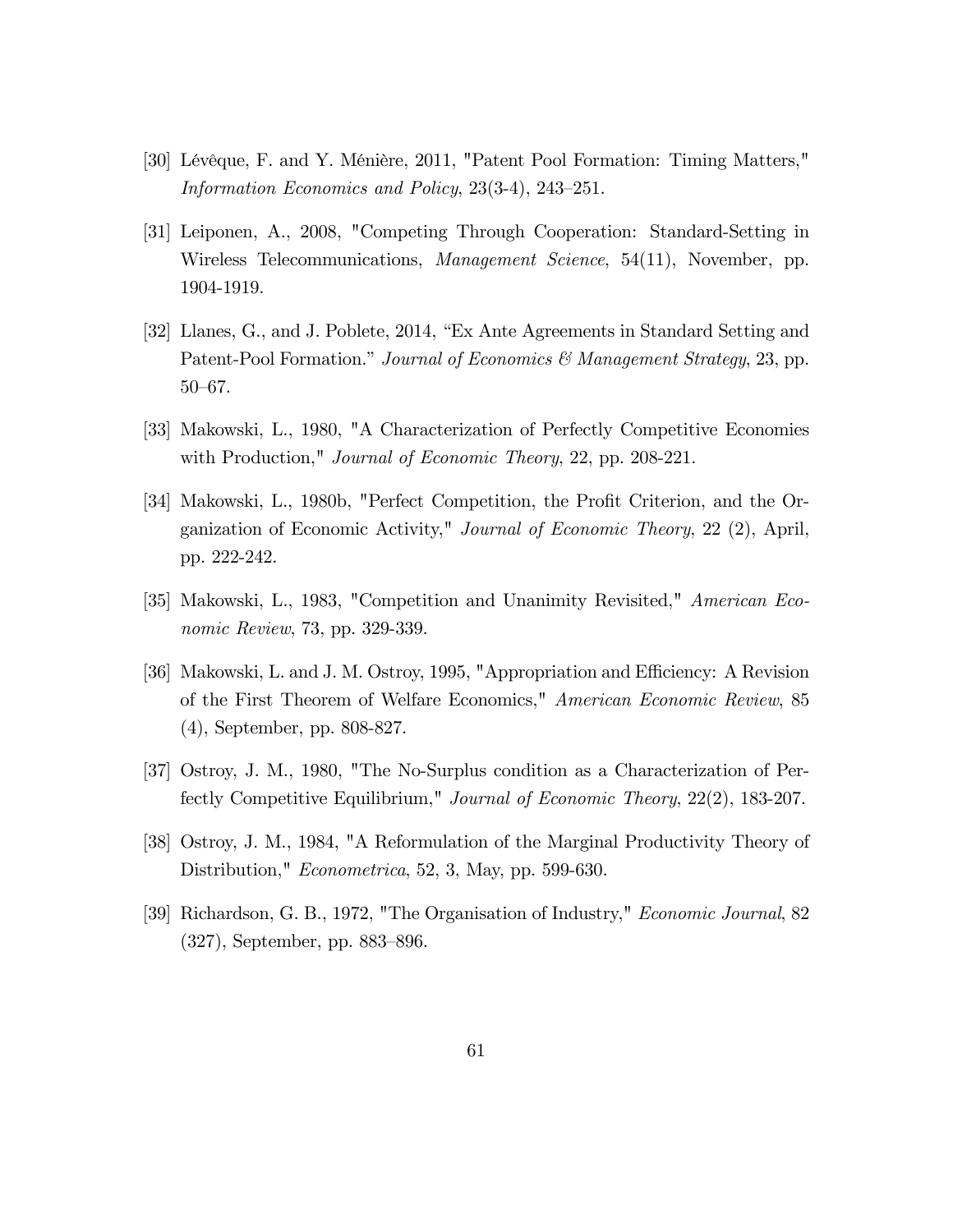[30] Lévêque, F. and Y. Ménière, 2011, "Patent Pool Formation: Timing Matters," *Information Economics and Policy*, 23(3-4), 243–251.

[31] Leiponen, A., 2008, "Competing Through Cooperation: Standard-Setting in Wireless Telecommunications, *Management Science*, 54(11), November, pp. 1904-1919.

[32] Llanes, G., and J. Poblete, 2014, "Ex Ante Agreements in Standard Setting and Patent-Pool Formation." *Journal of Economics & Management Strategy*, 23, pp. 50–67.

[33] Makowski, L., 1980, "A Characterization of Perfectly Competitive Economies with Production," *Journal of Economic Theory*, 22, pp. 208-221.

[34] Makowski, L., 1980b, "Perfect Competition, the Profit Criterion, and the Organization of Economic Activity," *Journal of Economic Theory*, 22 (2), April, pp. 222-242.

[35] Makowski, L., 1983, "Competition and Unanimity Revisited," *American Economic Review*, 73, pp. 329-339.

[36] Makowski, L. and J. M. Ostroy, 1995, "Appropriation and Efficiency: A Revision of the First Theorem of Welfare Economics," *American Economic Review*, 85 (4), September, pp. 808-827.

[37] Ostroy, J. M., 1980, "The No-Surplus condition as a Characterization of Perfectly Competitive Equilibrium," *Journal of Economic Theory*, 22(2), 183-207.

[38] Ostroy, J. M., 1984, "A Reformulation of the Marginal Productivity Theory of Distribution," *Econometrica*, 52, 3, May, pp. 599-630.

[39] Richardson, G. B., 1972, "The Organisation of Industry," *Economic Journal*, 82 (327), September, pp. 883–896.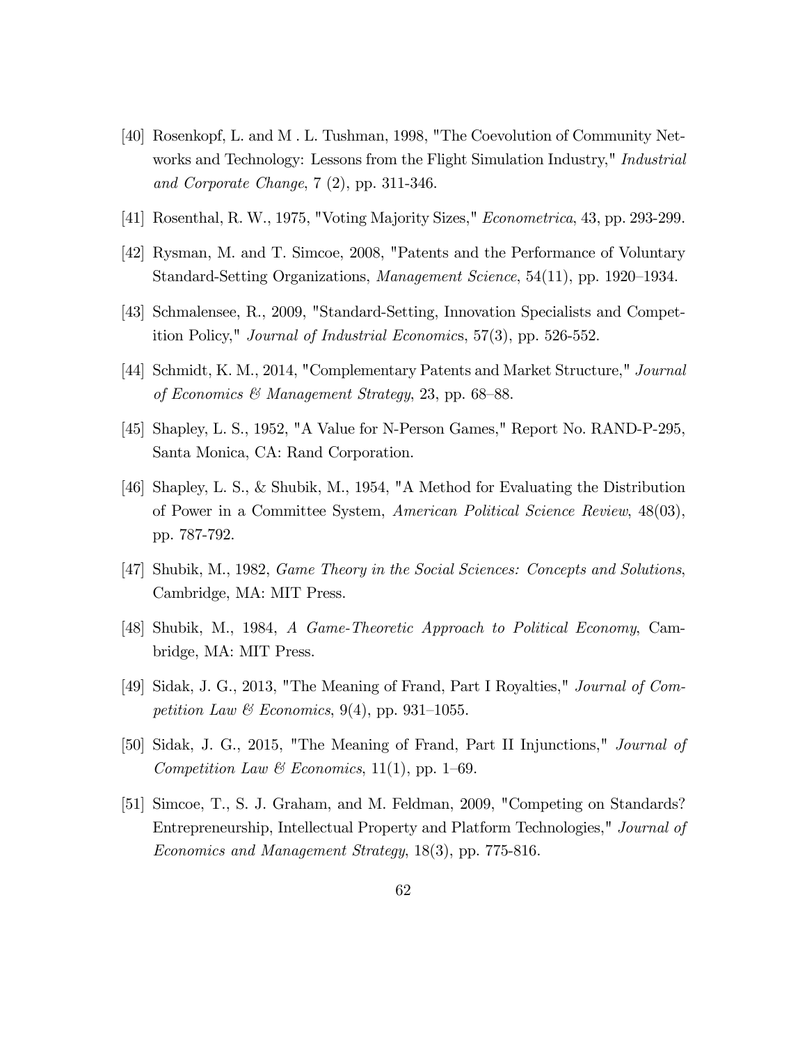[40] Rosenkopf, L. and M . L. Tushman, 1998, "The Coevolution of Community Networks and Technology: Lessons from the Flight Simulation Industry," *Industrial and Corporate Change*, 7 (2), pp. 311-346.

[41] Rosenthal, R. W., 1975, "Voting Majority Sizes," *Econometrica*, 43, pp. 293-299.

[42] Rysman, M. and T. Simcoe, 2008, "Patents and the Performance of Voluntary Standard-Setting Organizations, *Management Science*, 54(11), pp. 1920–1934.

[43] Schmalensee, R., 2009, "Standard-Setting, Innovation Specialists and Competition Policy," *Journal of Industrial Economics*, 57(3), pp. 526-552.

[44] Schmidt, K. M., 2014, "Complementary Patents and Market Structure," *Journal of Economics & Management Strategy*, 23, pp. 68–88.

[45] Shapley, L. S., 1952, "A Value for N-Person Games," Report No. RAND-P-295, Santa Monica, CA: Rand Corporation.

[46] Shapley, L. S., & Shubik, M., 1954, "A Method for Evaluating the Distribution of Power in a Committee System, *American Political Science Review*, 48(03), pp. 787-792.

[47] Shubik, M., 1982, *Game Theory in the Social Sciences: Concepts and Solutions*, Cambridge, MA: MIT Press.

[48] Shubik, M., 1984, *A Game-Theoretic Approach to Political Economy*, Cambridge, MA: MIT Press.

[49] Sidak, J. G., 2013, "The Meaning of Frand, Part I Royalties," *Journal of Competition Law & Economics*, 9(4), pp. 931–1055.

[50] Sidak, J. G., 2015, "The Meaning of Frand, Part II Injunctions," *Journal of Competition Law & Economics*, 11(1), pp. 1–69.

[51] Simcoe, T., S. J. Graham, and M. Feldman, 2009, "Competing on Standards? Entrepreneurship, Intellectual Property and Platform Technologies," *Journal of Economics and Management Strategy*, 18(3), pp. 775-816.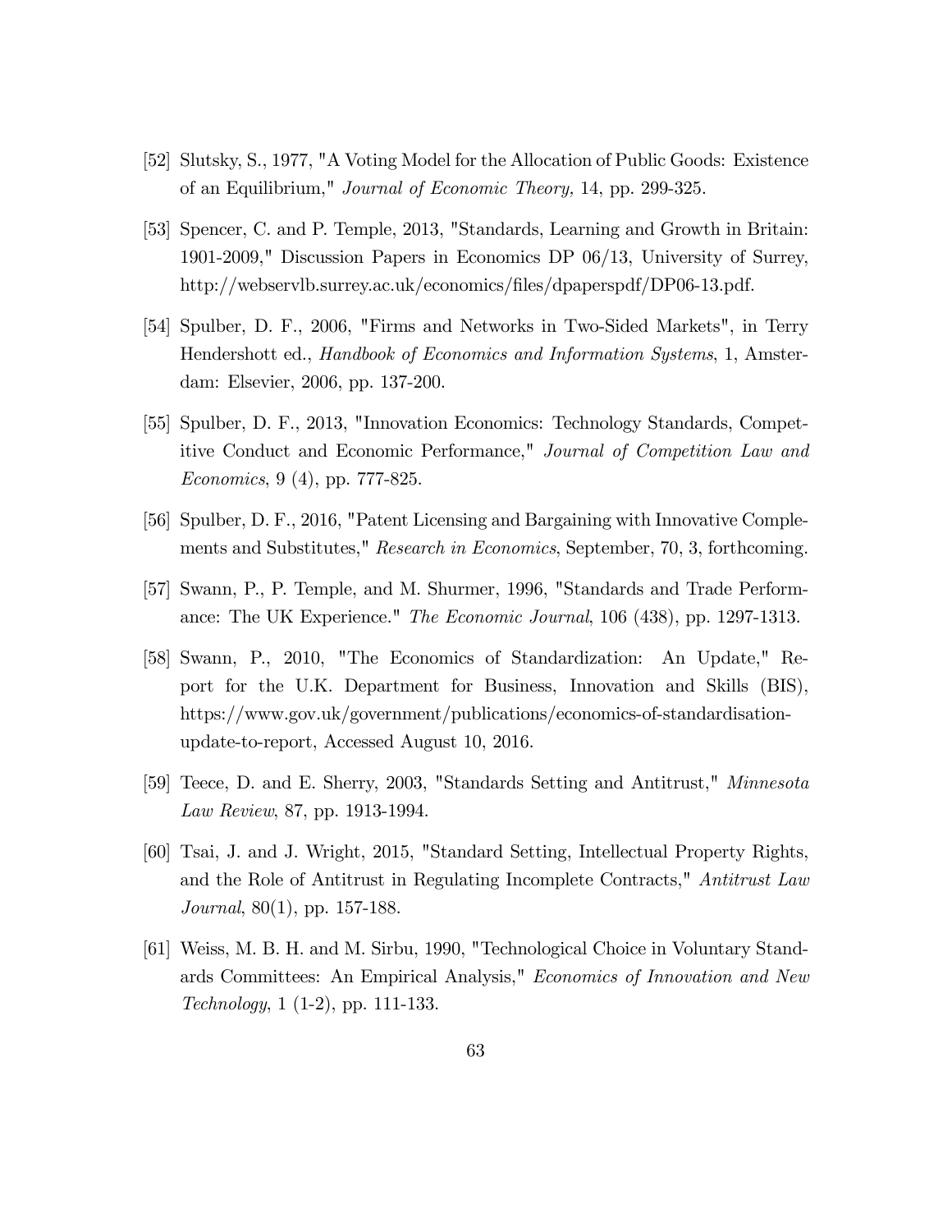[52] Slutsky, S., 1977, "A Voting Model for the Allocation of Public Goods: Existence of an Equilibrium," *Journal of Economic Theory,* 14, pp. 299-325.

[53] Spencer, C. and P. Temple, 2013, "Standards, Learning and Growth in Britain: 1901-2009," Discussion Papers in Economics DP 06/13, University of Surrey, http://webservlb.surrey.ac.uk/economics/files/dpaperspdf/DP06-13.pdf.

[54] Spulber, D. F., 2006, "Firms and Networks in Two-Sided Markets", in Terry Hendershott ed., *Handbook of Economics and Information Systems*, 1, Amsterdam: Elsevier, 2006, pp. 137-200.

[55] Spulber, D. F., 2013, "Innovation Economics: Technology Standards, Competitive Conduct and Economic Performance," *Journal of Competition Law and Economics*, 9 (4), pp. 777-825.

[56] Spulber, D. F., 2016, "Patent Licensing and Bargaining with Innovative Complements and Substitutes," *Research in Economics*, September, 70, 3, forthcoming.

[57] Swann, P., P. Temple, and M. Shurmer, 1996, "Standards and Trade Performance: The UK Experience." *The Economic Journal*, 106 (438), pp. 1297-1313.

[58] Swann, P., 2010, "The Economics of Standardization: An Update," Report for the U.K. Department for Business, Innovation and Skills (BIS), https://www.gov.uk/government/publications/economics-of-standardisation-update-to-report, Accessed August 10, 2016.

[59] Teece, D. and E. Sherry, 2003, "Standards Setting and Antitrust," *Minnesota Law Review*, 87, pp. 1913-1994.

[60] Tsai, J. and J. Wright, 2015, "Standard Setting, Intellectual Property Rights, and the Role of Antitrust in Regulating Incomplete Contracts," *Antitrust Law Journal*, 80(1), pp. 157-188.

[61] Weiss, M. B. H. and M. Sirbu, 1990, "Technological Choice in Voluntary Standards Committees: An Empirical Analysis," *Economics of Innovation and New Technology*, 1 (1-2), pp. 111-133.